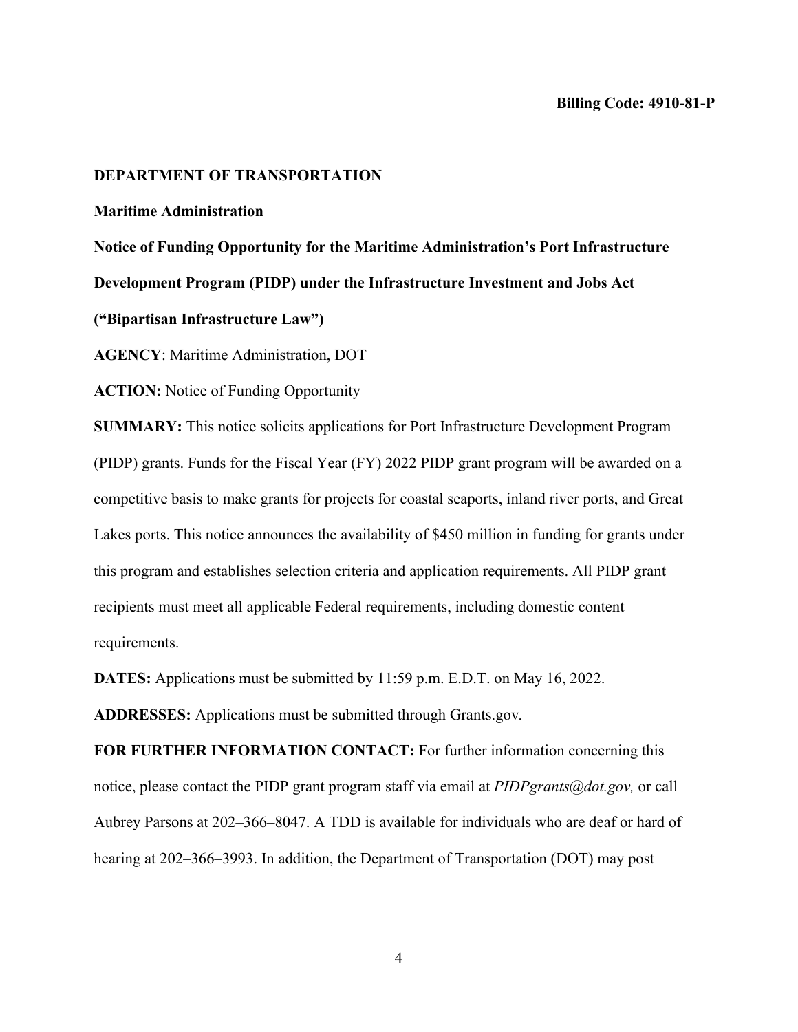**Billing Code: 4910-81-P**

**DEPARTMENT OF TRANSPORTATION**

**Maritime Administration**

**Notice of Funding Opportunity for the Maritime Administration's Port Infrastructure Development Program (PIDP) under the Infrastructure Investment and Jobs Act ("Bipartisan Infrastructure Law")**

**AGENCY**: Maritime Administration, DOT

**ACTION:** Notice of Funding Opportunity

**SUMMARY:** This notice solicits applications for Port Infrastructure Development Program (PIDP) grants. Funds for the Fiscal Year (FY) 2022 PIDP grant program will be awarded on a competitive basis to make grants for projects for coastal seaports, inland river ports, and Great Lakes ports. This notice announces the availability of $450 million in funding for grants under this program and establishes selection criteria and application requirements. All PIDP grant recipients must meet all applicable Federal requirements, including domestic content requirements.

**DATES:** Applications must be submitted by 11:59 p.m. E.D.T. on May 16, 2022.

**ADDRESSES:** Applications must be submitted through Grants.gov.

**FOR FURTHER INFORMATION CONTACT:** For further information concerning this notice, please contact the PIDP grant program staff via email at *PIDPgrants@dot.gov,* or call Aubrey Parsons at 202–366–8047. A TDD is available for individuals who are deaf or hard of hearing at 202–366–3993. In addition, the Department of Transportation (DOT) may post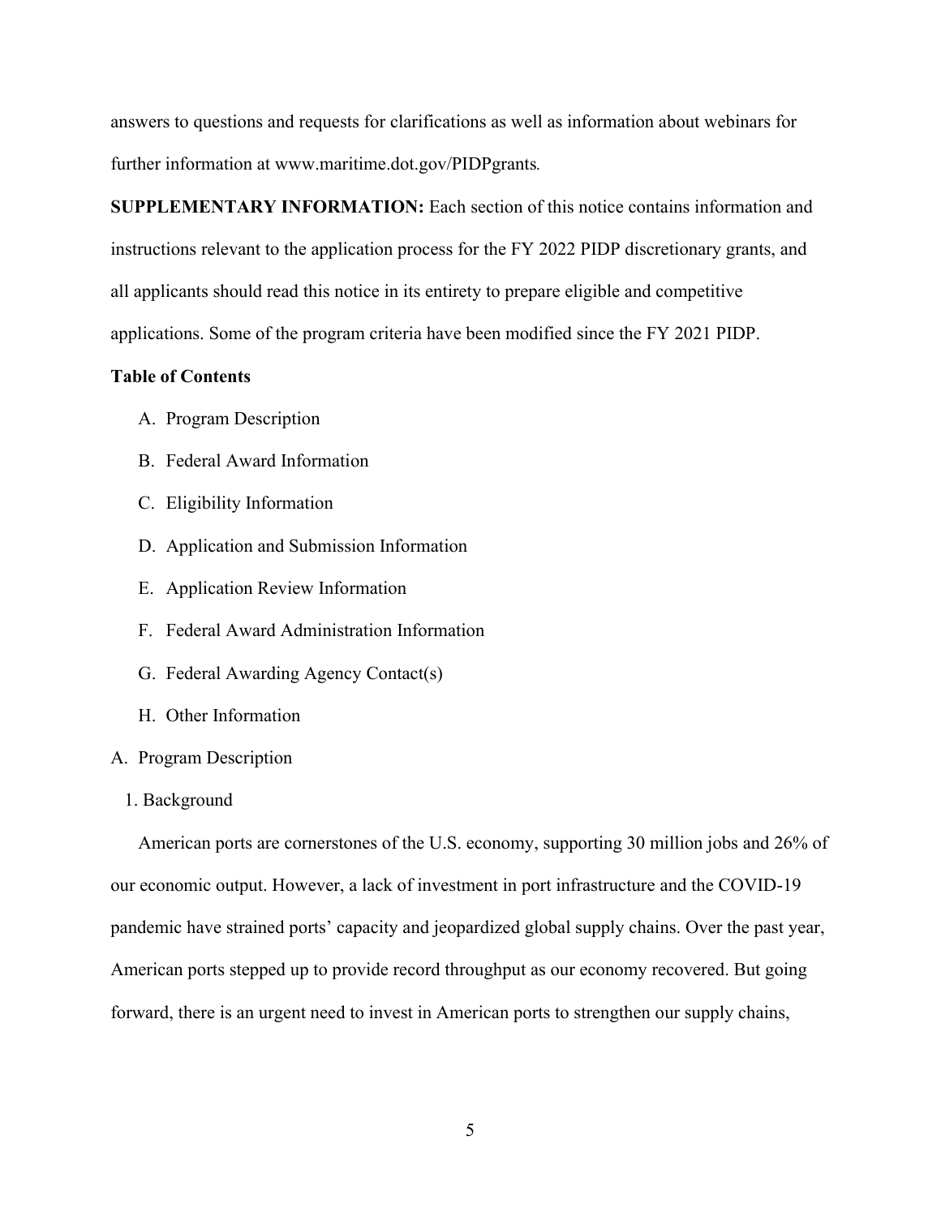answers to questions and requests for clarifications as well as information about webinars for further information at www.maritime.dot.gov/PIDPgrants.

**SUPPLEMENTARY INFORMATION:** Each section of this notice contains information and instructions relevant to the application process for the FY 2022 PIDP discretionary grants, and all applicants should read this notice in its entirety to prepare eligible and competitive applications. Some of the program criteria have been modified since the FY 2021 PIDP.

**Table of Contents**

A. Program Description
B. Federal Award Information
C. Eligibility Information
D. Application and Submission Information
E. Application Review Information
F. Federal Award Administration Information
G. Federal Awarding Agency Contact(s)
H. Other Information

A. Program Description

1. Background

American ports are cornerstones of the U.S. economy, supporting 30 million jobs and 26% of our economic output. However, a lack of investment in port infrastructure and the COVID-19 pandemic have strained ports' capacity and jeopardized global supply chains. Over the past year, American ports stepped up to provide record throughput as our economy recovered. But going forward, there is an urgent need to invest in American ports to strengthen our supply chains,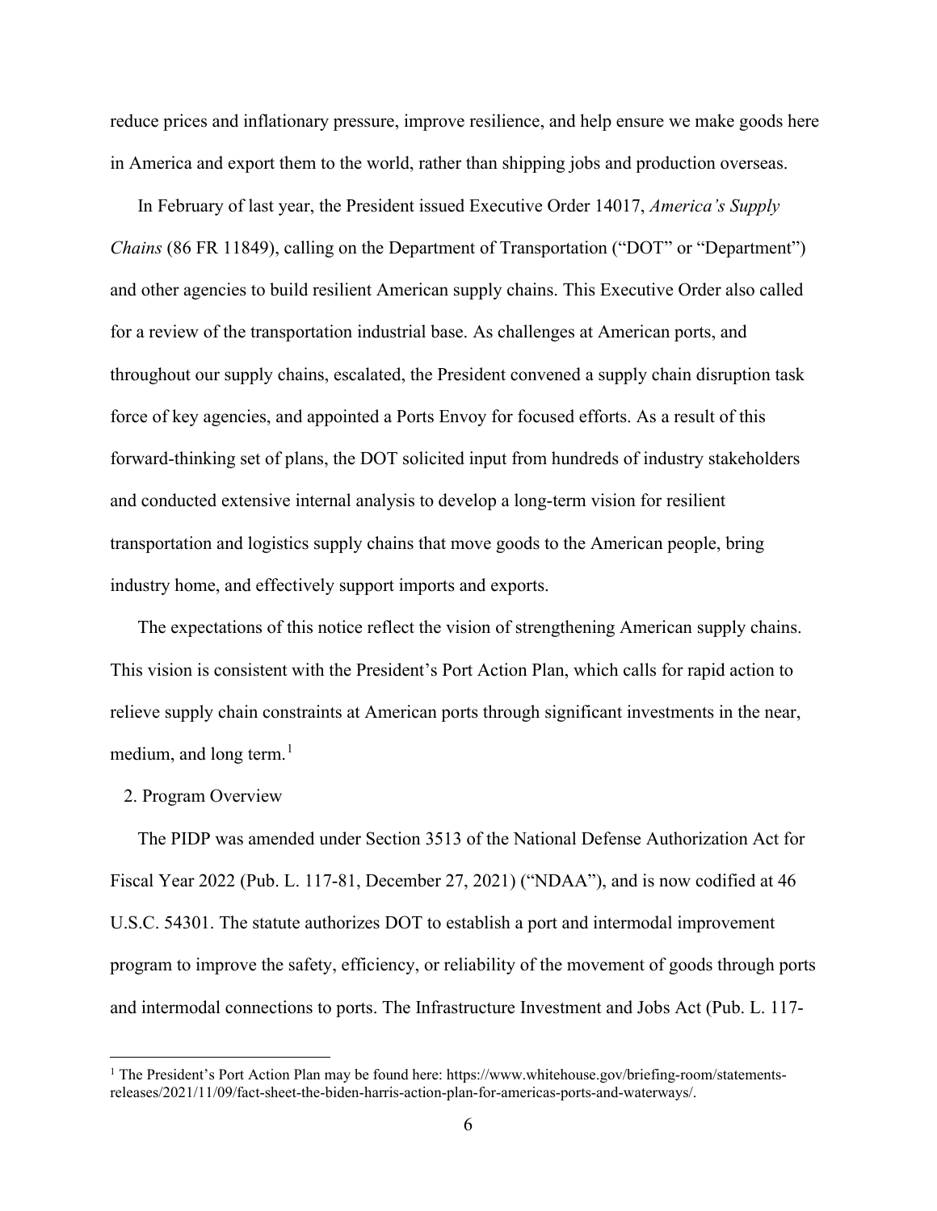reduce prices and inflationary pressure, improve resilience, and help ensure we make goods here in America and export them to the world, rather than shipping jobs and production overseas.

In February of last year, the President issued Executive Order 14017, *America's Supply Chains* (86 FR 11849), calling on the Department of Transportation ("DOT" or "Department") and other agencies to build resilient American supply chains. This Executive Order also called for a review of the transportation industrial base. As challenges at American ports, and throughout our supply chains, escalated, the President convened a supply chain disruption task force of key agencies, and appointed a Ports Envoy for focused efforts. As a result of this forward-thinking set of plans, the DOT solicited input from hundreds of industry stakeholders and conducted extensive internal analysis to develop a long-term vision for resilient transportation and logistics supply chains that move goods to the American people, bring industry home, and effectively support imports and exports.

The expectations of this notice reflect the vision of strengthening American supply chains. This vision is consistent with the President's Port Action Plan, which calls for rapid action to relieve supply chain constraints at American ports through significant investments in the near, medium, and long term.[1]

2. Program Overview

The PIDP was amended under Section 3513 of the National Defense Authorization Act for Fiscal Year 2022 (Pub. L. 117-81, December 27, 2021) ("NDAA"), and is now codified at 46 U.S.C. 54301. The statute authorizes DOT to establish a port and intermodal improvement program to improve the safety, efficiency, or reliability of the movement of goods through ports and intermodal connections to ports. The Infrastructure Investment and Jobs Act (Pub. L. 117-

[1] The President's Port Action Plan may be found here: https://www.whitehouse.gov/briefing-room/statements-releases/2021/11/09/fact-sheet-the-biden-harris-action-plan-for-americas-ports-and-waterways/.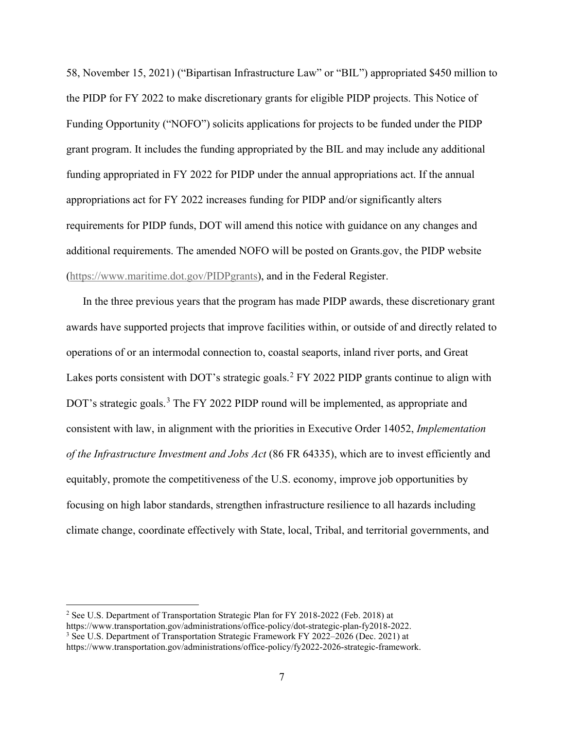58, November 15, 2021) ("Bipartisan Infrastructure Law" or "BIL") appropriated $450 million to the PIDP for FY 2022 to make discretionary grants for eligible PIDP projects. This Notice of Funding Opportunity ("NOFO") solicits applications for projects to be funded under the PIDP grant program. It includes the funding appropriated by the BIL and may include any additional funding appropriated in FY 2022 for PIDP under the annual appropriations act. If the annual appropriations act for FY 2022 increases funding for PIDP and/or significantly alters requirements for PIDP funds, DOT will amend this notice with guidance on any changes and additional requirements. The amended NOFO will be posted on Grants.gov, the PIDP website (https://www.maritime.dot.gov/PIDPgrants), and in the Federal Register.

In the three previous years that the program has made PIDP awards, these discretionary grant awards have supported projects that improve facilities within, or outside of and directly related to operations of or an intermodal connection to, coastal seaports, inland river ports, and Great Lakes ports consistent with DOT's strategic goals.[2] FY 2022 PIDP grants continue to align with DOT's strategic goals.[3] The FY 2022 PIDP round will be implemented, as appropriate and consistent with law, in alignment with the priorities in Executive Order 14052, *Implementation of the Infrastructure Investment and Jobs Act* (86 FR 64335), which are to invest efficiently and equitably, promote the competitiveness of the U.S. economy, improve job opportunities by focusing on high labor standards, strengthen infrastructure resilience to all hazards including climate change, coordinate effectively with State, local, Tribal, and territorial governments, and

[2] See U.S. Department of Transportation Strategic Plan for FY 2018-2022 (Feb. 2018) at https://www.transportation.gov/administrations/office-policy/dot-strategic-plan-fy2018-2022.

[3] See U.S. Department of Transportation Strategic Framework FY 2022–2026 (Dec. 2021) at https://www.transportation.gov/administrations/office-policy/fy2022-2026-strategic-framework.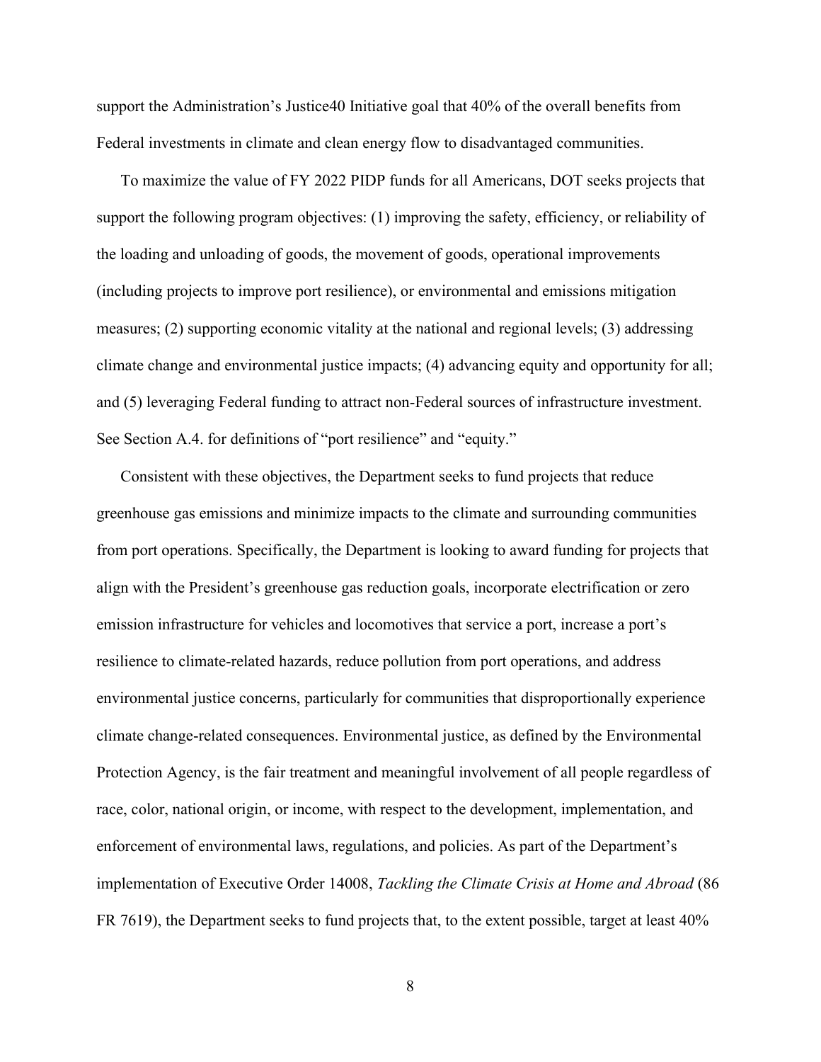support the Administration's Justice40 Initiative goal that 40% of the overall benefits from Federal investments in climate and clean energy flow to disadvantaged communities.

To maximize the value of FY 2022 PIDP funds for all Americans, DOT seeks projects that support the following program objectives: (1) improving the safety, efficiency, or reliability of the loading and unloading of goods, the movement of goods, operational improvements (including projects to improve port resilience), or environmental and emissions mitigation measures; (2) supporting economic vitality at the national and regional levels; (3) addressing climate change and environmental justice impacts; (4) advancing equity and opportunity for all; and (5) leveraging Federal funding to attract non-Federal sources of infrastructure investment. See Section A.4. for definitions of "port resilience" and "equity."

Consistent with these objectives, the Department seeks to fund projects that reduce greenhouse gas emissions and minimize impacts to the climate and surrounding communities from port operations. Specifically, the Department is looking to award funding for projects that align with the President's greenhouse gas reduction goals, incorporate electrification or zero emission infrastructure for vehicles and locomotives that service a port, increase a port's resilience to climate-related hazards, reduce pollution from port operations, and address environmental justice concerns, particularly for communities that disproportionally experience climate change-related consequences. Environmental justice, as defined by the Environmental Protection Agency, is the fair treatment and meaningful involvement of all people regardless of race, color, national origin, or income, with respect to the development, implementation, and enforcement of environmental laws, regulations, and policies. As part of the Department's implementation of Executive Order 14008, *Tackling the Climate Crisis at Home and Abroad* (86 FR 7619), the Department seeks to fund projects that, to the extent possible, target at least 40%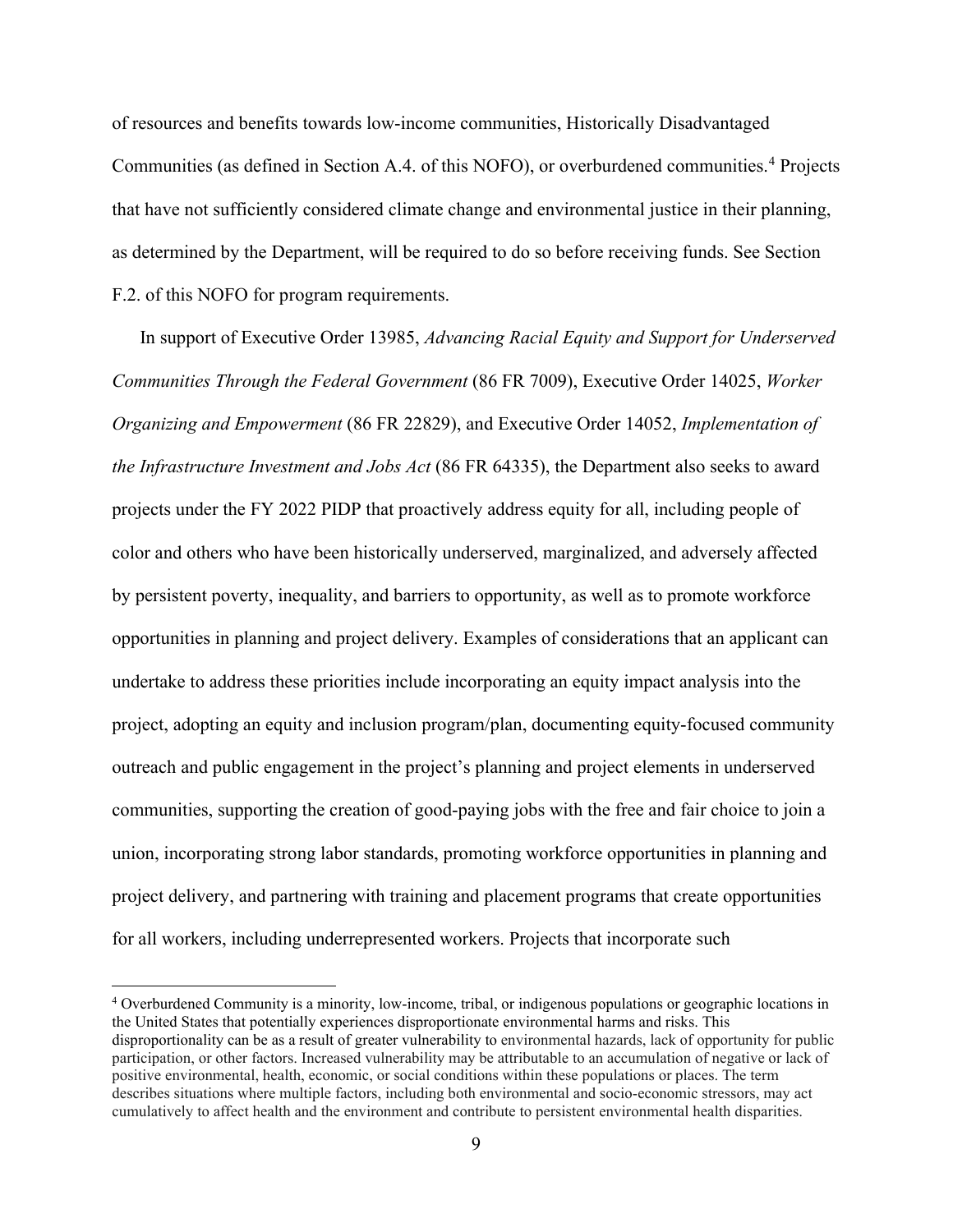of resources and benefits towards low-income communities, Historically Disadvantaged Communities (as defined in Section A.4. of this NOFO), or overburdened communities.[4] Projects that have not sufficiently considered climate change and environmental justice in their planning, as determined by the Department, will be required to do so before receiving funds. See Section F.2. of this NOFO for program requirements.

In support of Executive Order 13985, *Advancing Racial Equity and Support for Underserved Communities Through the Federal Government* (86 FR 7009), Executive Order 14025, *Worker Organizing and Empowerment* (86 FR 22829), and Executive Order 14052, *Implementation of the Infrastructure Investment and Jobs Act* (86 FR 64335), the Department also seeks to award projects under the FY 2022 PIDP that proactively address equity for all, including people of color and others who have been historically underserved, marginalized, and adversely affected by persistent poverty, inequality, and barriers to opportunity, as well as to promote workforce opportunities in planning and project delivery. Examples of considerations that an applicant can undertake to address these priorities include incorporating an equity impact analysis into the project, adopting an equity and inclusion program/plan, documenting equity-focused community outreach and public engagement in the project's planning and project elements in underserved communities, supporting the creation of good-paying jobs with the free and fair choice to join a union, incorporating strong labor standards, promoting workforce opportunities in planning and project delivery, and partnering with training and placement programs that create opportunities for all workers, including underrepresented workers. Projects that incorporate such

---

[4] Overburdened Community is a minority, low-income, tribal, or indigenous populations or geographic locations in the United States that potentially experiences disproportionate environmental harms and risks. This disproportionality can be as a result of greater vulnerability to environmental hazards, lack of opportunity for public participation, or other factors. Increased vulnerability may be attributable to an accumulation of negative or lack of positive environmental, health, economic, or social conditions within these populations or places. The term describes situations where multiple factors, including both environmental and socio-economic stressors, may act cumulatively to affect health and the environment and contribute to persistent environmental health disparities.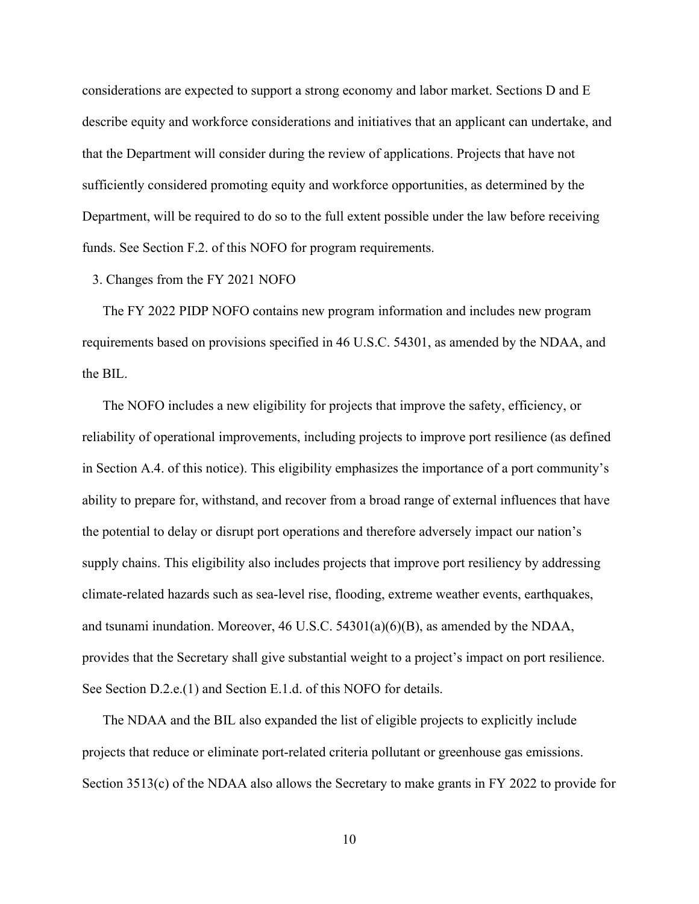considerations are expected to support a strong economy and labor market. Sections D and E describe equity and workforce considerations and initiatives that an applicant can undertake, and that the Department will consider during the review of applications. Projects that have not sufficiently considered promoting equity and workforce opportunities, as determined by the Department, will be required to do so to the full extent possible under the law before receiving funds. See Section F.2. of this NOFO for program requirements.

### 3. Changes from the FY 2021 NOFO

The FY 2022 PIDP NOFO contains new program information and includes new program requirements based on provisions specified in 46 U.S.C. 54301, as amended by the NDAA, and the BIL.

The NOFO includes a new eligibility for projects that improve the safety, efficiency, or reliability of operational improvements, including projects to improve port resilience (as defined in Section A.4. of this notice). This eligibility emphasizes the importance of a port community's ability to prepare for, withstand, and recover from a broad range of external influences that have the potential to delay or disrupt port operations and therefore adversely impact our nation's supply chains. This eligibility also includes projects that improve port resiliency by addressing climate-related hazards such as sea-level rise, flooding, extreme weather events, earthquakes, and tsunami inundation. Moreover, 46 U.S.C. 54301(a)(6)(B), as amended by the NDAA, provides that the Secretary shall give substantial weight to a project's impact on port resilience. See Section D.2.e.(1) and Section E.1.d. of this NOFO for details.

The NDAA and the BIL also expanded the list of eligible projects to explicitly include projects that reduce or eliminate port-related criteria pollutant or greenhouse gas emissions. Section 3513(c) of the NDAA also allows the Secretary to make grants in FY 2022 to provide for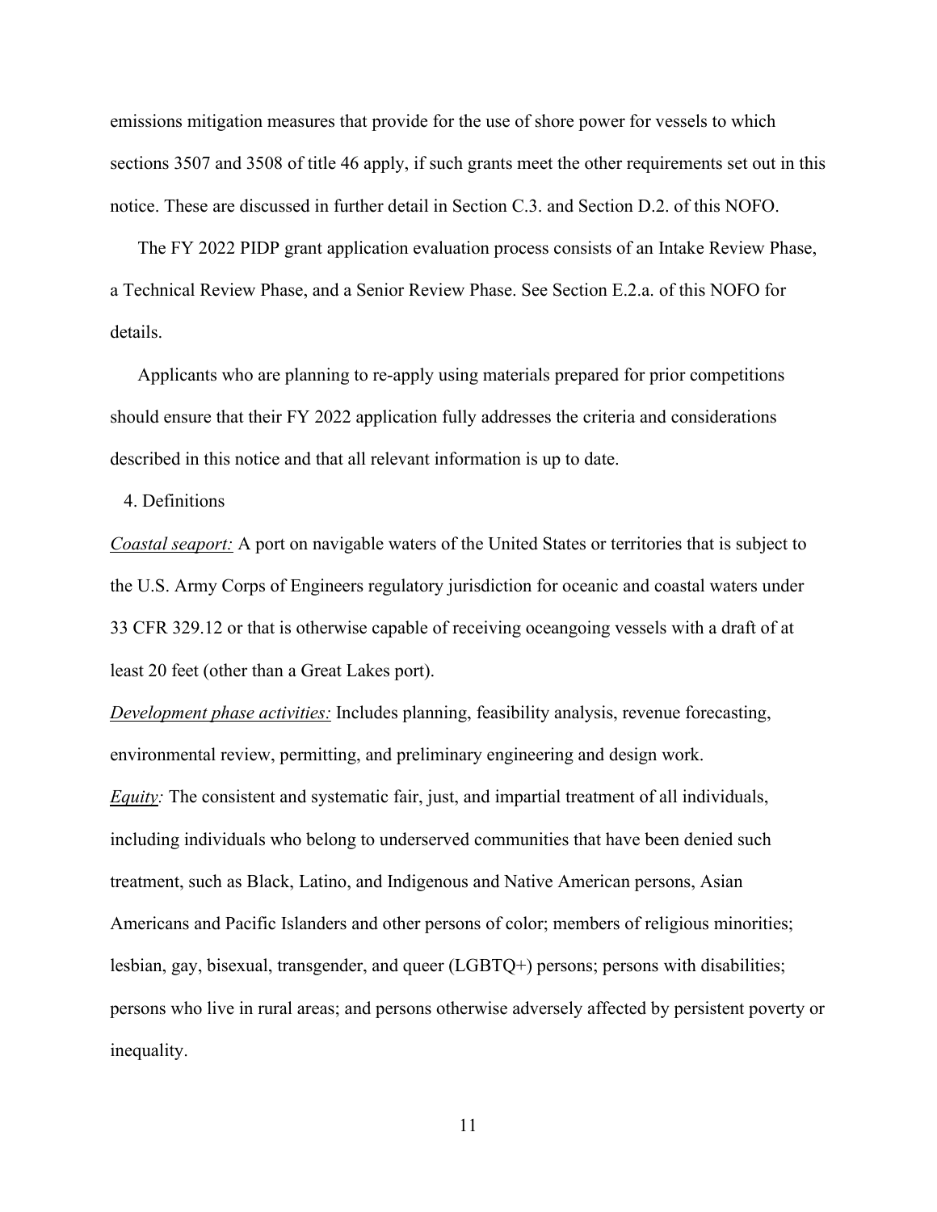emissions mitigation measures that provide for the use of shore power for vessels to which sections 3507 and 3508 of title 46 apply, if such grants meet the other requirements set out in this notice. These are discussed in further detail in Section C.3. and Section D.2. of this NOFO.

The FY 2022 PIDP grant application evaluation process consists of an Intake Review Phase, a Technical Review Phase, and a Senior Review Phase. See Section E.2.a. of this NOFO for details.

Applicants who are planning to re-apply using materials prepared for prior competitions should ensure that their FY 2022 application fully addresses the criteria and considerations described in this notice and that all relevant information is up to date.

4. Definitions

*Coastal seaport:* A port on navigable waters of the United States or territories that is subject to the U.S. Army Corps of Engineers regulatory jurisdiction for oceanic and coastal waters under 33 CFR 329.12 or that is otherwise capable of receiving oceangoing vessels with a draft of at least 20 feet (other than a Great Lakes port).

*Development phase activities:* Includes planning, feasibility analysis, revenue forecasting, environmental review, permitting, and preliminary engineering and design work.

*Equity:* The consistent and systematic fair, just, and impartial treatment of all individuals, including individuals who belong to underserved communities that have been denied such treatment, such as Black, Latino, and Indigenous and Native American persons, Asian Americans and Pacific Islanders and other persons of color; members of religious minorities; lesbian, gay, bisexual, transgender, and queer (LGBTQ+) persons; persons with disabilities; persons who live in rural areas; and persons otherwise adversely affected by persistent poverty or inequality.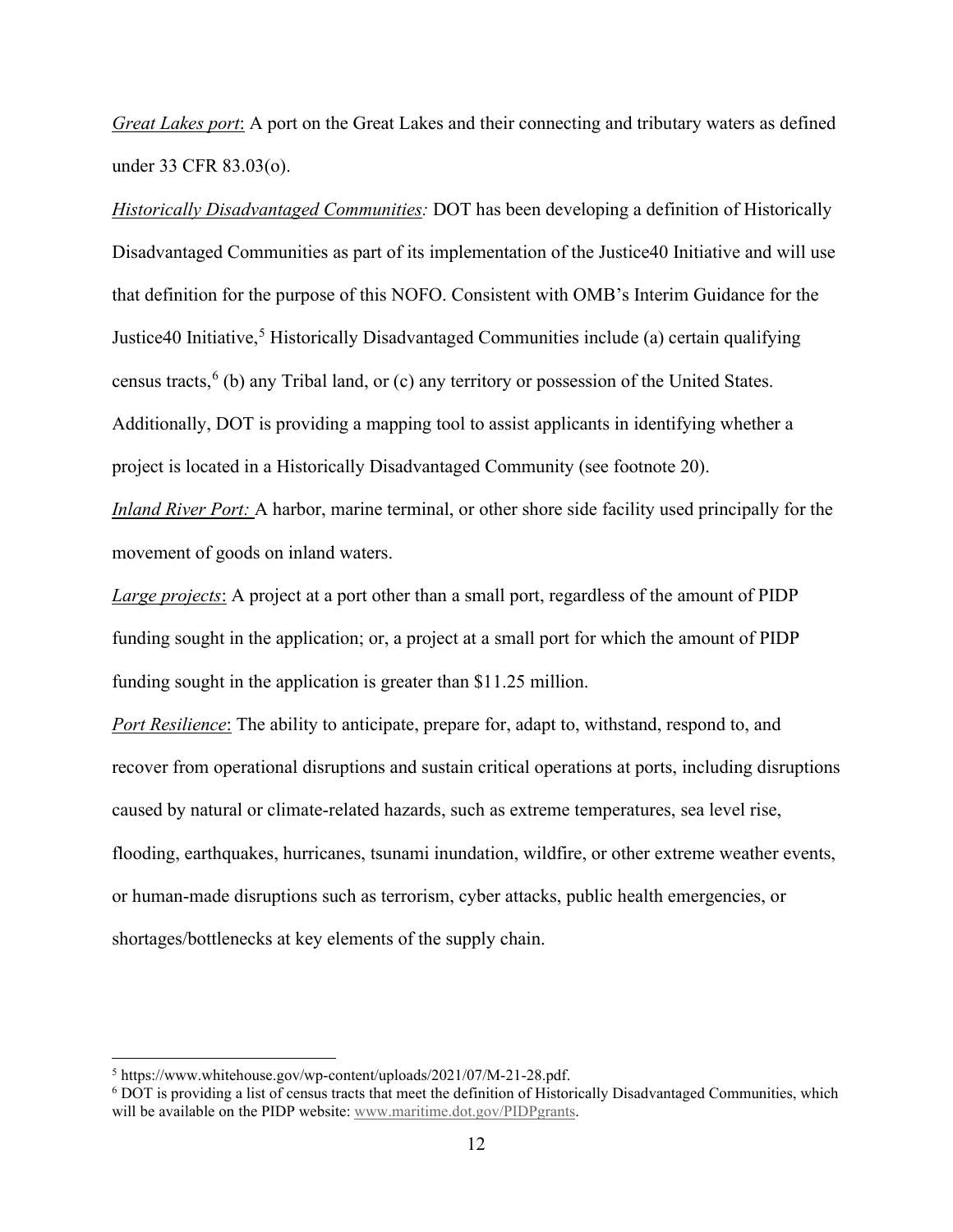*Great Lakes port*: A port on the Great Lakes and their connecting and tributary waters as defined under 33 CFR 83.03(o).

*Historically Disadvantaged Communities:* DOT has been developing a definition of Historically Disadvantaged Communities as part of its implementation of the Justice40 Initiative and will use that definition for the purpose of this NOFO. Consistent with OMB's Interim Guidance for the Justice40 Initiative,[5] Historically Disadvantaged Communities include (a) certain qualifying census tracts,[6] (b) any Tribal land, or (c) any territory or possession of the United States. Additionally, DOT is providing a mapping tool to assist applicants in identifying whether a project is located in a Historically Disadvantaged Community (see footnote 20).

*Inland River Port:* A harbor, marine terminal, or other shore side facility used principally for the movement of goods on inland waters.

*Large projects*: A project at a port other than a small port, regardless of the amount of PIDP funding sought in the application; or, a project at a small port for which the amount of PIDP funding sought in the application is greater than $11.25 million.

*Port Resilience*: The ability to anticipate, prepare for, adapt to, withstand, respond to, and recover from operational disruptions and sustain critical operations at ports, including disruptions caused by natural or climate-related hazards, such as extreme temperatures, sea level rise, flooding, earthquakes, hurricanes, tsunami inundation, wildfire, or other extreme weather events, or human-made disruptions such as terrorism, cyber attacks, public health emergencies, or shortages/bottlenecks at key elements of the supply chain.

---

[5] https://www.whitehouse.gov/wp-content/uploads/2021/07/M-21-28.pdf.

[6] DOT is providing a list of census tracts that meet the definition of Historically Disadvantaged Communities, which will be available on the PIDP website: www.maritime.dot.gov/PIDPgrants.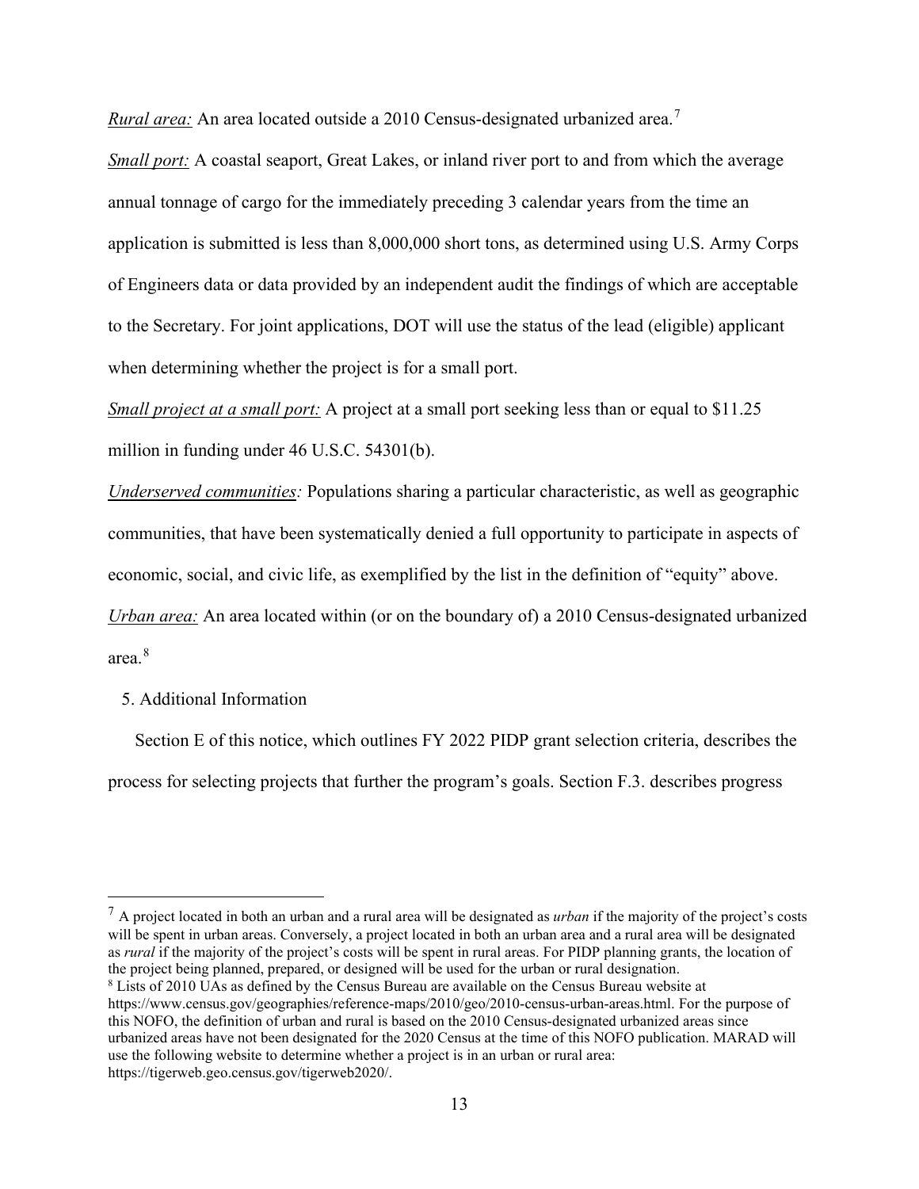*Rural area:* An area located outside a 2010 Census-designated urbanized area.[7]

*Small port:* A coastal seaport, Great Lakes, or inland river port to and from which the average annual tonnage of cargo for the immediately preceding 3 calendar years from the time an application is submitted is less than 8,000,000 short tons, as determined using U.S. Army Corps of Engineers data or data provided by an independent audit the findings of which are acceptable to the Secretary. For joint applications, DOT will use the status of the lead (eligible) applicant when determining whether the project is for a small port.

*Small project at a small port:* A project at a small port seeking less than or equal to $11.25 million in funding under 46 U.S.C. 54301(b).

*Underserved communities:* Populations sharing a particular characteristic, as well as geographic communities, that have been systematically denied a full opportunity to participate in aspects of economic, social, and civic life, as exemplified by the list in the definition of "equity" above.

*Urban area:* An area located within (or on the boundary of) a 2010 Census-designated urbanized area.[8]

5. Additional Information

Section E of this notice, which outlines FY 2022 PIDP grant selection criteria, describes the process for selecting projects that further the program's goals. Section F.3. describes progress

---

[7] A project located in both an urban and a rural area will be designated as *urban* if the majority of the project's costs will be spent in urban areas. Conversely, a project located in both an urban area and a rural area will be designated as *rural* if the majority of the project's costs will be spent in rural areas. For PIDP planning grants, the location of the project being planned, prepared, or designed will be used for the urban or rural designation.

[8] Lists of 2010 UAs as defined by the Census Bureau are available on the Census Bureau website at https://www.census.gov/geographies/reference-maps/2010/geo/2010-census-urban-areas.html. For the purpose of this NOFO, the definition of urban and rural is based on the 2010 Census-designated urbanized areas since urbanized areas have not been designated for the 2020 Census at the time of this NOFO publication. MARAD will use the following website to determine whether a project is in an urban or rural area: https://tigerweb.geo.census.gov/tigerweb2020/.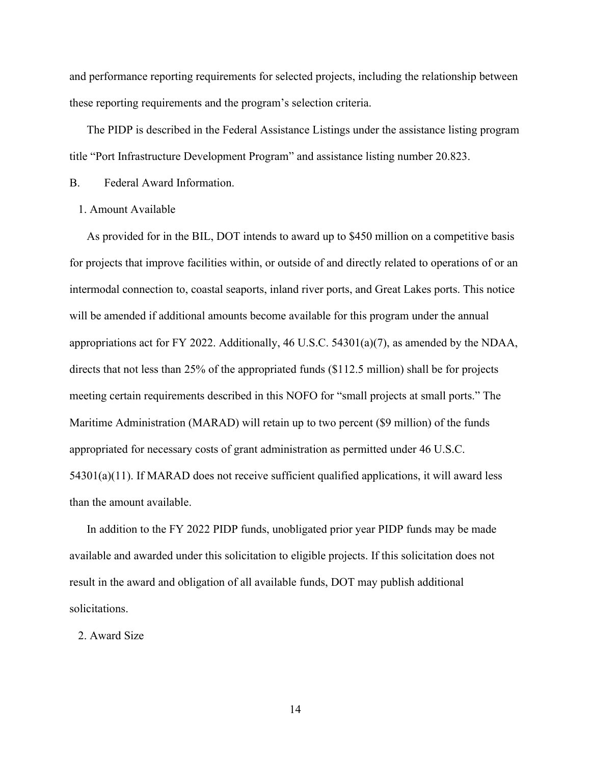and performance reporting requirements for selected projects, including the relationship between these reporting requirements and the program's selection criteria.

The PIDP is described in the Federal Assistance Listings under the assistance listing program title "Port Infrastructure Development Program" and assistance listing number 20.823.

## B. Federal Award Information.

### 1. Amount Available

As provided for in the BIL, DOT intends to award up to $450 million on a competitive basis for projects that improve facilities within, or outside of and directly related to operations of or an intermodal connection to, coastal seaports, inland river ports, and Great Lakes ports. This notice will be amended if additional amounts become available for this program under the annual appropriations act for FY 2022. Additionally, 46 U.S.C. 54301(a)(7), as amended by the NDAA, directs that not less than 25% of the appropriated funds ($112.5 million) shall be for projects meeting certain requirements described in this NOFO for "small projects at small ports." The Maritime Administration (MARAD) will retain up to two percent ($9 million) of the funds appropriated for necessary costs of grant administration as permitted under 46 U.S.C. 54301(a)(11). If MARAD does not receive sufficient qualified applications, it will award less than the amount available.

In addition to the FY 2022 PIDP funds, unobligated prior year PIDP funds may be made available and awarded under this solicitation to eligible projects. If this solicitation does not result in the award and obligation of all available funds, DOT may publish additional solicitations.

### 2. Award Size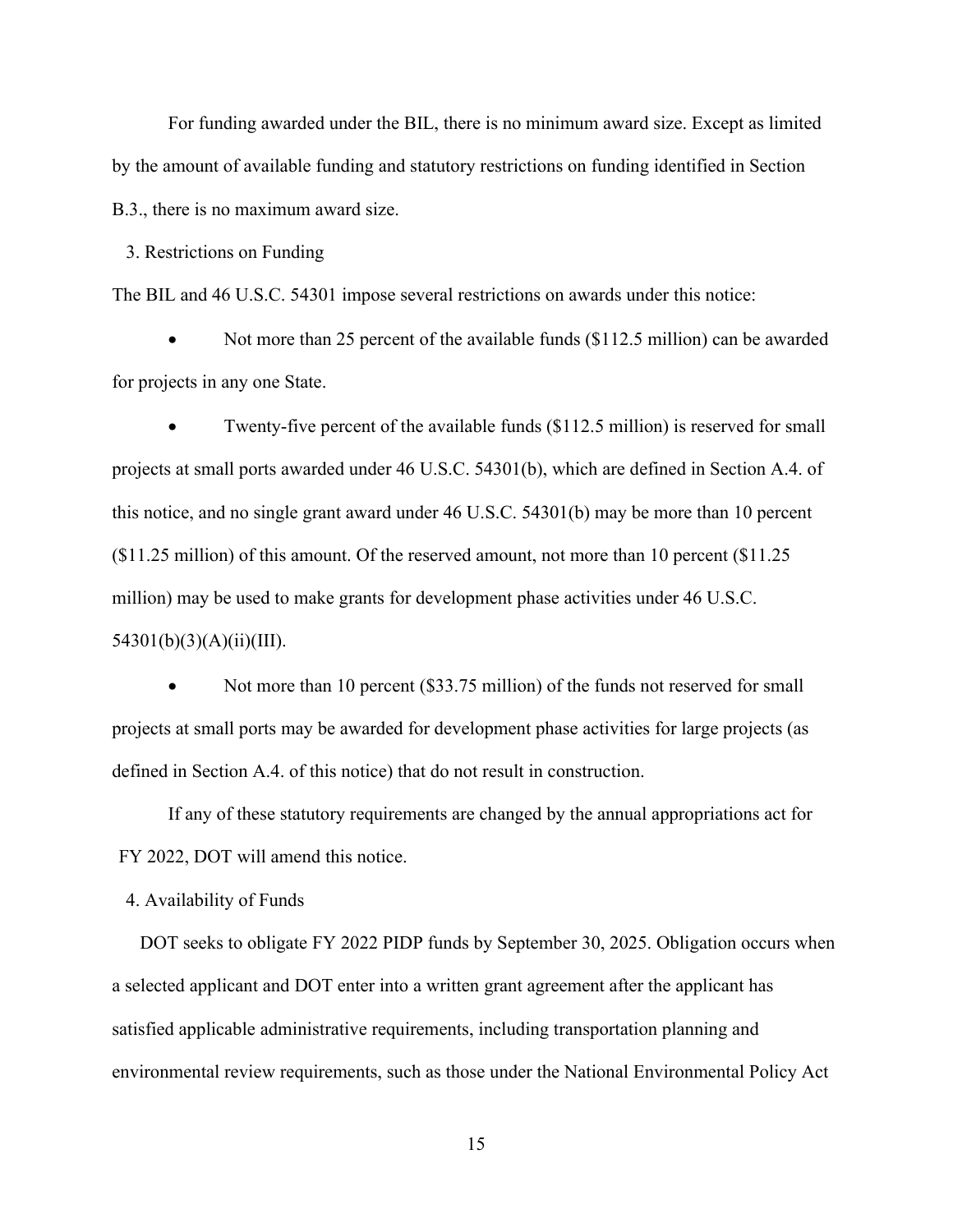For funding awarded under the BIL, there is no minimum award size. Except as limited by the amount of available funding and statutory restrictions on funding identified in Section B.3., there is no maximum award size.

3. Restrictions on Funding

The BIL and 46 U.S.C. 54301 impose several restrictions on awards under this notice:

- Not more than 25 percent of the available funds ($112.5 million) can be awarded for projects in any one State.
- Twenty-five percent of the available funds ($112.5 million) is reserved for small projects at small ports awarded under 46 U.S.C. 54301(b), which are defined in Section A.4. of this notice, and no single grant award under 46 U.S.C. 54301(b) may be more than 10 percent ($11.25 million) of this amount. Of the reserved amount, not more than 10 percent ($11.25 million) may be used to make grants for development phase activities under 46 U.S.C. 54301(b)(3)(A)(ii)(III).
- Not more than 10 percent ($33.75 million) of the funds not reserved for small projects at small ports may be awarded for development phase activities for large projects (as defined in Section A.4. of this notice) that do not result in construction.

If any of these statutory requirements are changed by the annual appropriations act for FY 2022, DOT will amend this notice.

4. Availability of Funds

DOT seeks to obligate FY 2022 PIDP funds by September 30, 2025. Obligation occurs when a selected applicant and DOT enter into a written grant agreement after the applicant has satisfied applicable administrative requirements, including transportation planning and environmental review requirements, such as those under the National Environmental Policy Act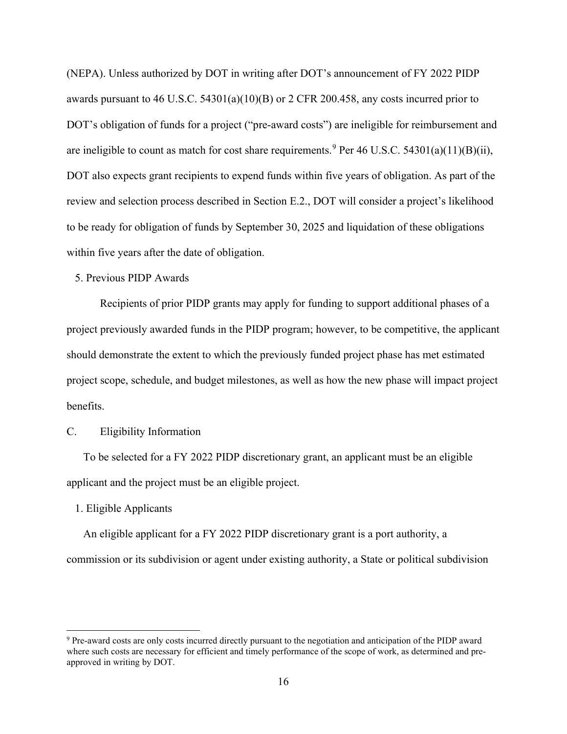(NEPA). Unless authorized by DOT in writing after DOT's announcement of FY 2022 PIDP awards pursuant to 46 U.S.C. 54301(a)(10)(B) or 2 CFR 200.458, any costs incurred prior to DOT's obligation of funds for a project ("pre-award costs") are ineligible for reimbursement and are ineligible to count as match for cost share requirements.[9] Per 46 U.S.C. 54301(a)(11)(B)(ii), DOT also expects grant recipients to expend funds within five years of obligation. As part of the review and selection process described in Section E.2., DOT will consider a project's likelihood to be ready for obligation of funds by September 30, 2025 and liquidation of these obligations within five years after the date of obligation.

### 5. Previous PIDP Awards

Recipients of prior PIDP grants may apply for funding to support additional phases of a project previously awarded funds in the PIDP program; however, to be competitive, the applicant should demonstrate the extent to which the previously funded project phase has met estimated project scope, schedule, and budget milestones, as well as how the new phase will impact project benefits.

## C. Eligibility Information

To be selected for a FY 2022 PIDP discretionary grant, an applicant must be an eligible applicant and the project must be an eligible project.

### 1. Eligible Applicants

An eligible applicant for a FY 2022 PIDP discretionary grant is a port authority, a commission or its subdivision or agent under existing authority, a State or political subdivision

[9] Pre-award costs are only costs incurred directly pursuant to the negotiation and anticipation of the PIDP award where such costs are necessary for efficient and timely performance of the scope of work, as determined and pre-approved in writing by DOT.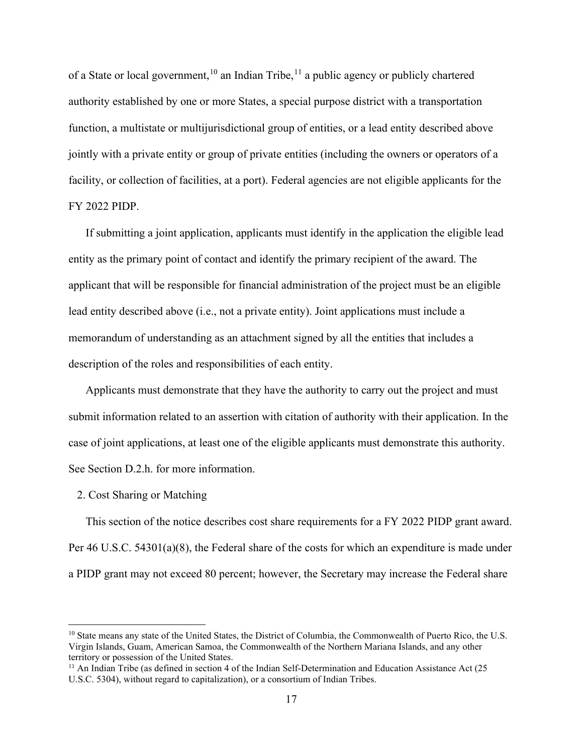of a State or local government,[10] an Indian Tribe,[11] a public agency or publicly chartered authority established by one or more States, a special purpose district with a transportation function, a multistate or multijurisdictional group of entities, or a lead entity described above jointly with a private entity or group of private entities (including the owners or operators of a facility, or collection of facilities, at a port). Federal agencies are not eligible applicants for the FY 2022 PIDP.

If submitting a joint application, applicants must identify in the application the eligible lead entity as the primary point of contact and identify the primary recipient of the award. The applicant that will be responsible for financial administration of the project must be an eligible lead entity described above (i.e., not a private entity). Joint applications must include a memorandum of understanding as an attachment signed by all the entities that includes a description of the roles and responsibilities of each entity.

Applicants must demonstrate that they have the authority to carry out the project and must submit information related to an assertion with citation of authority with their application. In the case of joint applications, at least one of the eligible applicants must demonstrate this authority. See Section D.2.h. for more information.

2. Cost Sharing or Matching

This section of the notice describes cost share requirements for a FY 2022 PIDP grant award. Per 46 U.S.C. 54301(a)(8), the Federal share of the costs for which an expenditure is made under a PIDP grant may not exceed 80 percent; however, the Secretary may increase the Federal share

---

[10] State means any state of the United States, the District of Columbia, the Commonwealth of Puerto Rico, the U.S. Virgin Islands, Guam, American Samoa, the Commonwealth of the Northern Mariana Islands, and any other territory or possession of the United States.

[11] An Indian Tribe (as defined in section 4 of the Indian Self-Determination and Education Assistance Act (25 U.S.C. 5304), without regard to capitalization), or a consortium of Indian Tribes.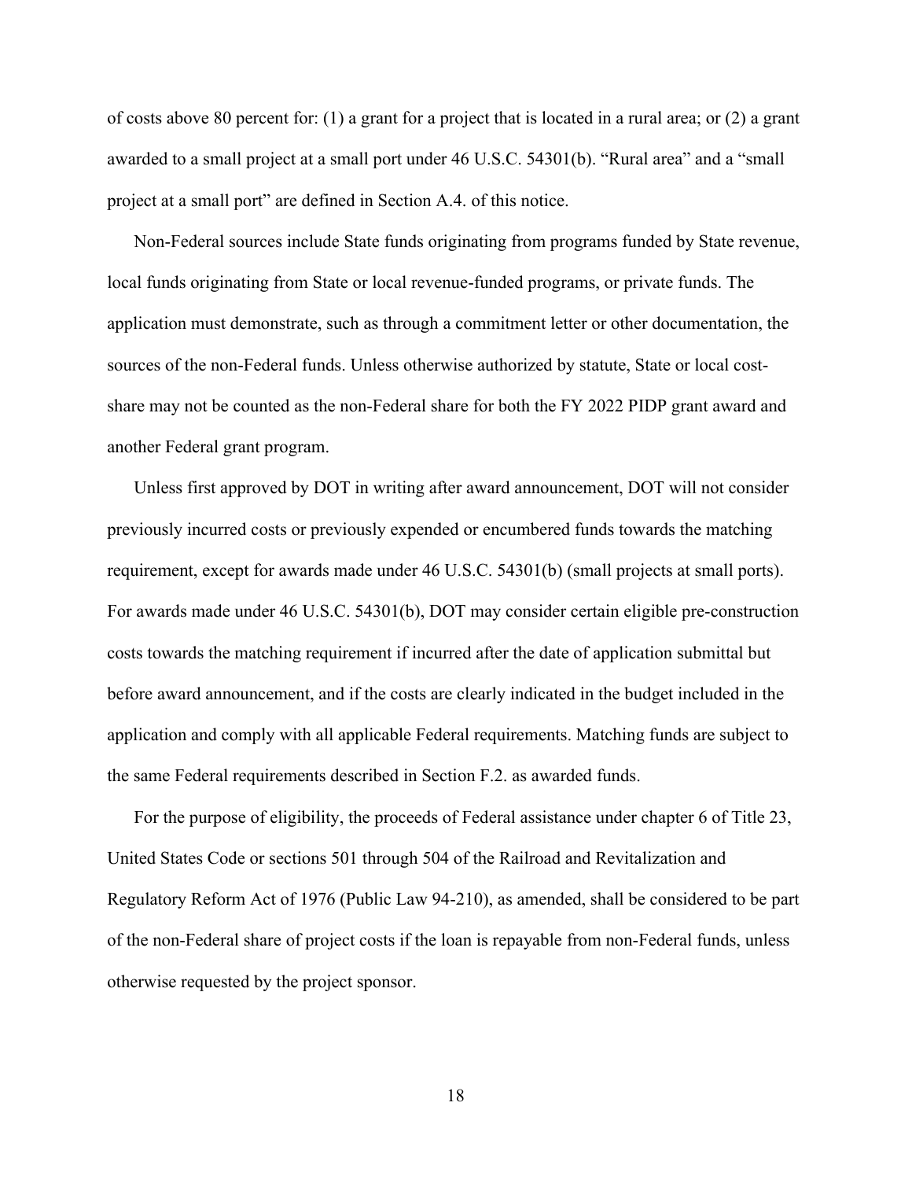of costs above 80 percent for: (1) a grant for a project that is located in a rural area; or (2) a grant awarded to a small project at a small port under 46 U.S.C. 54301(b). "Rural area" and a "small project at a small port" are defined in Section A.4. of this notice.

Non-Federal sources include State funds originating from programs funded by State revenue, local funds originating from State or local revenue-funded programs, or private funds. The application must demonstrate, such as through a commitment letter or other documentation, the sources of the non-Federal funds. Unless otherwise authorized by statute, State or local cost-share may not be counted as the non-Federal share for both the FY 2022 PIDP grant award and another Federal grant program.

Unless first approved by DOT in writing after award announcement, DOT will not consider previously incurred costs or previously expended or encumbered funds towards the matching requirement, except for awards made under 46 U.S.C. 54301(b) (small projects at small ports). For awards made under 46 U.S.C. 54301(b), DOT may consider certain eligible pre-construction costs towards the matching requirement if incurred after the date of application submittal but before award announcement, and if the costs are clearly indicated in the budget included in the application and comply with all applicable Federal requirements. Matching funds are subject to the same Federal requirements described in Section F.2. as awarded funds.

For the purpose of eligibility, the proceeds of Federal assistance under chapter 6 of Title 23, United States Code or sections 501 through 504 of the Railroad and Revitalization and Regulatory Reform Act of 1976 (Public Law 94-210), as amended, shall be considered to be part of the non-Federal share of project costs if the loan is repayable from non-Federal funds, unless otherwise requested by the project sponsor.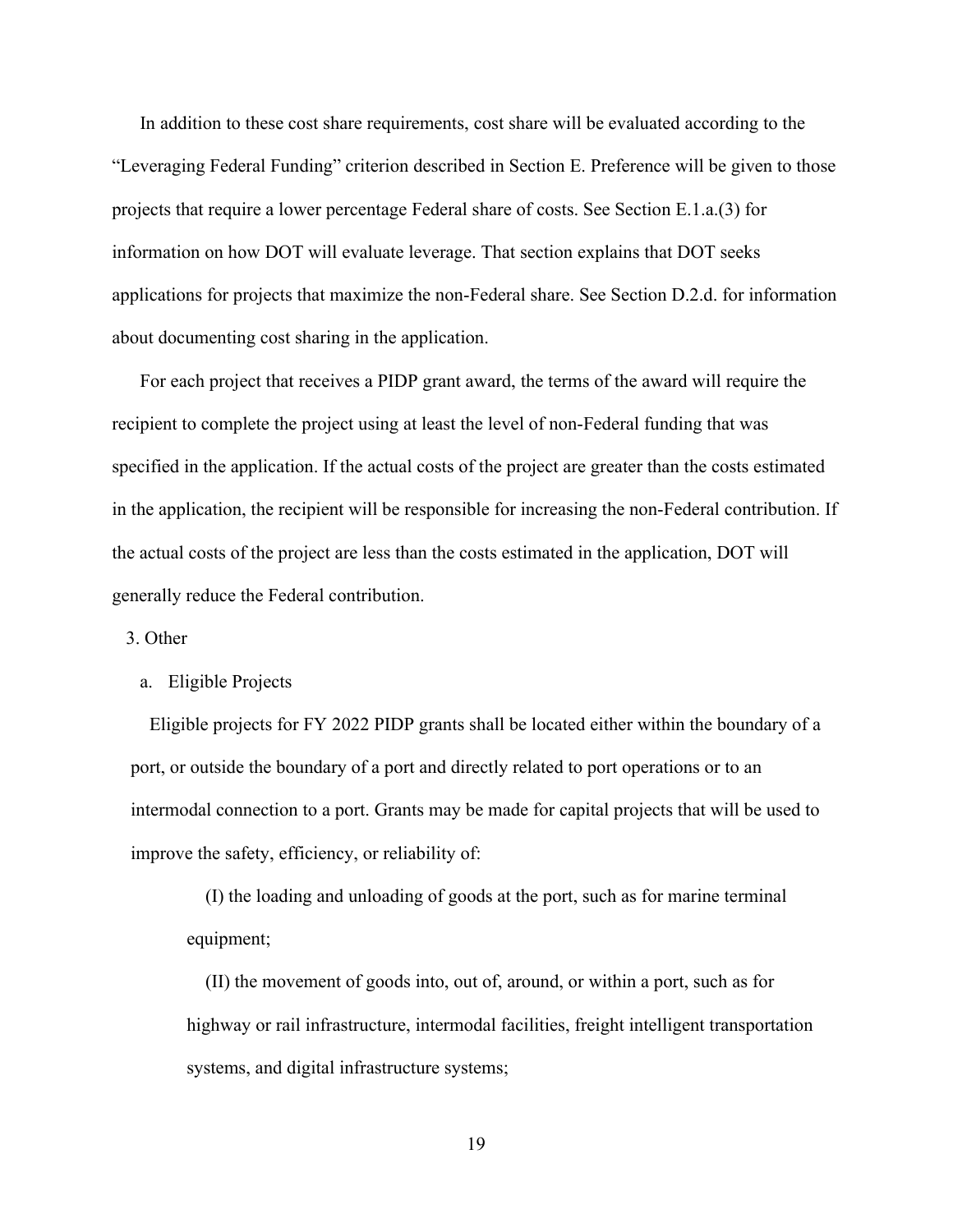In addition to these cost share requirements, cost share will be evaluated according to the "Leveraging Federal Funding" criterion described in Section E. Preference will be given to those projects that require a lower percentage Federal share of costs. See Section E.1.a.(3) for information on how DOT will evaluate leverage. That section explains that DOT seeks applications for projects that maximize the non-Federal share. See Section D.2.d. for information about documenting cost sharing in the application.

For each project that receives a PIDP grant award, the terms of the award will require the recipient to complete the project using at least the level of non-Federal funding that was specified in the application. If the actual costs of the project are greater than the costs estimated in the application, the recipient will be responsible for increasing the non-Federal contribution. If the actual costs of the project are less than the costs estimated in the application, DOT will generally reduce the Federal contribution.

3. Other

a. Eligible Projects

Eligible projects for FY 2022 PIDP grants shall be located either within the boundary of a port, or outside the boundary of a port and directly related to port operations or to an intermodal connection to a port. Grants may be made for capital projects that will be used to improve the safety, efficiency, or reliability of:

(I) the loading and unloading of goods at the port, such as for marine terminal equipment;

(II) the movement of goods into, out of, around, or within a port, such as for highway or rail infrastructure, intermodal facilities, freight intelligent transportation systems, and digital infrastructure systems;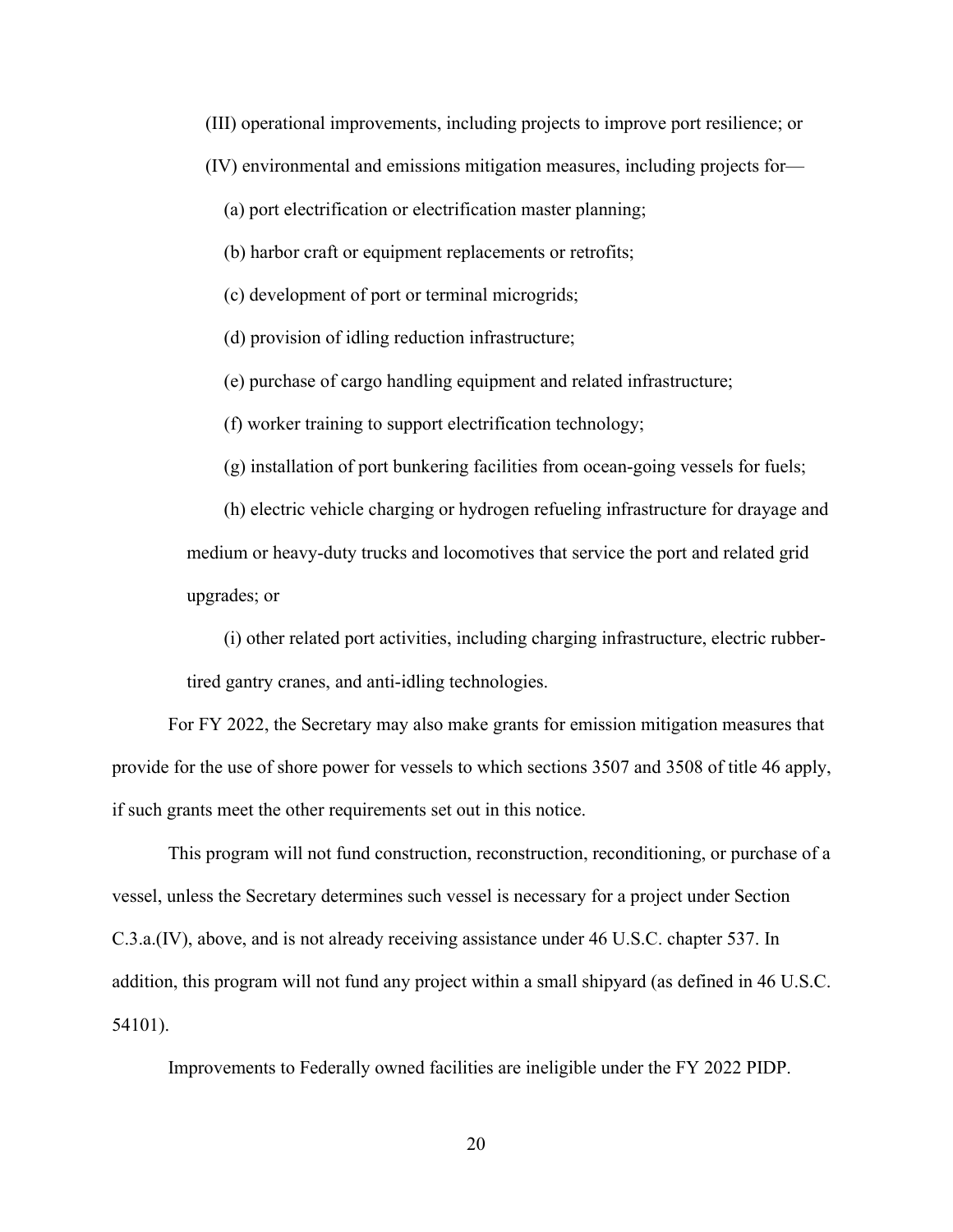(III) operational improvements, including projects to improve port resilience; or

(IV) environmental and emissions mitigation measures, including projects for—

(a) port electrification or electrification master planning;

(b) harbor craft or equipment replacements or retrofits;

(c) development of port or terminal microgrids;

(d) provision of idling reduction infrastructure;

(e) purchase of cargo handling equipment and related infrastructure;

(f) worker training to support electrification technology;

(g) installation of port bunkering facilities from ocean-going vessels for fuels;

(h) electric vehicle charging or hydrogen refueling infrastructure for drayage and medium or heavy-duty trucks and locomotives that service the port and related grid upgrades; or

(i) other related port activities, including charging infrastructure, electric rubber-tired gantry cranes, and anti-idling technologies.

For FY 2022, the Secretary may also make grants for emission mitigation measures that provide for the use of shore power for vessels to which sections 3507 and 3508 of title 46 apply, if such grants meet the other requirements set out in this notice.

This program will not fund construction, reconstruction, reconditioning, or purchase of a vessel, unless the Secretary determines such vessel is necessary for a project under Section C.3.a.(IV), above, and is not already receiving assistance under 46 U.S.C. chapter 537. In addition, this program will not fund any project within a small shipyard (as defined in 46 U.S.C. 54101).

Improvements to Federally owned facilities are ineligible under the FY 2022 PIDP.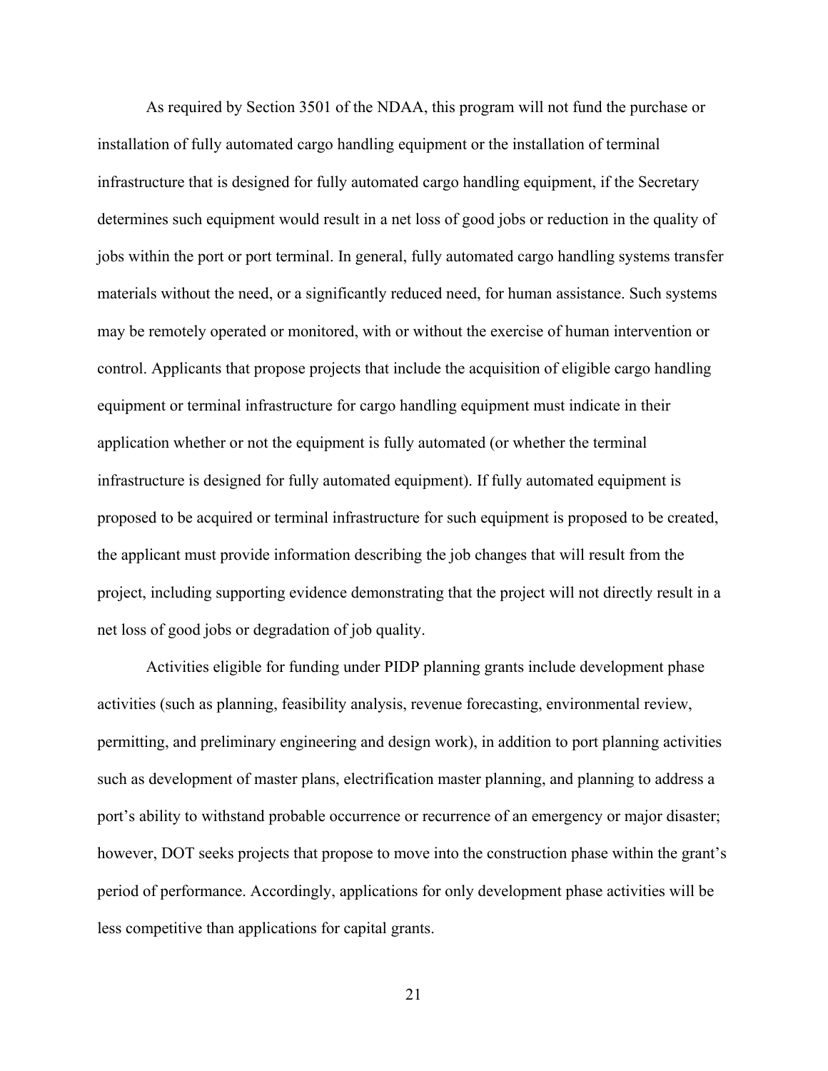As required by Section 3501 of the NDAA, this program will not fund the purchase or installation of fully automated cargo handling equipment or the installation of terminal infrastructure that is designed for fully automated cargo handling equipment, if the Secretary determines such equipment would result in a net loss of good jobs or reduction in the quality of jobs within the port or port terminal. In general, fully automated cargo handling systems transfer materials without the need, or a significantly reduced need, for human assistance. Such systems may be remotely operated or monitored, with or without the exercise of human intervention or control. Applicants that propose projects that include the acquisition of eligible cargo handling equipment or terminal infrastructure for cargo handling equipment must indicate in their application whether or not the equipment is fully automated (or whether the terminal infrastructure is designed for fully automated equipment). If fully automated equipment is proposed to be acquired or terminal infrastructure for such equipment is proposed to be created, the applicant must provide information describing the job changes that will result from the project, including supporting evidence demonstrating that the project will not directly result in a net loss of good jobs or degradation of job quality.

Activities eligible for funding under PIDP planning grants include development phase activities (such as planning, feasibility analysis, revenue forecasting, environmental review, permitting, and preliminary engineering and design work), in addition to port planning activities such as development of master plans, electrification master planning, and planning to address a port's ability to withstand probable occurrence or recurrence of an emergency or major disaster; however, DOT seeks projects that propose to move into the construction phase within the grant's period of performance. Accordingly, applications for only development phase activities will be less competitive than applications for capital grants.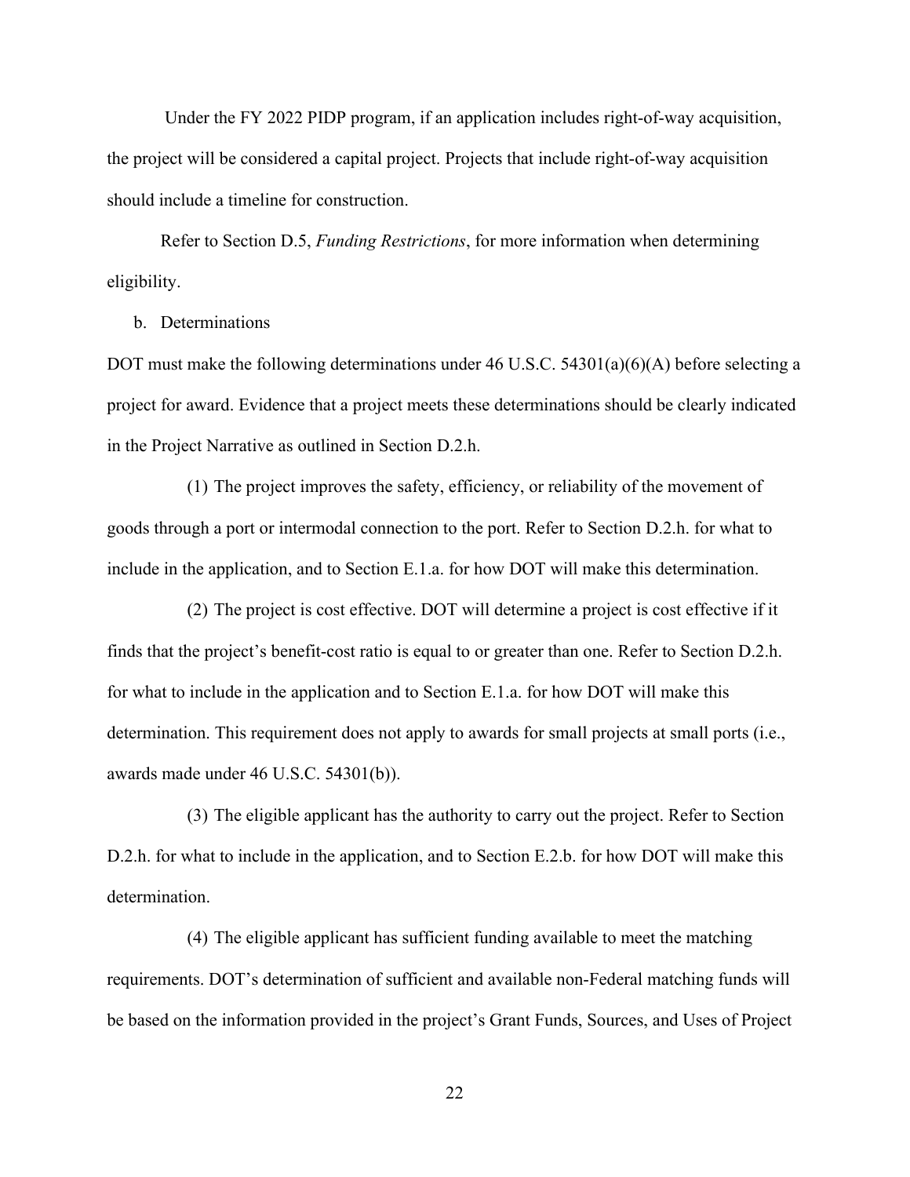Under the FY 2022 PIDP program, if an application includes right-of-way acquisition, the project will be considered a capital project. Projects that include right-of-way acquisition should include a timeline for construction.

Refer to Section D.5, *Funding Restrictions*, for more information when determining eligibility.

b. Determinations

DOT must make the following determinations under 46 U.S.C. 54301(a)(6)(A) before selecting a project for award. Evidence that a project meets these determinations should be clearly indicated in the Project Narrative as outlined in Section D.2.h.

(1) The project improves the safety, efficiency, or reliability of the movement of goods through a port or intermodal connection to the port. Refer to Section D.2.h. for what to include in the application, and to Section E.1.a. for how DOT will make this determination.

(2) The project is cost effective. DOT will determine a project is cost effective if it finds that the project's benefit-cost ratio is equal to or greater than one. Refer to Section D.2.h. for what to include in the application and to Section E.1.a. for how DOT will make this determination. This requirement does not apply to awards for small projects at small ports (i.e., awards made under 46 U.S.C. 54301(b)).

(3) The eligible applicant has the authority to carry out the project. Refer to Section D.2.h. for what to include in the application, and to Section E.2.b. for how DOT will make this determination.

(4) The eligible applicant has sufficient funding available to meet the matching requirements. DOT's determination of sufficient and available non-Federal matching funds will be based on the information provided in the project's Grant Funds, Sources, and Uses of Project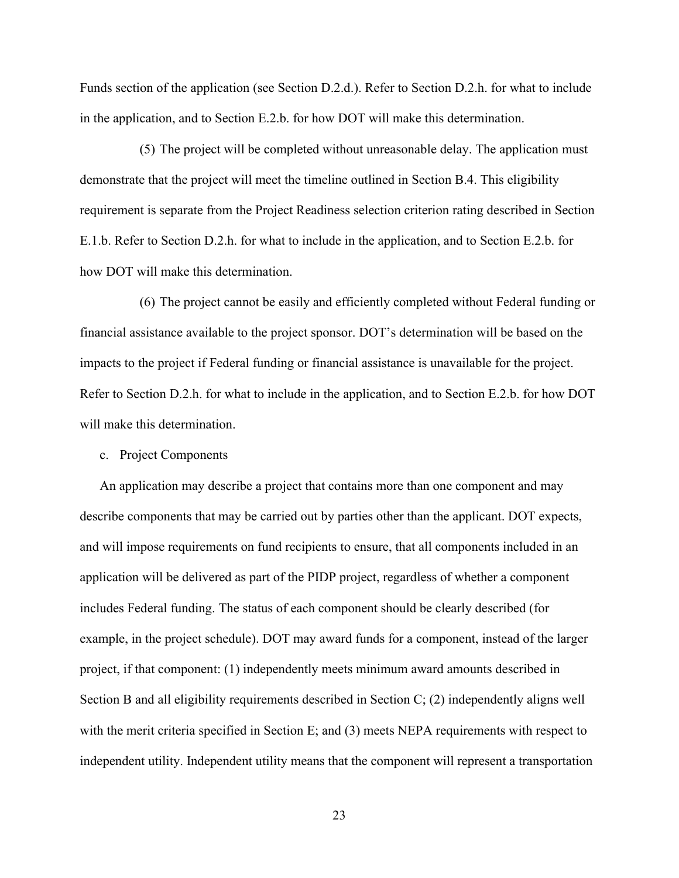Funds section of the application (see Section D.2.d.). Refer to Section D.2.h. for what to include in the application, and to Section E.2.b. for how DOT will make this determination.

(5) The project will be completed without unreasonable delay. The application must demonstrate that the project will meet the timeline outlined in Section B.4. This eligibility requirement is separate from the Project Readiness selection criterion rating described in Section E.1.b. Refer to Section D.2.h. for what to include in the application, and to Section E.2.b. for how DOT will make this determination.

(6) The project cannot be easily and efficiently completed without Federal funding or financial assistance available to the project sponsor. DOT's determination will be based on the impacts to the project if Federal funding or financial assistance is unavailable for the project. Refer to Section D.2.h. for what to include in the application, and to Section E.2.b. for how DOT will make this determination.

c. Project Components

An application may describe a project that contains more than one component and may describe components that may be carried out by parties other than the applicant. DOT expects, and will impose requirements on fund recipients to ensure, that all components included in an application will be delivered as part of the PIDP project, regardless of whether a component includes Federal funding. The status of each component should be clearly described (for example, in the project schedule). DOT may award funds for a component, instead of the larger project, if that component: (1) independently meets minimum award amounts described in Section B and all eligibility requirements described in Section C; (2) independently aligns well with the merit criteria specified in Section E; and (3) meets NEPA requirements with respect to independent utility. Independent utility means that the component will represent a transportation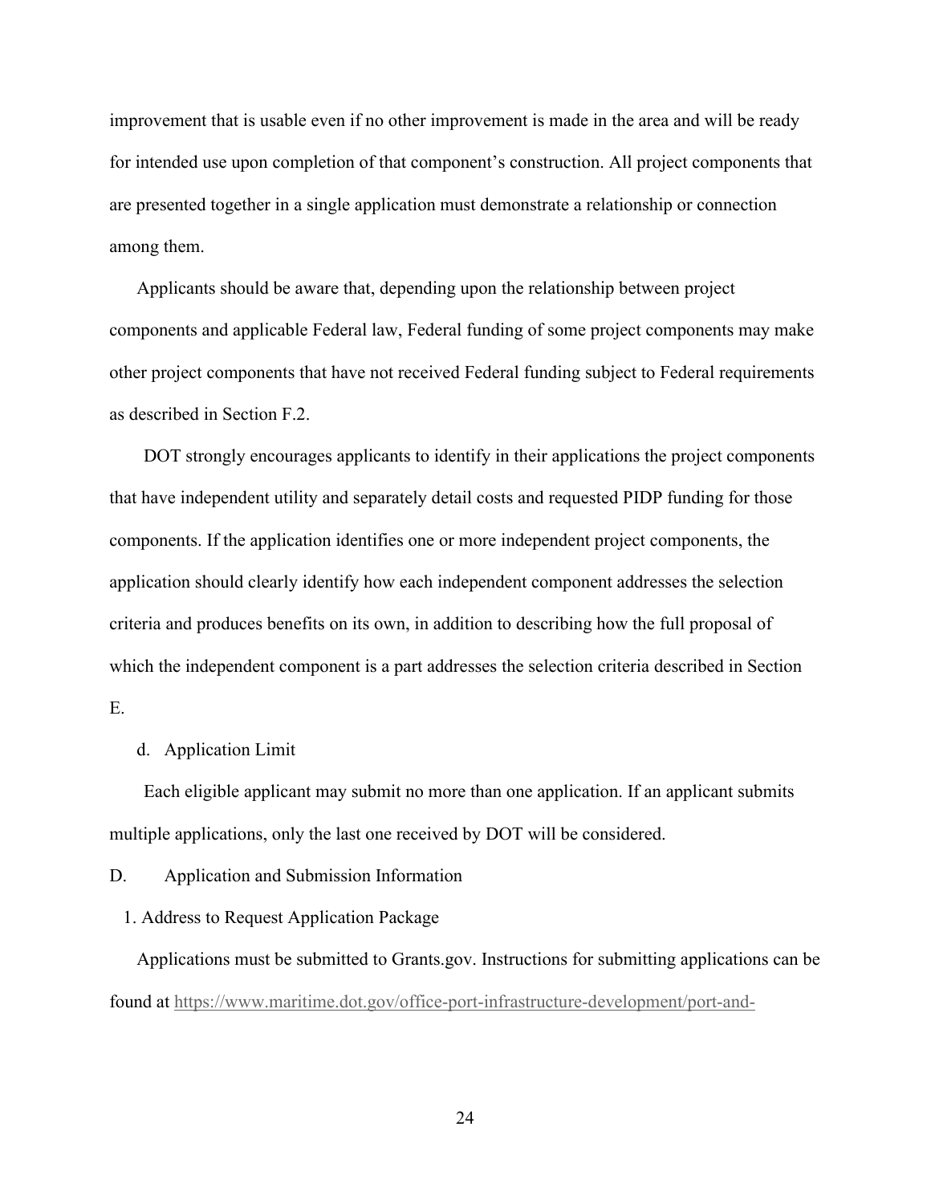improvement that is usable even if no other improvement is made in the area and will be ready for intended use upon completion of that component's construction. All project components that are presented together in a single application must demonstrate a relationship or connection among them.

Applicants should be aware that, depending upon the relationship between project components and applicable Federal law, Federal funding of some project components may make other project components that have not received Federal funding subject to Federal requirements as described in Section F.2.

DOT strongly encourages applicants to identify in their applications the project components that have independent utility and separately detail costs and requested PIDP funding for those components. If the application identifies one or more independent project components, the application should clearly identify how each independent component addresses the selection criteria and produces benefits on its own, in addition to describing how the full proposal of which the independent component is a part addresses the selection criteria described in Section E.

d. Application Limit

Each eligible applicant may submit no more than one application. If an applicant submits multiple applications, only the last one received by DOT will be considered.

## D. Application and Submission Information

### 1. Address to Request Application Package

Applications must be submitted to Grants.gov. Instructions for submitting applications can be found at https://www.maritime.dot.gov/office-port-infrastructure-development/port-and-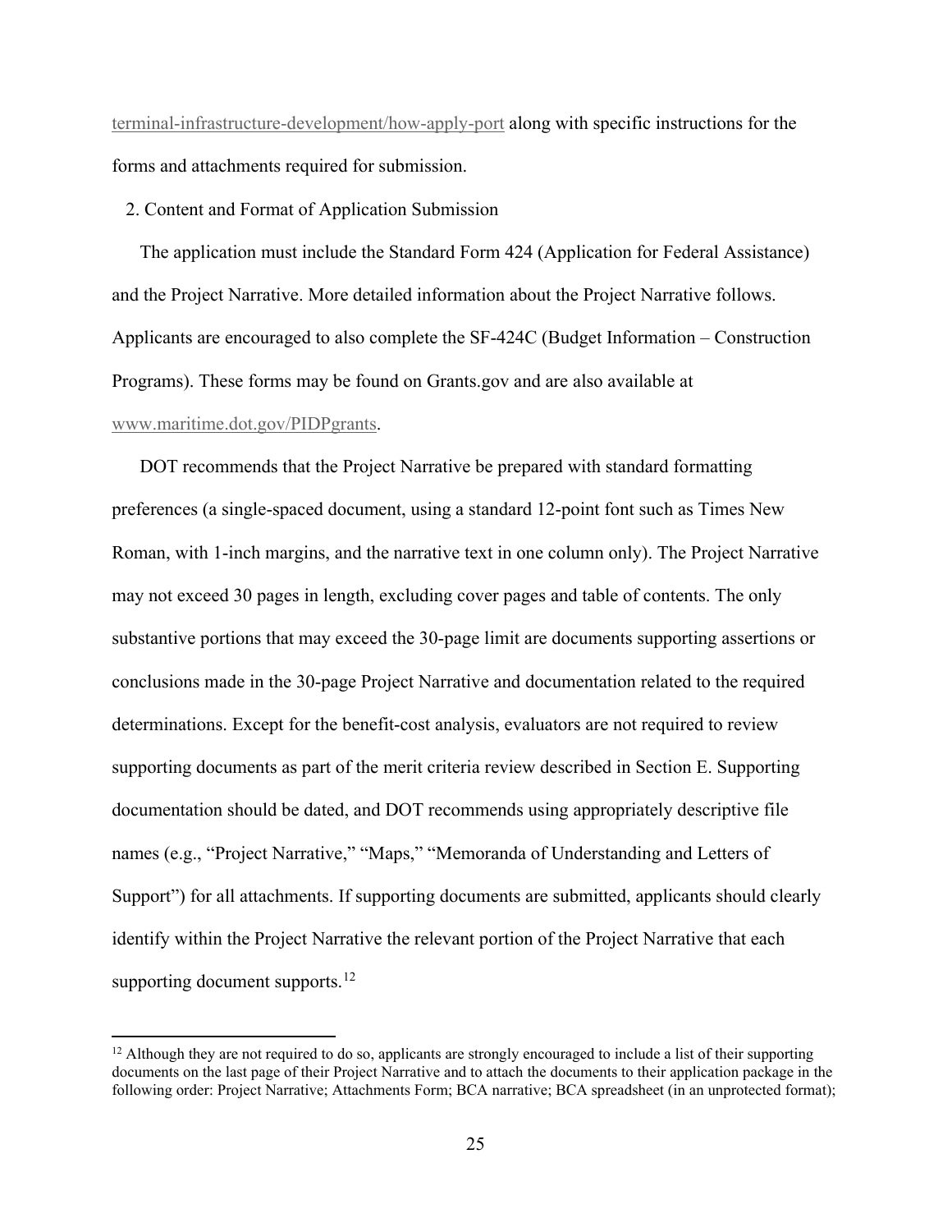terminal-infrastructure-development/how-apply-port along with specific instructions for the forms and attachments required for submission.

2. Content and Format of Application Submission

The application must include the Standard Form 424 (Application for Federal Assistance) and the Project Narrative. More detailed information about the Project Narrative follows. Applicants are encouraged to also complete the SF-424C (Budget Information – Construction Programs). These forms may be found on Grants.gov and are also available at www.maritime.dot.gov/PIDPgrants.

DOT recommends that the Project Narrative be prepared with standard formatting preferences (a single-spaced document, using a standard 12-point font such as Times New Roman, with 1-inch margins, and the narrative text in one column only). The Project Narrative may not exceed 30 pages in length, excluding cover pages and table of contents. The only substantive portions that may exceed the 30-page limit are documents supporting assertions or conclusions made in the 30-page Project Narrative and documentation related to the required determinations. Except for the benefit-cost analysis, evaluators are not required to review supporting documents as part of the merit criteria review described in Section E. Supporting documentation should be dated, and DOT recommends using appropriately descriptive file names (e.g., "Project Narrative," "Maps," "Memoranda of Understanding and Letters of Support") for all attachments. If supporting documents are submitted, applicants should clearly identify within the Project Narrative the relevant portion of the Project Narrative that each supporting document supports.[12]

[12] Although they are not required to do so, applicants are strongly encouraged to include a list of their supporting documents on the last page of their Project Narrative and to attach the documents to their application package in the following order: Project Narrative; Attachments Form; BCA narrative; BCA spreadsheet (in an unprotected format);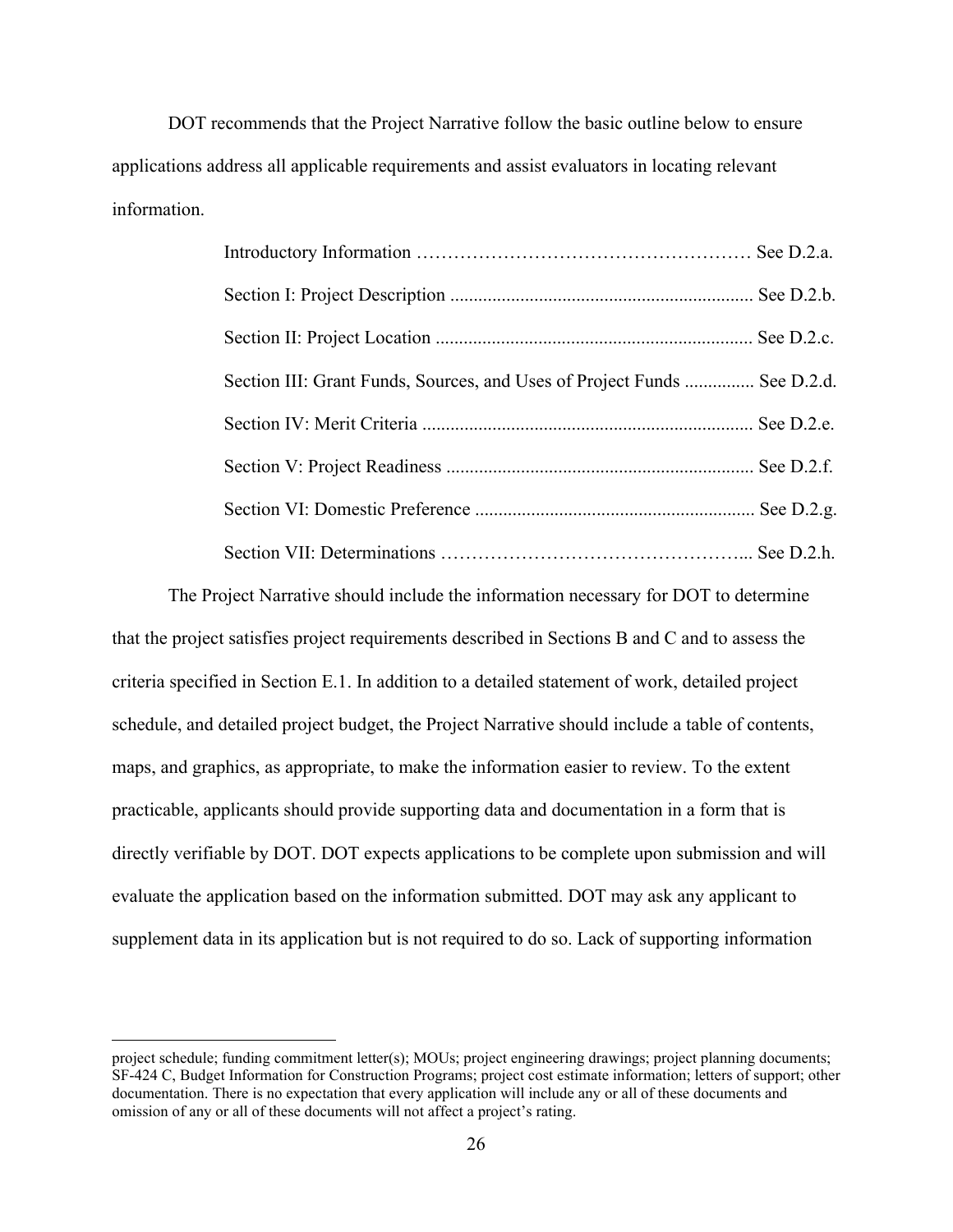DOT recommends that the Project Narrative follow the basic outline below to ensure applications address all applicable requirements and assist evaluators in locating relevant information.

| | |
|---|---|
| Introductory Information | See D.2.a. |
| Section I: Project Description | See D.2.b. |
| Section II: Project Location | See D.2.c. |
| Section III: Grant Funds, Sources, and Uses of Project Funds | See D.2.d. |
| Section IV: Merit Criteria | See D.2.e. |
| Section V: Project Readiness | See D.2.f. |
| Section VI: Domestic Preference | See D.2.g. |
| Section VII: Determinations | See D.2.h. |

The Project Narrative should include the information necessary for DOT to determine that the project satisfies project requirements described in Sections B and C and to assess the criteria specified in Section E.1. In addition to a detailed statement of work, detailed project schedule, and detailed project budget, the Project Narrative should include a table of contents, maps, and graphics, as appropriate, to make the information easier to review. To the extent practicable, applicants should provide supporting data and documentation in a form that is directly verifiable by DOT. DOT expects applications to be complete upon submission and will evaluate the application based on the information submitted. DOT may ask any applicant to supplement data in its application but is not required to do so. Lack of supporting information

---

project schedule; funding commitment letter(s); MOUs; project engineering drawings; project planning documents; SF-424 C, Budget Information for Construction Programs; project cost estimate information; letters of support; other documentation. There is no expectation that every application will include any or all of these documents and omission of any or all of these documents will not affect a project's rating.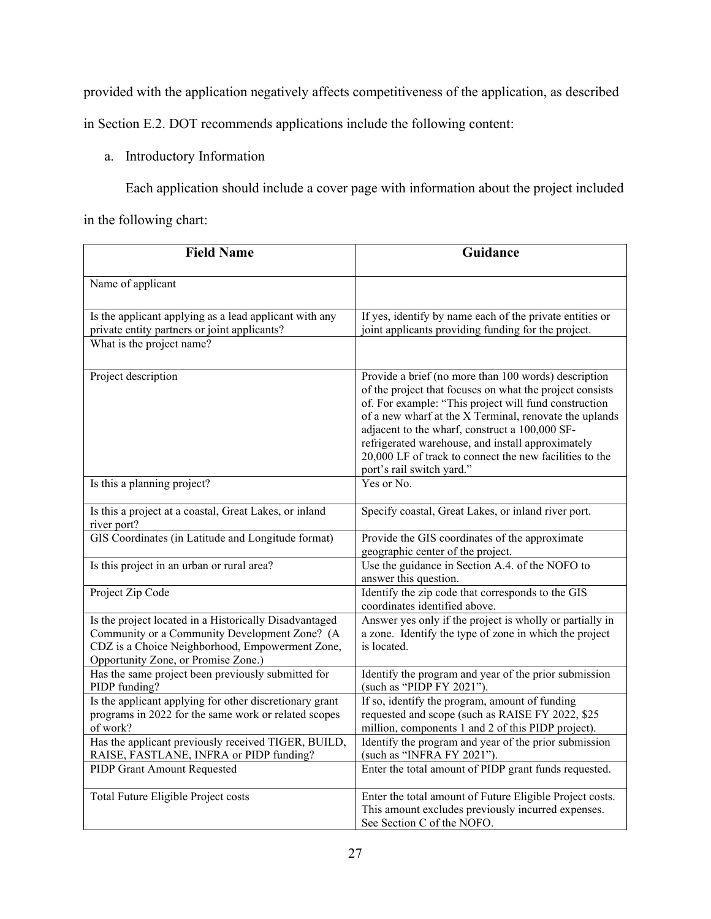provided with the application negatively affects competitiveness of the application, as described in Section E.2. DOT recommends applications include the following content:

a. Introductory Information

Each application should include a cover page with information about the project included in the following chart:

| Field Name | Guidance |
|---|---|
| Name of applicant | |
| Is the applicant applying as a lead applicant with any private entity partners or joint applicants? | If yes, identify by name each of the private entities or joint applicants providing funding for the project. |
| What is the project name? | |
| Project description | Provide a brief (no more than 100 words) description of the project that focuses on what the project consists of. For example: "This project will fund construction of a new wharf at the X Terminal, renovate the uplands adjacent to the wharf, construct a 100,000 SF-refrigerated warehouse, and install approximately 20,000 LF of track to connect the new facilities to the port's rail switch yard." |
| Is this a planning project? | Yes or No. |
| Is this a project at a coastal, Great Lakes, or inland river port? | Specify coastal, Great Lakes, or inland river port. |
| GIS Coordinates (in Latitude and Longitude format) | Provide the GIS coordinates of the approximate geographic center of the project. |
| Is this project in an urban or rural area? | Use the guidance in Section A.4. of the NOFO to answer this question. |
| Project Zip Code | Identify the zip code that corresponds to the GIS coordinates identified above. |
| Is the project located in a Historically Disadvantaged Community or a Community Development Zone? (A CDZ is a Choice Neighborhood, Empowerment Zone, Opportunity Zone, or Promise Zone.) | Answer yes only if the project is wholly or partially in a zone. Identify the type of zone in which the project is located. |
| Has the same project been previously submitted for PIDP funding? | Identify the program and year of the prior submission (such as "PIDP FY 2021"). |
| Is the applicant applying for other discretionary grant programs in 2022 for the same work or related scopes of work? | If so, identify the program, amount of funding requested and scope (such as RAISE FY 2022, $25 million, components 1 and 2 of this PIDP project). |
| Has the applicant previously received TIGER, BUILD, RAISE, FASTLANE, INFRA or PIDP funding? | Identify the program and year of the prior submission (such as "INFRA FY 2021"). |
| PIDP Grant Amount Requested | Enter the total amount of PIDP grant funds requested. |
| Total Future Eligible Project costs | Enter the total amount of Future Eligible Project costs. This amount excludes previously incurred expenses. See Section C of the NOFO. |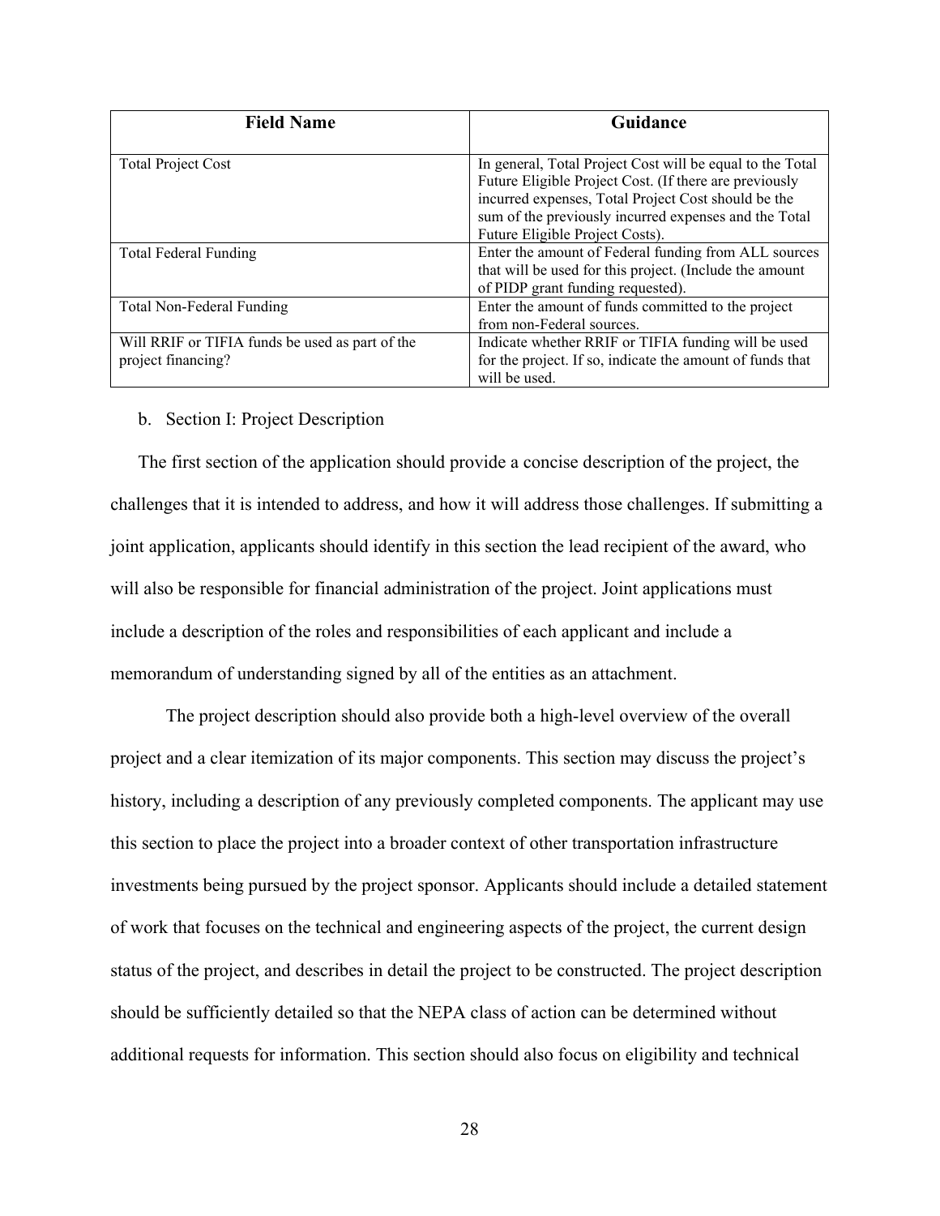| Field Name | Guidance |
| --- | --- |
| Total Project Cost | In general, Total Project Cost will be equal to the Total Future Eligible Project Cost. (If there are previously incurred expenses, Total Project Cost should be the sum of the previously incurred expenses and the Total Future Eligible Project Costs). |
| Total Federal Funding | Enter the amount of Federal funding from ALL sources that will be used for this project. (Include the amount of PIDP grant funding requested). |
| Total Non-Federal Funding | Enter the amount of funds committed to the project from non-Federal sources. |
| Will RRIF or TIFIA funds be used as part of the project financing? | Indicate whether RRIF or TIFIA funding will be used for the project. If so, indicate the amount of funds that will be used. |

b. Section I: Project Description

The first section of the application should provide a concise description of the project, the challenges that it is intended to address, and how it will address those challenges. If submitting a joint application, applicants should identify in this section the lead recipient of the award, who will also be responsible for financial administration of the project. Joint applications must include a description of the roles and responsibilities of each applicant and include a memorandum of understanding signed by all of the entities as an attachment.

The project description should also provide both a high-level overview of the overall project and a clear itemization of its major components. This section may discuss the project's history, including a description of any previously completed components. The applicant may use this section to place the project into a broader context of other transportation infrastructure investments being pursued by the project sponsor. Applicants should include a detailed statement of work that focuses on the technical and engineering aspects of the project, the current design status of the project, and describes in detail the project to be constructed. The project description should be sufficiently detailed so that the NEPA class of action can be determined without additional requests for information. This section should also focus on eligibility and technical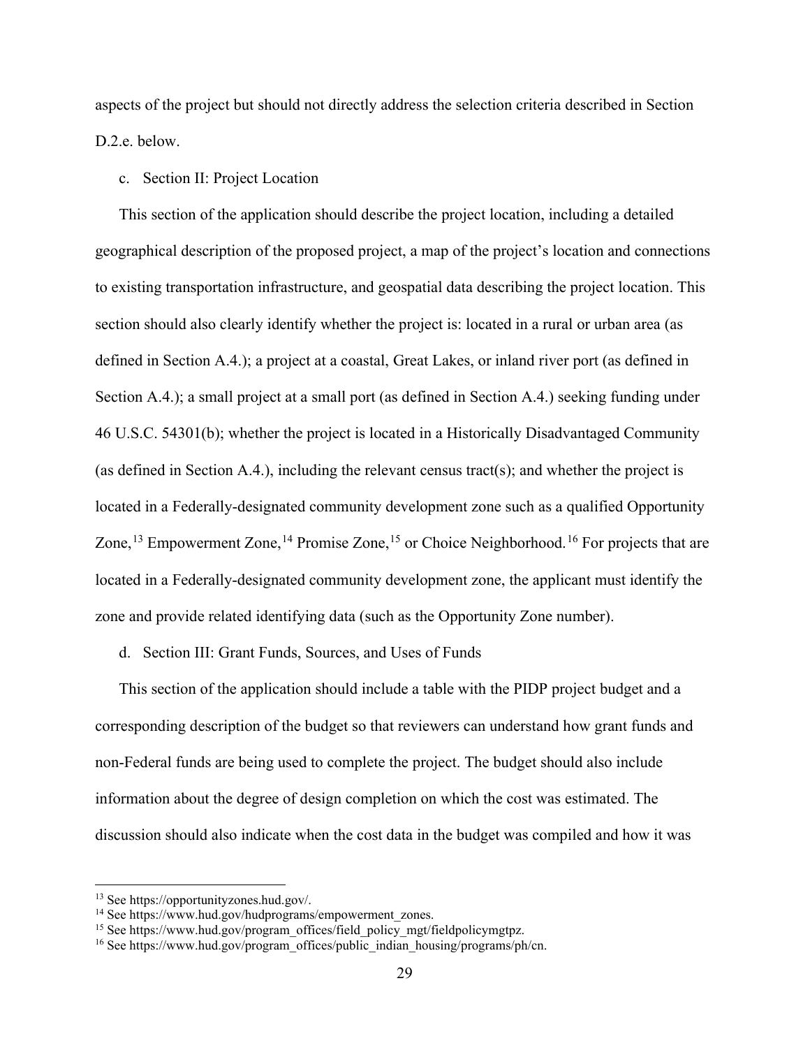aspects of the project but should not directly address the selection criteria described in Section D.2.e. below.

c. Section II: Project Location

This section of the application should describe the project location, including a detailed geographical description of the proposed project, a map of the project's location and connections to existing transportation infrastructure, and geospatial data describing the project location. This section should also clearly identify whether the project is: located in a rural or urban area (as defined in Section A.4.); a project at a coastal, Great Lakes, or inland river port (as defined in Section A.4.); a small project at a small port (as defined in Section A.4.) seeking funding under 46 U.S.C. 54301(b); whether the project is located in a Historically Disadvantaged Community (as defined in Section A.4.), including the relevant census tract(s); and whether the project is located in a Federally-designated community development zone such as a qualified Opportunity Zone,[13] Empowerment Zone,[14] Promise Zone,[15] or Choice Neighborhood.[16] For projects that are located in a Federally-designated community development zone, the applicant must identify the zone and provide related identifying data (such as the Opportunity Zone number).

d. Section III: Grant Funds, Sources, and Uses of Funds

This section of the application should include a table with the PIDP project budget and a corresponding description of the budget so that reviewers can understand how grant funds and non-Federal funds are being used to complete the project. The budget should also include information about the degree of design completion on which the cost was estimated. The discussion should also indicate when the cost data in the budget was compiled and how it was

---

[13] See https://opportunityzones.hud.gov/.

[14] See https://www.hud.gov/hudprograms/empowerment_zones.

[15] See https://www.hud.gov/program_offices/field_policy_mgt/fieldpolicymgtpz.

[16] See https://www.hud.gov/program_offices/public_indian_housing/programs/ph/cn.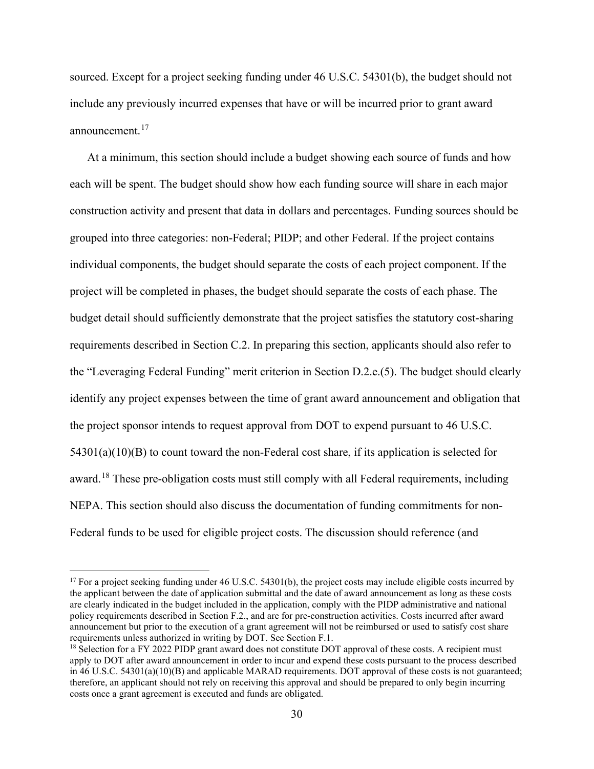sourced. Except for a project seeking funding under 46 U.S.C. 54301(b), the budget should not include any previously incurred expenses that have or will be incurred prior to grant award announcement.[17]

At a minimum, this section should include a budget showing each source of funds and how each will be spent. The budget should show how each funding source will share in each major construction activity and present that data in dollars and percentages. Funding sources should be grouped into three categories: non-Federal; PIDP; and other Federal. If the project contains individual components, the budget should separate the costs of each project component. If the project will be completed in phases, the budget should separate the costs of each phase. The budget detail should sufficiently demonstrate that the project satisfies the statutory cost-sharing requirements described in Section C.2. In preparing this section, applicants should also refer to the "Leveraging Federal Funding" merit criterion in Section D.2.e.(5). The budget should clearly identify any project expenses between the time of grant award announcement and obligation that the project sponsor intends to request approval from DOT to expend pursuant to 46 U.S.C. 54301(a)(10)(B) to count toward the non-Federal cost share, if its application is selected for award.[18] These pre-obligation costs must still comply with all Federal requirements, including NEPA. This section should also discuss the documentation of funding commitments for non-Federal funds to be used for eligible project costs. The discussion should reference (and

---

[17] For a project seeking funding under 46 U.S.C. 54301(b), the project costs may include eligible costs incurred by the applicant between the date of application submittal and the date of award announcement as long as these costs are clearly indicated in the budget included in the application, comply with the PIDP administrative and national policy requirements described in Section F.2., and are for pre-construction activities. Costs incurred after award announcement but prior to the execution of a grant agreement will not be reimbursed or used to satisfy cost share requirements unless authorized in writing by DOT. See Section F.1.

[18] Selection for a FY 2022 PIDP grant award does not constitute DOT approval of these costs. A recipient must apply to DOT after award announcement in order to incur and expend these costs pursuant to the process described in 46 U.S.C. 54301(a)(10)(B) and applicable MARAD requirements. DOT approval of these costs is not guaranteed; therefore, an applicant should not rely on receiving this approval and should be prepared to only begin incurring costs once a grant agreement is executed and funds are obligated.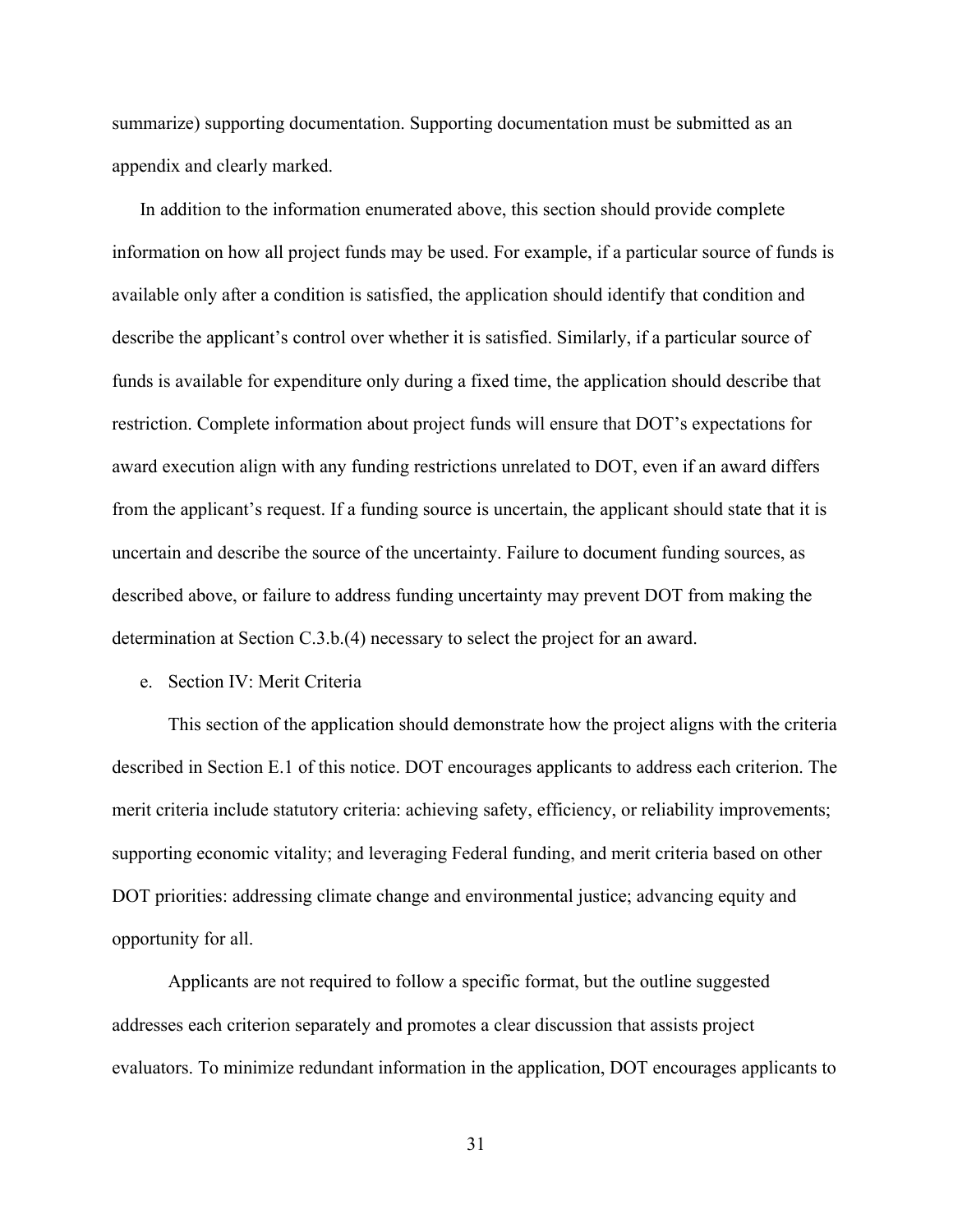summarize) supporting documentation. Supporting documentation must be submitted as an appendix and clearly marked.

In addition to the information enumerated above, this section should provide complete information on how all project funds may be used. For example, if a particular source of funds is available only after a condition is satisfied, the application should identify that condition and describe the applicant's control over whether it is satisfied. Similarly, if a particular source of funds is available for expenditure only during a fixed time, the application should describe that restriction. Complete information about project funds will ensure that DOT's expectations for award execution align with any funding restrictions unrelated to DOT, even if an award differs from the applicant's request. If a funding source is uncertain, the applicant should state that it is uncertain and describe the source of the uncertainty. Failure to document funding sources, as described above, or failure to address funding uncertainty may prevent DOT from making the determination at Section C.3.b.(4) necessary to select the project for an award.

e. Section IV: Merit Criteria

This section of the application should demonstrate how the project aligns with the criteria described in Section E.1 of this notice. DOT encourages applicants to address each criterion. The merit criteria include statutory criteria: achieving safety, efficiency, or reliability improvements; supporting economic vitality; and leveraging Federal funding, and merit criteria based on other DOT priorities: addressing climate change and environmental justice; advancing equity and opportunity for all.

Applicants are not required to follow a specific format, but the outline suggested addresses each criterion separately and promotes a clear discussion that assists project evaluators. To minimize redundant information in the application, DOT encourages applicants to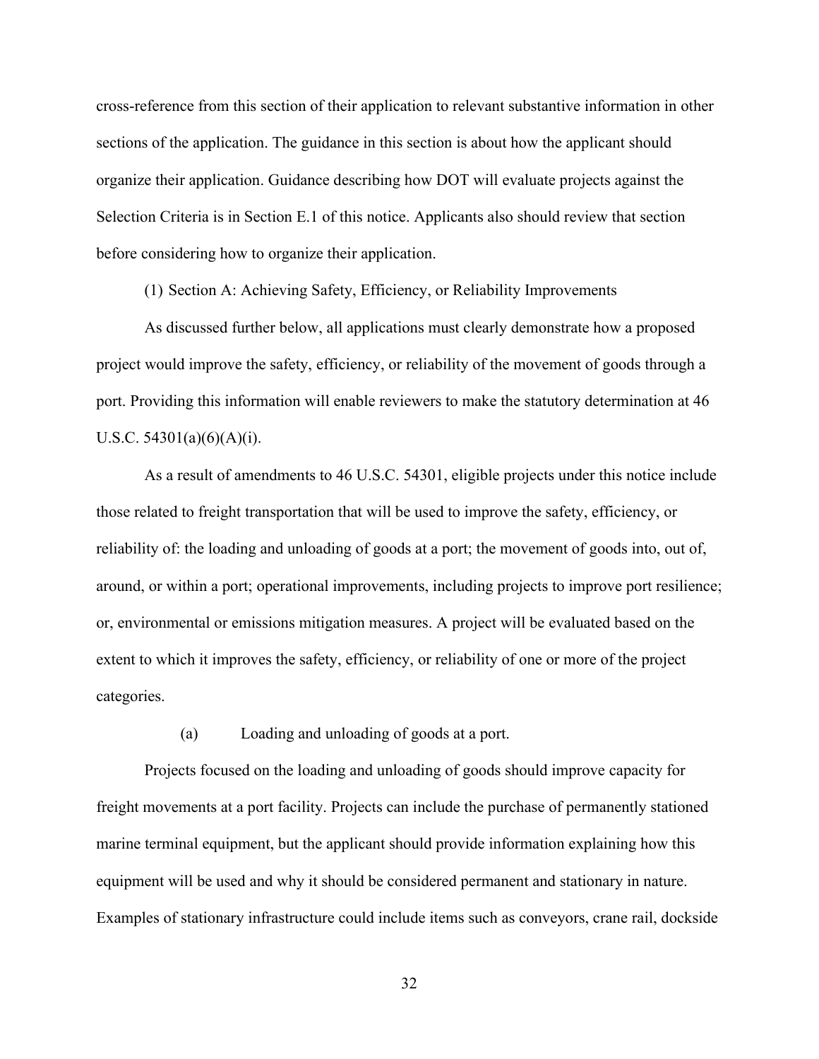cross-reference from this section of their application to relevant substantive information in other sections of the application. The guidance in this section is about how the applicant should organize their application. Guidance describing how DOT will evaluate projects against the Selection Criteria is in Section E.1 of this notice. Applicants also should review that section before considering how to organize their application.

(1) Section A: Achieving Safety, Efficiency, or Reliability Improvements

As discussed further below, all applications must clearly demonstrate how a proposed project would improve the safety, efficiency, or reliability of the movement of goods through a port. Providing this information will enable reviewers to make the statutory determination at 46 U.S.C. 54301(a)(6)(A)(i).

As a result of amendments to 46 U.S.C. 54301, eligible projects under this notice include those related to freight transportation that will be used to improve the safety, efficiency, or reliability of: the loading and unloading of goods at a port; the movement of goods into, out of, around, or within a port; operational improvements, including projects to improve port resilience; or, environmental or emissions mitigation measures. A project will be evaluated based on the extent to which it improves the safety, efficiency, or reliability of one or more of the project categories.

(a) Loading and unloading of goods at a port.

Projects focused on the loading and unloading of goods should improve capacity for freight movements at a port facility. Projects can include the purchase of permanently stationed marine terminal equipment, but the applicant should provide information explaining how this equipment will be used and why it should be considered permanent and stationary in nature. Examples of stationary infrastructure could include items such as conveyors, crane rail, dockside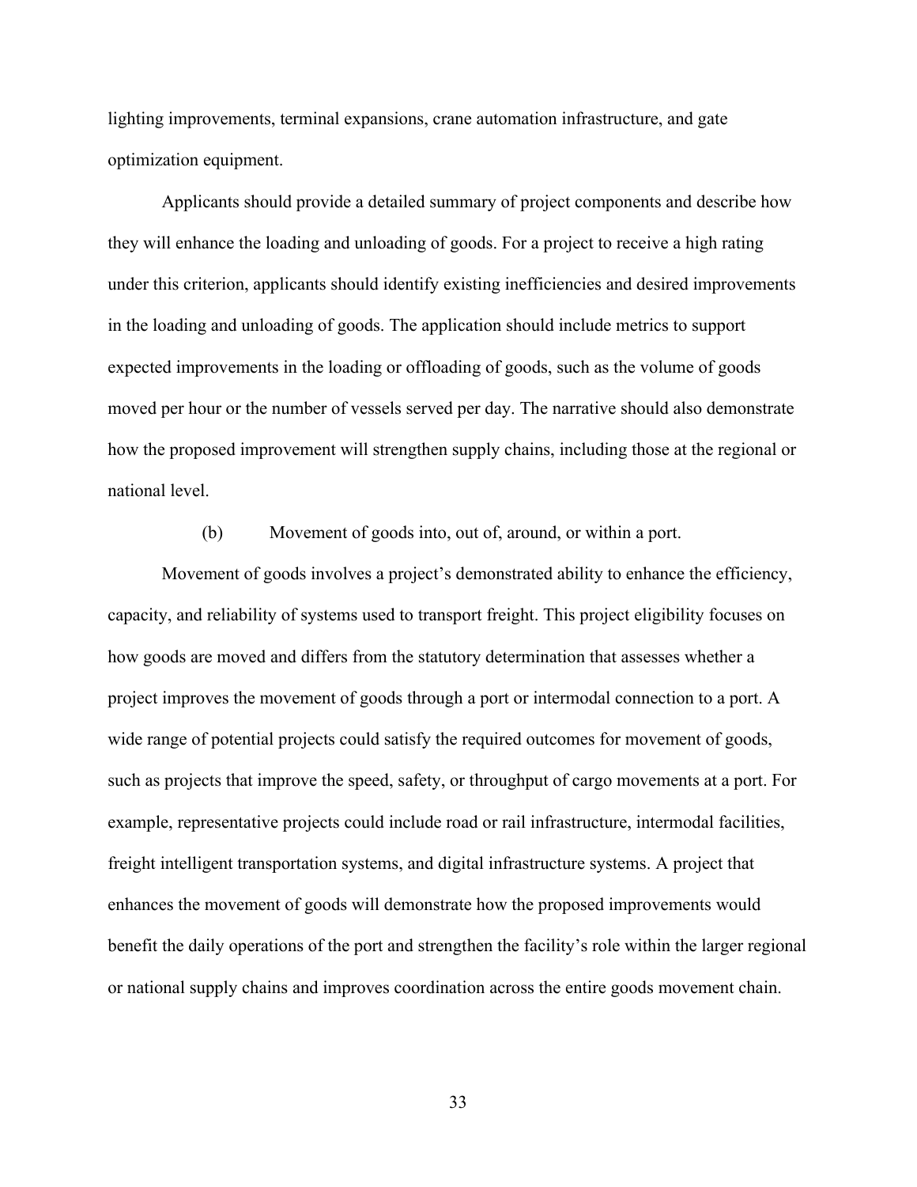lighting improvements, terminal expansions, crane automation infrastructure, and gate optimization equipment.

Applicants should provide a detailed summary of project components and describe how they will enhance the loading and unloading of goods. For a project to receive a high rating under this criterion, applicants should identify existing inefficiencies and desired improvements in the loading and unloading of goods. The application should include metrics to support expected improvements in the loading or offloading of goods, such as the volume of goods moved per hour or the number of vessels served per day. The narrative should also demonstrate how the proposed improvement will strengthen supply chains, including those at the regional or national level.

(b) Movement of goods into, out of, around, or within a port.

Movement of goods involves a project's demonstrated ability to enhance the efficiency, capacity, and reliability of systems used to transport freight. This project eligibility focuses on how goods are moved and differs from the statutory determination that assesses whether a project improves the movement of goods through a port or intermodal connection to a port. A wide range of potential projects could satisfy the required outcomes for movement of goods, such as projects that improve the speed, safety, or throughput of cargo movements at a port. For example, representative projects could include road or rail infrastructure, intermodal facilities, freight intelligent transportation systems, and digital infrastructure systems. A project that enhances the movement of goods will demonstrate how the proposed improvements would benefit the daily operations of the port and strengthen the facility's role within the larger regional or national supply chains and improves coordination across the entire goods movement chain.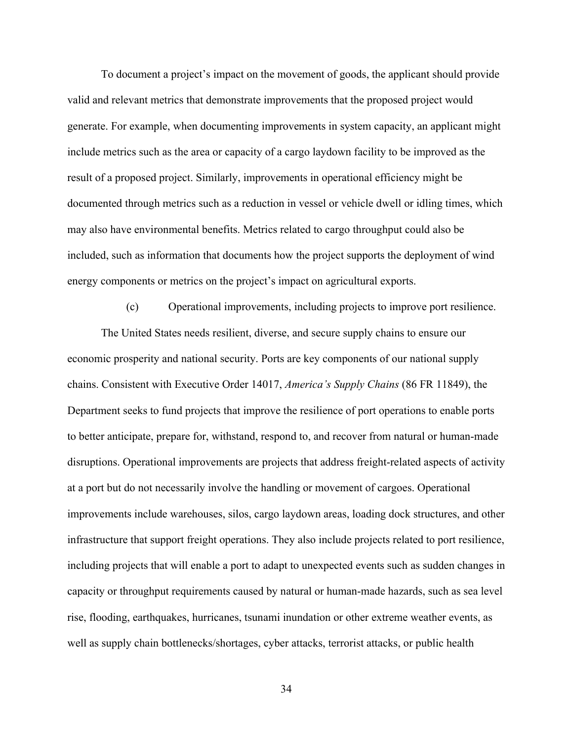To document a project's impact on the movement of goods, the applicant should provide valid and relevant metrics that demonstrate improvements that the proposed project would generate. For example, when documenting improvements in system capacity, an applicant might include metrics such as the area or capacity of a cargo laydown facility to be improved as the result of a proposed project. Similarly, improvements in operational efficiency might be documented through metrics such as a reduction in vessel or vehicle dwell or idling times, which may also have environmental benefits. Metrics related to cargo throughput could also be included, such as information that documents how the project supports the deployment of wind energy components or metrics on the project's impact on agricultural exports.

(c) Operational improvements, including projects to improve port resilience.

The United States needs resilient, diverse, and secure supply chains to ensure our economic prosperity and national security. Ports are key components of our national supply chains. Consistent with Executive Order 14017, *America's Supply Chains* (86 FR 11849), the Department seeks to fund projects that improve the resilience of port operations to enable ports to better anticipate, prepare for, withstand, respond to, and recover from natural or human-made disruptions. Operational improvements are projects that address freight-related aspects of activity at a port but do not necessarily involve the handling or movement of cargoes. Operational improvements include warehouses, silos, cargo laydown areas, loading dock structures, and other infrastructure that support freight operations. They also include projects related to port resilience, including projects that will enable a port to adapt to unexpected events such as sudden changes in capacity or throughput requirements caused by natural or human-made hazards, such as sea level rise, flooding, earthquakes, hurricanes, tsunami inundation or other extreme weather events, as well as supply chain bottlenecks/shortages, cyber attacks, terrorist attacks, or public health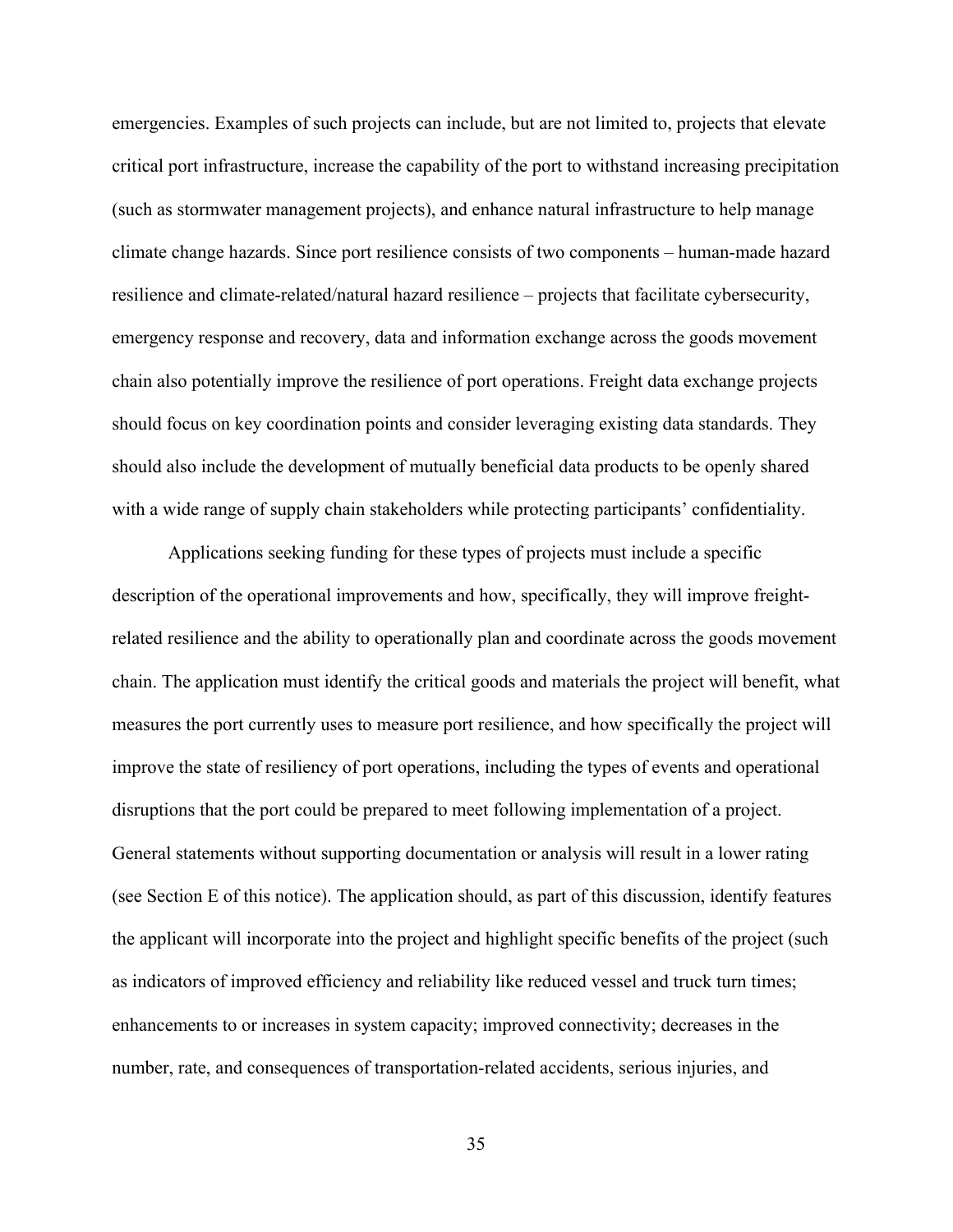emergencies. Examples of such projects can include, but are not limited to, projects that elevate critical port infrastructure, increase the capability of the port to withstand increasing precipitation (such as stormwater management projects), and enhance natural infrastructure to help manage climate change hazards. Since port resilience consists of two components – human-made hazard resilience and climate-related/natural hazard resilience – projects that facilitate cybersecurity, emergency response and recovery, data and information exchange across the goods movement chain also potentially improve the resilience of port operations. Freight data exchange projects should focus on key coordination points and consider leveraging existing data standards. They should also include the development of mutually beneficial data products to be openly shared with a wide range of supply chain stakeholders while protecting participants' confidentiality.

Applications seeking funding for these types of projects must include a specific description of the operational improvements and how, specifically, they will improve freight-related resilience and the ability to operationally plan and coordinate across the goods movement chain. The application must identify the critical goods and materials the project will benefit, what measures the port currently uses to measure port resilience, and how specifically the project will improve the state of resiliency of port operations, including the types of events and operational disruptions that the port could be prepared to meet following implementation of a project. General statements without supporting documentation or analysis will result in a lower rating (see Section E of this notice). The application should, as part of this discussion, identify features the applicant will incorporate into the project and highlight specific benefits of the project (such as indicators of improved efficiency and reliability like reduced vessel and truck turn times; enhancements to or increases in system capacity; improved connectivity; decreases in the number, rate, and consequences of transportation-related accidents, serious injuries, and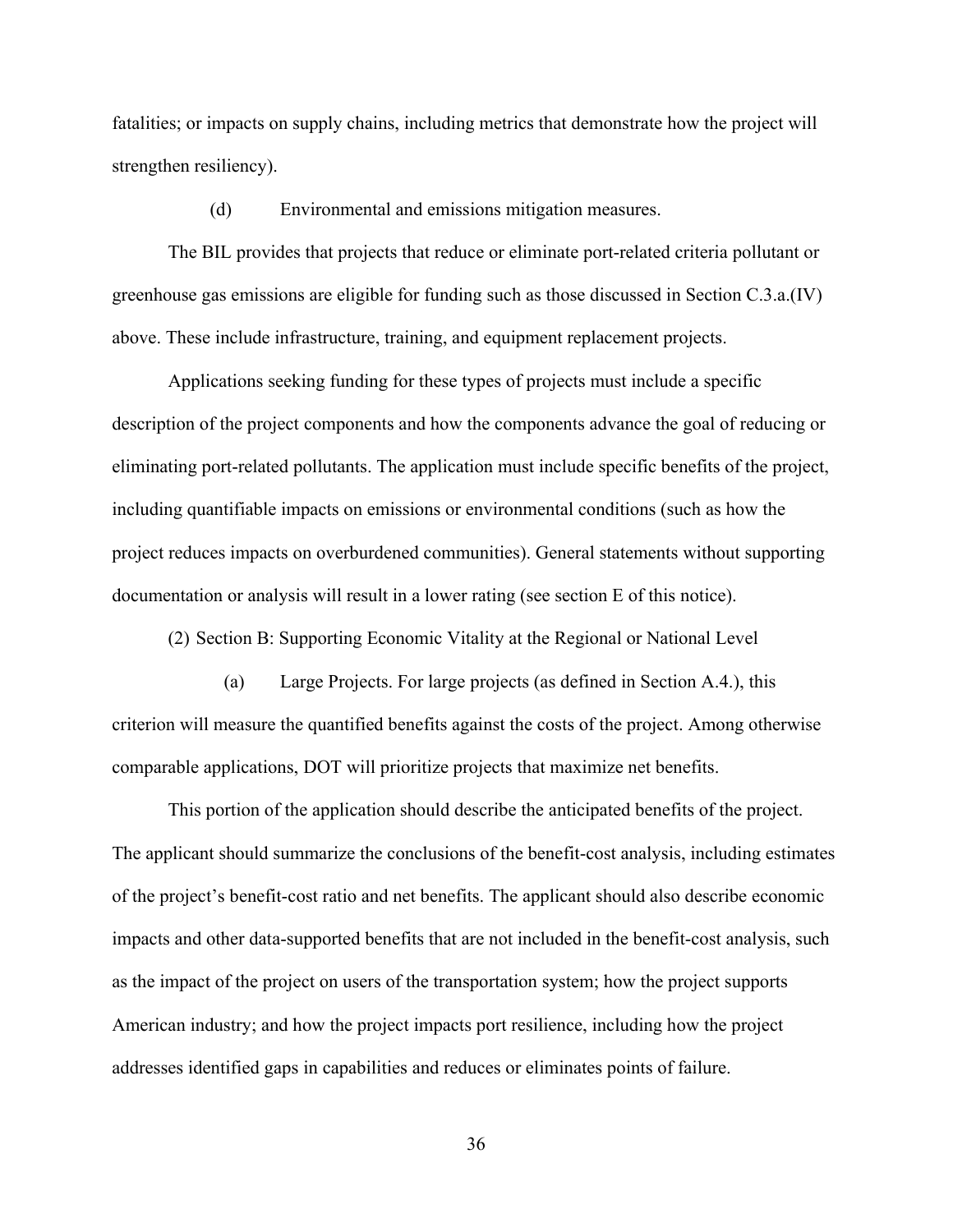fatalities; or impacts on supply chains, including metrics that demonstrate how the project will strengthen resiliency).

(d) Environmental and emissions mitigation measures.

The BIL provides that projects that reduce or eliminate port-related criteria pollutant or greenhouse gas emissions are eligible for funding such as those discussed in Section C.3.a.(IV) above. These include infrastructure, training, and equipment replacement projects.

Applications seeking funding for these types of projects must include a specific description of the project components and how the components advance the goal of reducing or eliminating port-related pollutants. The application must include specific benefits of the project, including quantifiable impacts on emissions or environmental conditions (such as how the project reduces impacts on overburdened communities). General statements without supporting documentation or analysis will result in a lower rating (see section E of this notice).

(2) Section B: Supporting Economic Vitality at the Regional or National Level

(a) Large Projects. For large projects (as defined in Section A.4.), this criterion will measure the quantified benefits against the costs of the project. Among otherwise comparable applications, DOT will prioritize projects that maximize net benefits.

This portion of the application should describe the anticipated benefits of the project. The applicant should summarize the conclusions of the benefit-cost analysis, including estimates of the project's benefit-cost ratio and net benefits. The applicant should also describe economic impacts and other data-supported benefits that are not included in the benefit-cost analysis, such as the impact of the project on users of the transportation system; how the project supports American industry; and how the project impacts port resilience, including how the project addresses identified gaps in capabilities and reduces or eliminates points of failure.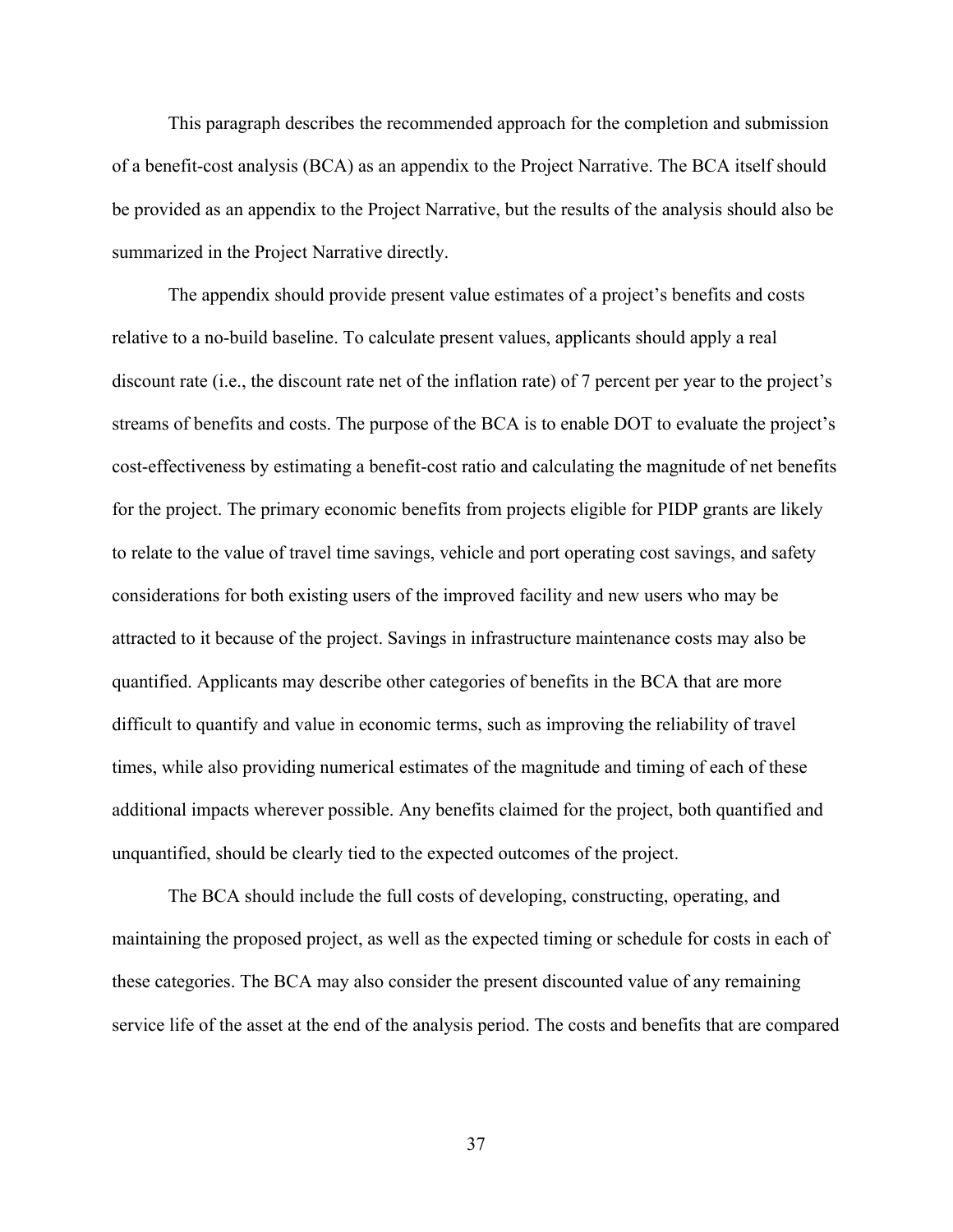This paragraph describes the recommended approach for the completion and submission of a benefit-cost analysis (BCA) as an appendix to the Project Narrative. The BCA itself should be provided as an appendix to the Project Narrative, but the results of the analysis should also be summarized in the Project Narrative directly.

The appendix should provide present value estimates of a project's benefits and costs relative to a no-build baseline. To calculate present values, applicants should apply a real discount rate (i.e., the discount rate net of the inflation rate) of 7 percent per year to the project's streams of benefits and costs. The purpose of the BCA is to enable DOT to evaluate the project's cost-effectiveness by estimating a benefit-cost ratio and calculating the magnitude of net benefits for the project. The primary economic benefits from projects eligible for PIDP grants are likely to relate to the value of travel time savings, vehicle and port operating cost savings, and safety considerations for both existing users of the improved facility and new users who may be attracted to it because of the project. Savings in infrastructure maintenance costs may also be quantified. Applicants may describe other categories of benefits in the BCA that are more difficult to quantify and value in economic terms, such as improving the reliability of travel times, while also providing numerical estimates of the magnitude and timing of each of these additional impacts wherever possible. Any benefits claimed for the project, both quantified and unquantified, should be clearly tied to the expected outcomes of the project.

The BCA should include the full costs of developing, constructing, operating, and maintaining the proposed project, as well as the expected timing or schedule for costs in each of these categories. The BCA may also consider the present discounted value of any remaining service life of the asset at the end of the analysis period. The costs and benefits that are compared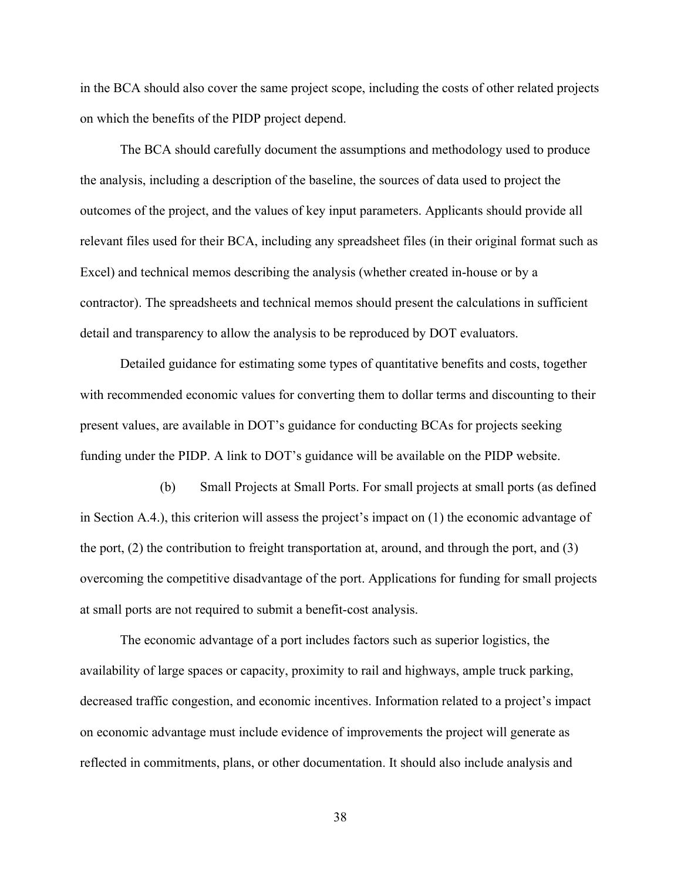in the BCA should also cover the same project scope, including the costs of other related projects on which the benefits of the PIDP project depend.

The BCA should carefully document the assumptions and methodology used to produce the analysis, including a description of the baseline, the sources of data used to project the outcomes of the project, and the values of key input parameters. Applicants should provide all relevant files used for their BCA, including any spreadsheet files (in their original format such as Excel) and technical memos describing the analysis (whether created in-house or by a contractor). The spreadsheets and technical memos should present the calculations in sufficient detail and transparency to allow the analysis to be reproduced by DOT evaluators.

Detailed guidance for estimating some types of quantitative benefits and costs, together with recommended economic values for converting them to dollar terms and discounting to their present values, are available in DOT's guidance for conducting BCAs for projects seeking funding under the PIDP. A link to DOT's guidance will be available on the PIDP website.

(b) Small Projects at Small Ports. For small projects at small ports (as defined in Section A.4.), this criterion will assess the project's impact on (1) the economic advantage of the port, (2) the contribution to freight transportation at, around, and through the port, and (3) overcoming the competitive disadvantage of the port. Applications for funding for small projects at small ports are not required to submit a benefit-cost analysis.

The economic advantage of a port includes factors such as superior logistics, the availability of large spaces or capacity, proximity to rail and highways, ample truck parking, decreased traffic congestion, and economic incentives. Information related to a project's impact on economic advantage must include evidence of improvements the project will generate as reflected in commitments, plans, or other documentation. It should also include analysis and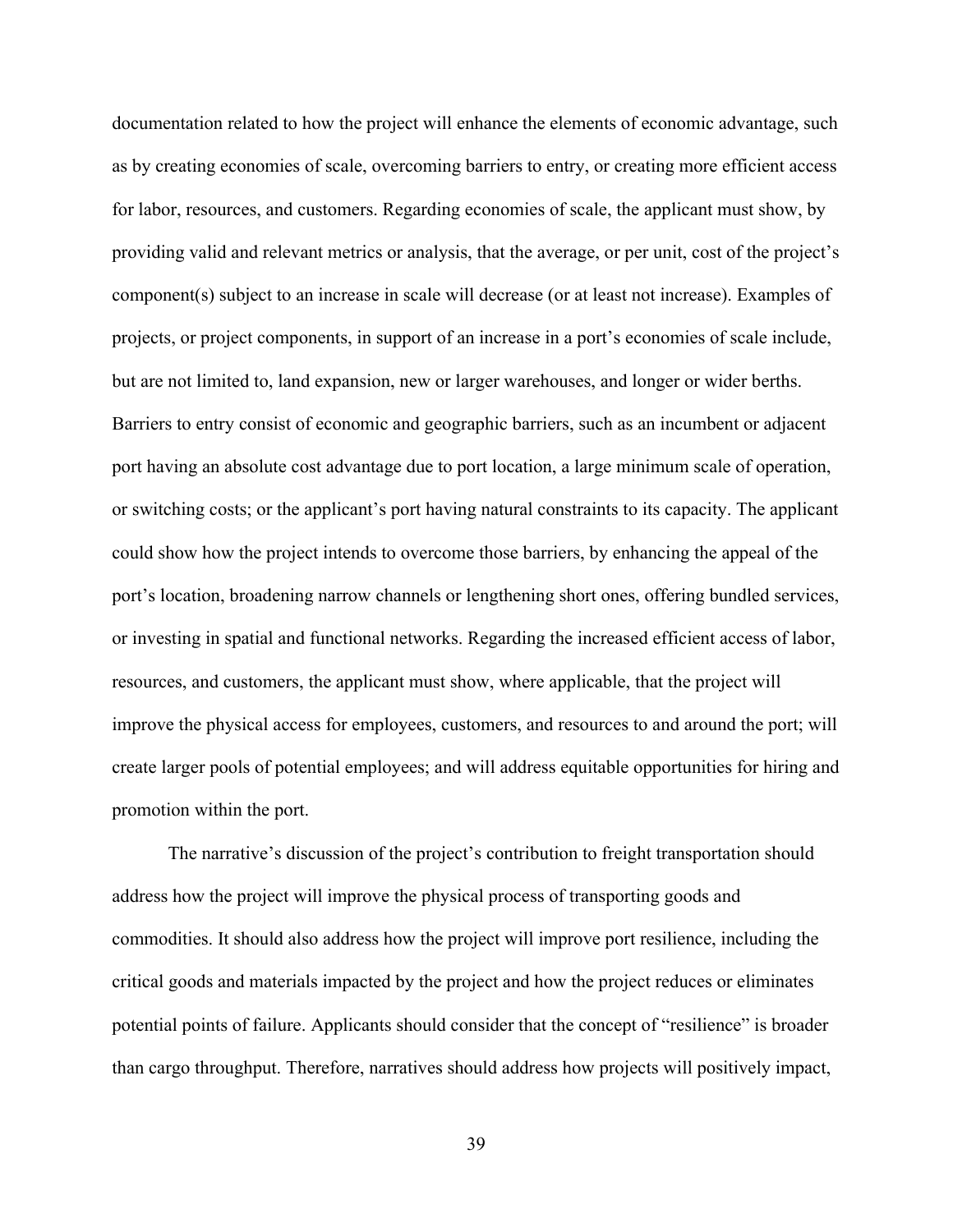documentation related to how the project will enhance the elements of economic advantage, such as by creating economies of scale, overcoming barriers to entry, or creating more efficient access for labor, resources, and customers. Regarding economies of scale, the applicant must show, by providing valid and relevant metrics or analysis, that the average, or per unit, cost of the project's component(s) subject to an increase in scale will decrease (or at least not increase). Examples of projects, or project components, in support of an increase in a port's economies of scale include, but are not limited to, land expansion, new or larger warehouses, and longer or wider berths. Barriers to entry consist of economic and geographic barriers, such as an incumbent or adjacent port having an absolute cost advantage due to port location, a large minimum scale of operation, or switching costs; or the applicant's port having natural constraints to its capacity. The applicant could show how the project intends to overcome those barriers, by enhancing the appeal of the port's location, broadening narrow channels or lengthening short ones, offering bundled services, or investing in spatial and functional networks. Regarding the increased efficient access of labor, resources, and customers, the applicant must show, where applicable, that the project will improve the physical access for employees, customers, and resources to and around the port; will create larger pools of potential employees; and will address equitable opportunities for hiring and promotion within the port.

The narrative's discussion of the project's contribution to freight transportation should address how the project will improve the physical process of transporting goods and commodities. It should also address how the project will improve port resilience, including the critical goods and materials impacted by the project and how the project reduces or eliminates potential points of failure. Applicants should consider that the concept of "resilience" is broader than cargo throughput. Therefore, narratives should address how projects will positively impact,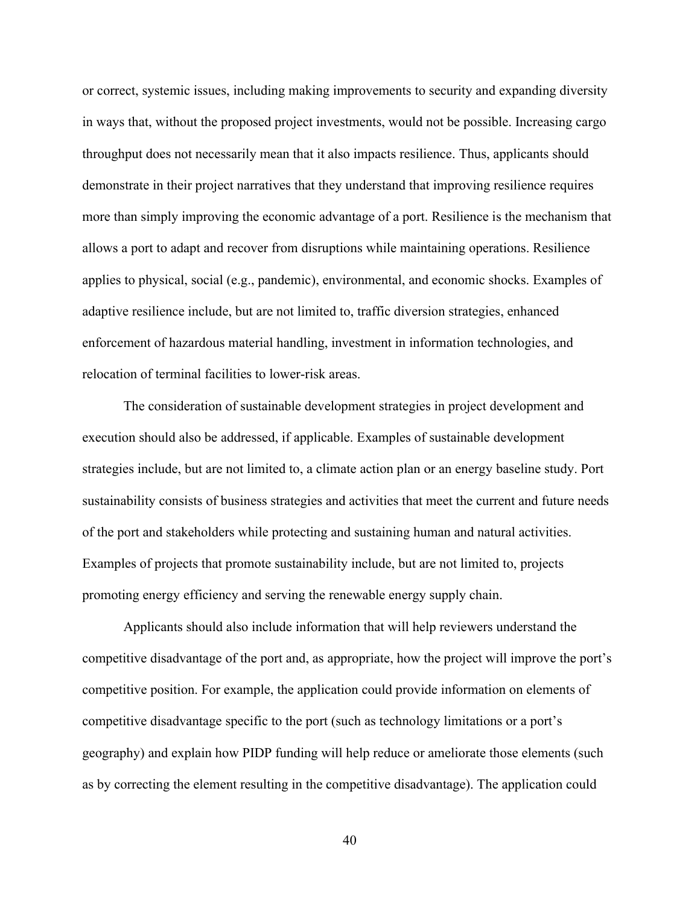or correct, systemic issues, including making improvements to security and expanding diversity in ways that, without the proposed project investments, would not be possible. Increasing cargo throughput does not necessarily mean that it also impacts resilience. Thus, applicants should demonstrate in their project narratives that they understand that improving resilience requires more than simply improving the economic advantage of a port. Resilience is the mechanism that allows a port to adapt and recover from disruptions while maintaining operations. Resilience applies to physical, social (e.g., pandemic), environmental, and economic shocks. Examples of adaptive resilience include, but are not limited to, traffic diversion strategies, enhanced enforcement of hazardous material handling, investment in information technologies, and relocation of terminal facilities to lower-risk areas.

The consideration of sustainable development strategies in project development and execution should also be addressed, if applicable. Examples of sustainable development strategies include, but are not limited to, a climate action plan or an energy baseline study. Port sustainability consists of business strategies and activities that meet the current and future needs of the port and stakeholders while protecting and sustaining human and natural activities. Examples of projects that promote sustainability include, but are not limited to, projects promoting energy efficiency and serving the renewable energy supply chain.

Applicants should also include information that will help reviewers understand the competitive disadvantage of the port and, as appropriate, how the project will improve the port's competitive position. For example, the application could provide information on elements of competitive disadvantage specific to the port (such as technology limitations or a port's geography) and explain how PIDP funding will help reduce or ameliorate those elements (such as by correcting the element resulting in the competitive disadvantage). The application could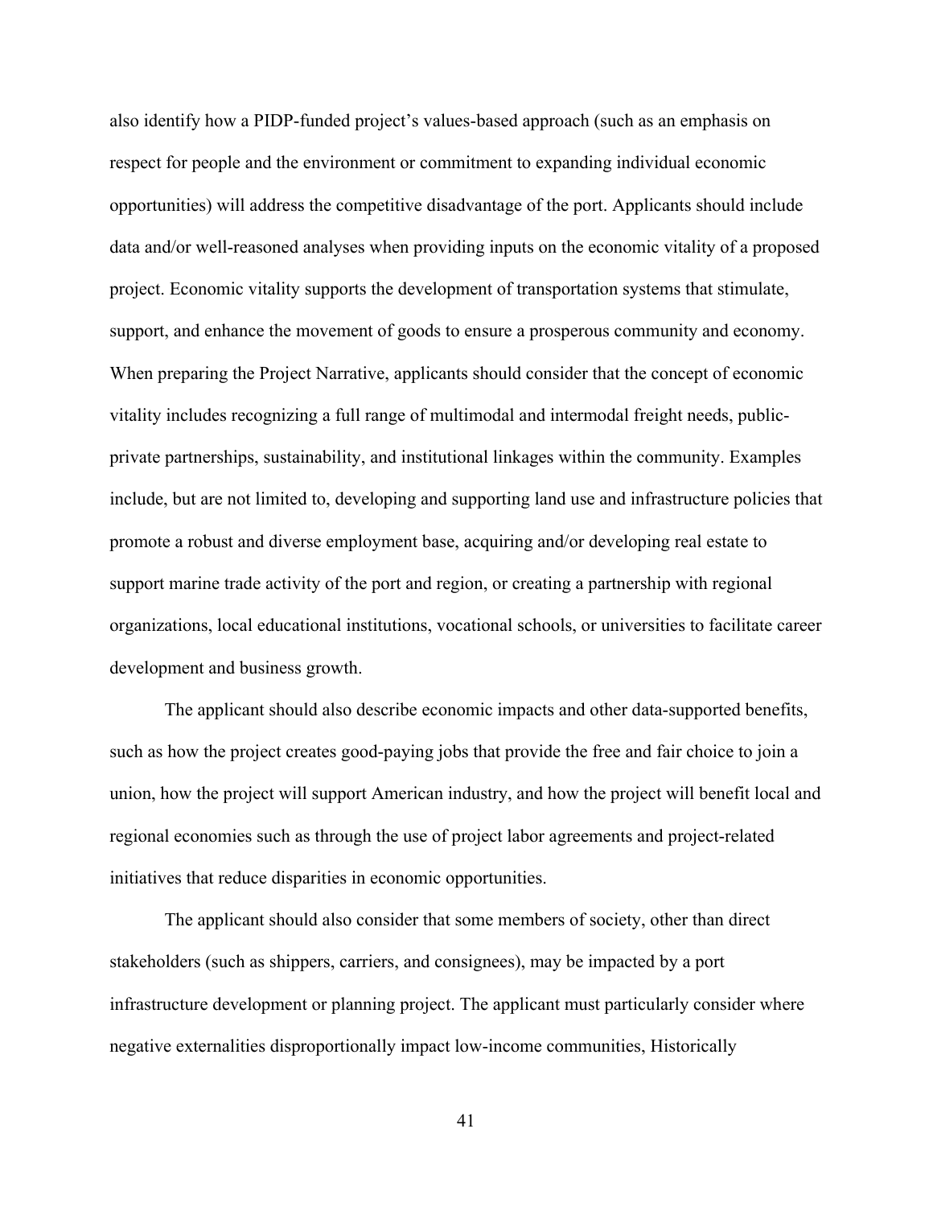also identify how a PIDP-funded project's values-based approach (such as an emphasis on respect for people and the environment or commitment to expanding individual economic opportunities) will address the competitive disadvantage of the port. Applicants should include data and/or well-reasoned analyses when providing inputs on the economic vitality of a proposed project. Economic vitality supports the development of transportation systems that stimulate, support, and enhance the movement of goods to ensure a prosperous community and economy. When preparing the Project Narrative, applicants should consider that the concept of economic vitality includes recognizing a full range of multimodal and intermodal freight needs, public-private partnerships, sustainability, and institutional linkages within the community. Examples include, but are not limited to, developing and supporting land use and infrastructure policies that promote a robust and diverse employment base, acquiring and/or developing real estate to support marine trade activity of the port and region, or creating a partnership with regional organizations, local educational institutions, vocational schools, or universities to facilitate career development and business growth.

The applicant should also describe economic impacts and other data-supported benefits, such as how the project creates good-paying jobs that provide the free and fair choice to join a union, how the project will support American industry, and how the project will benefit local and regional economies such as through the use of project labor agreements and project-related initiatives that reduce disparities in economic opportunities.

The applicant should also consider that some members of society, other than direct stakeholders (such as shippers, carriers, and consignees), may be impacted by a port infrastructure development or planning project. The applicant must particularly consider where negative externalities disproportionally impact low-income communities, Historically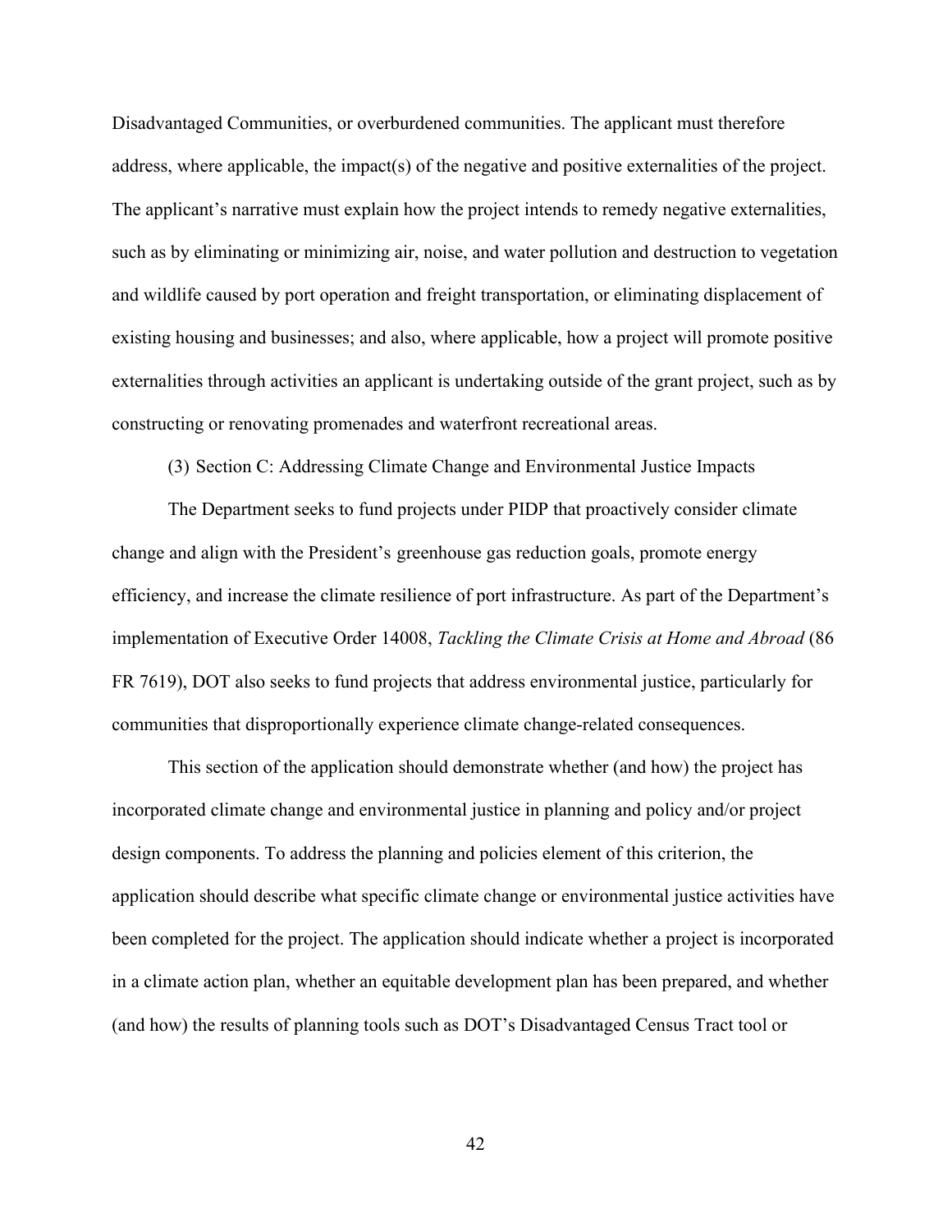Disadvantaged Communities, or overburdened communities. The applicant must therefore address, where applicable, the impact(s) of the negative and positive externalities of the project. The applicant's narrative must explain how the project intends to remedy negative externalities, such as by eliminating or minimizing air, noise, and water pollution and destruction to vegetation and wildlife caused by port operation and freight transportation, or eliminating displacement of existing housing and businesses; and also, where applicable, how a project will promote positive externalities through activities an applicant is undertaking outside of the grant project, such as by constructing or renovating promenades and waterfront recreational areas.

(3) Section C: Addressing Climate Change and Environmental Justice Impacts

The Department seeks to fund projects under PIDP that proactively consider climate change and align with the President's greenhouse gas reduction goals, promote energy efficiency, and increase the climate resilience of port infrastructure. As part of the Department's implementation of Executive Order 14008, *Tackling the Climate Crisis at Home and Abroad* (86 FR 7619), DOT also seeks to fund projects that address environmental justice, particularly for communities that disproportionally experience climate change-related consequences.

This section of the application should demonstrate whether (and how) the project has incorporated climate change and environmental justice in planning and policy and/or project design components. To address the planning and policies element of this criterion, the application should describe what specific climate change or environmental justice activities have been completed for the project. The application should indicate whether a project is incorporated in a climate action plan, whether an equitable development plan has been prepared, and whether (and how) the results of planning tools such as DOT's Disadvantaged Census Tract tool or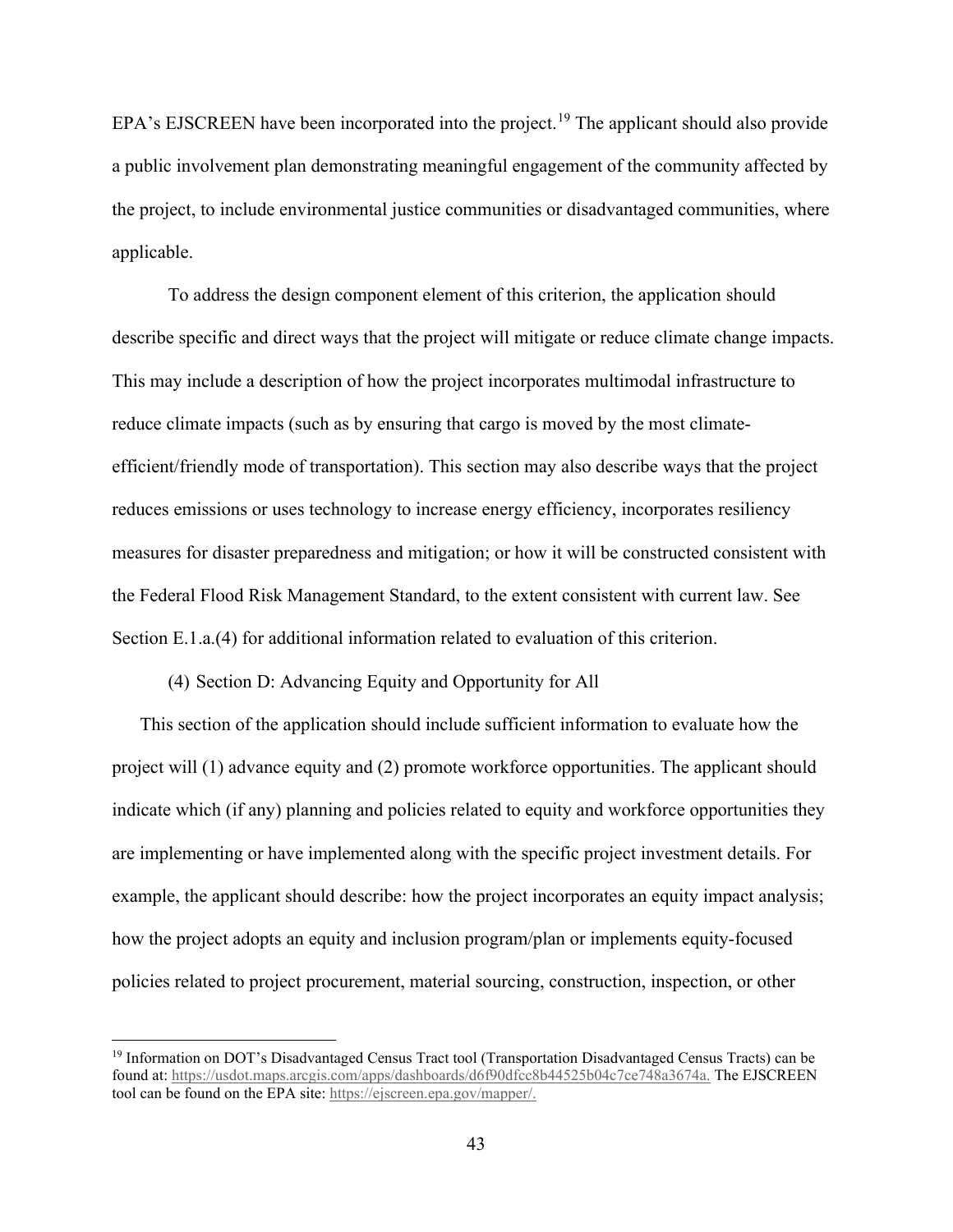EPA's EJSCREEN have been incorporated into the project.[19] The applicant should also provide a public involvement plan demonstrating meaningful engagement of the community affected by the project, to include environmental justice communities or disadvantaged communities, where applicable.

To address the design component element of this criterion, the application should describe specific and direct ways that the project will mitigate or reduce climate change impacts. This may include a description of how the project incorporates multimodal infrastructure to reduce climate impacts (such as by ensuring that cargo is moved by the most climate-efficient/friendly mode of transportation). This section may also describe ways that the project reduces emissions or uses technology to increase energy efficiency, incorporates resiliency measures for disaster preparedness and mitigation; or how it will be constructed consistent with the Federal Flood Risk Management Standard, to the extent consistent with current law. See Section E.1.a.(4) for additional information related to evaluation of this criterion.

(4) Section D: Advancing Equity and Opportunity for All

This section of the application should include sufficient information to evaluate how the project will (1) advance equity and (2) promote workforce opportunities. The applicant should indicate which (if any) planning and policies related to equity and workforce opportunities they are implementing or have implemented along with the specific project investment details. For example, the applicant should describe: how the project incorporates an equity impact analysis; how the project adopts an equity and inclusion program/plan or implements equity-focused policies related to project procurement, material sourcing, construction, inspection, or other

---

[19] Information on DOT's Disadvantaged Census Tract tool (Transportation Disadvantaged Census Tracts) can be found at: https://usdot.maps.arcgis.com/apps/dashboards/d6f90dfcc8b44525b04c7ce748a3674a. The EJSCREEN tool can be found on the EPA site: https://ejscreen.epa.gov/mapper/.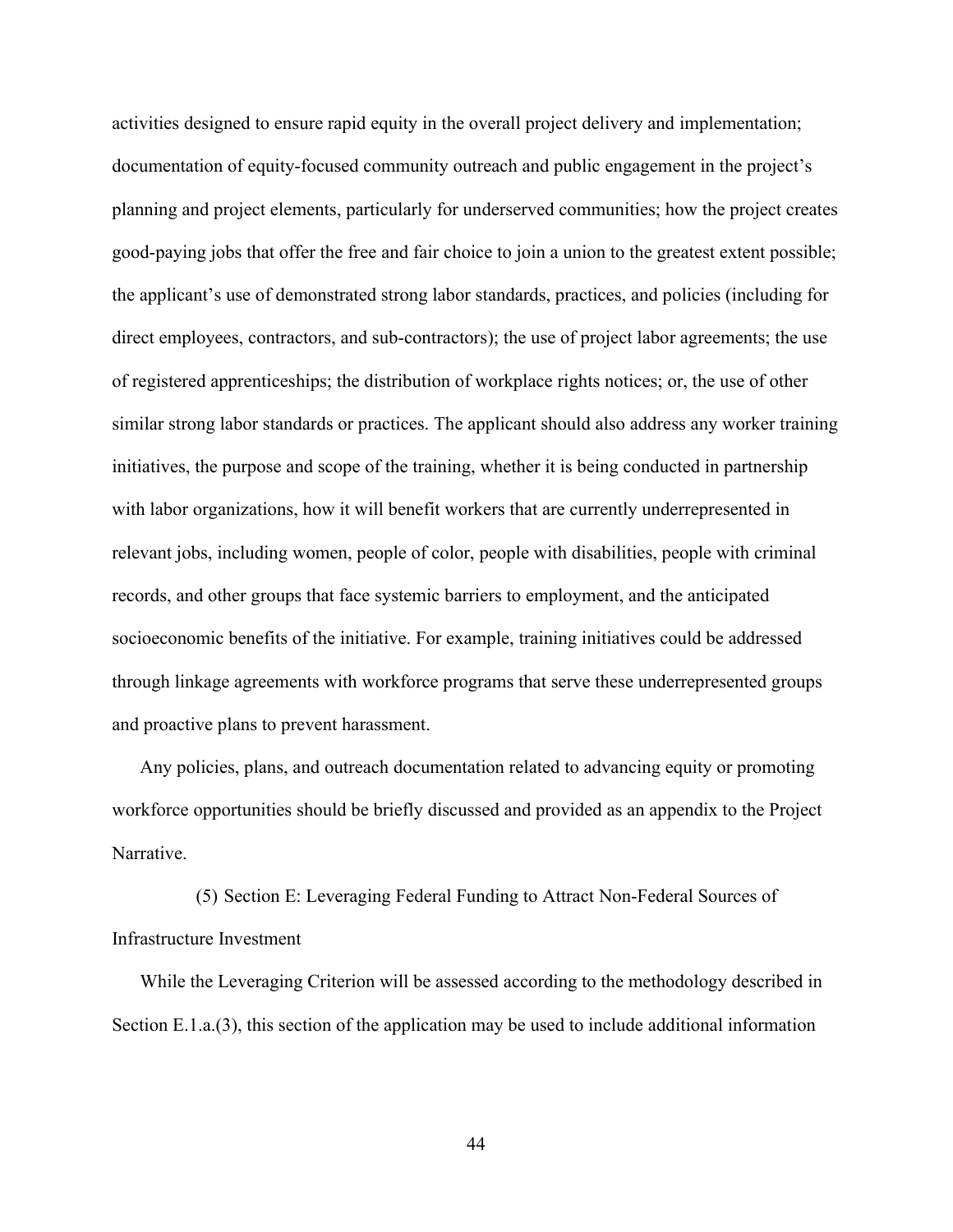activities designed to ensure rapid equity in the overall project delivery and implementation; documentation of equity-focused community outreach and public engagement in the project's planning and project elements, particularly for underserved communities; how the project creates good-paying jobs that offer the free and fair choice to join a union to the greatest extent possible; the applicant's use of demonstrated strong labor standards, practices, and policies (including for direct employees, contractors, and sub-contractors); the use of project labor agreements; the use of registered apprenticeships; the distribution of workplace rights notices; or, the use of other similar strong labor standards or practices. The applicant should also address any worker training initiatives, the purpose and scope of the training, whether it is being conducted in partnership with labor organizations, how it will benefit workers that are currently underrepresented in relevant jobs, including women, people of color, people with disabilities, people with criminal records, and other groups that face systemic barriers to employment, and the anticipated socioeconomic benefits of the initiative. For example, training initiatives could be addressed through linkage agreements with workforce programs that serve these underrepresented groups and proactive plans to prevent harassment.

Any policies, plans, and outreach documentation related to advancing equity or promoting workforce opportunities should be briefly discussed and provided as an appendix to the Project Narrative.

(5) Section E: Leveraging Federal Funding to Attract Non-Federal Sources of Infrastructure Investment

While the Leveraging Criterion will be assessed according to the methodology described in Section E.1.a.(3), this section of the application may be used to include additional information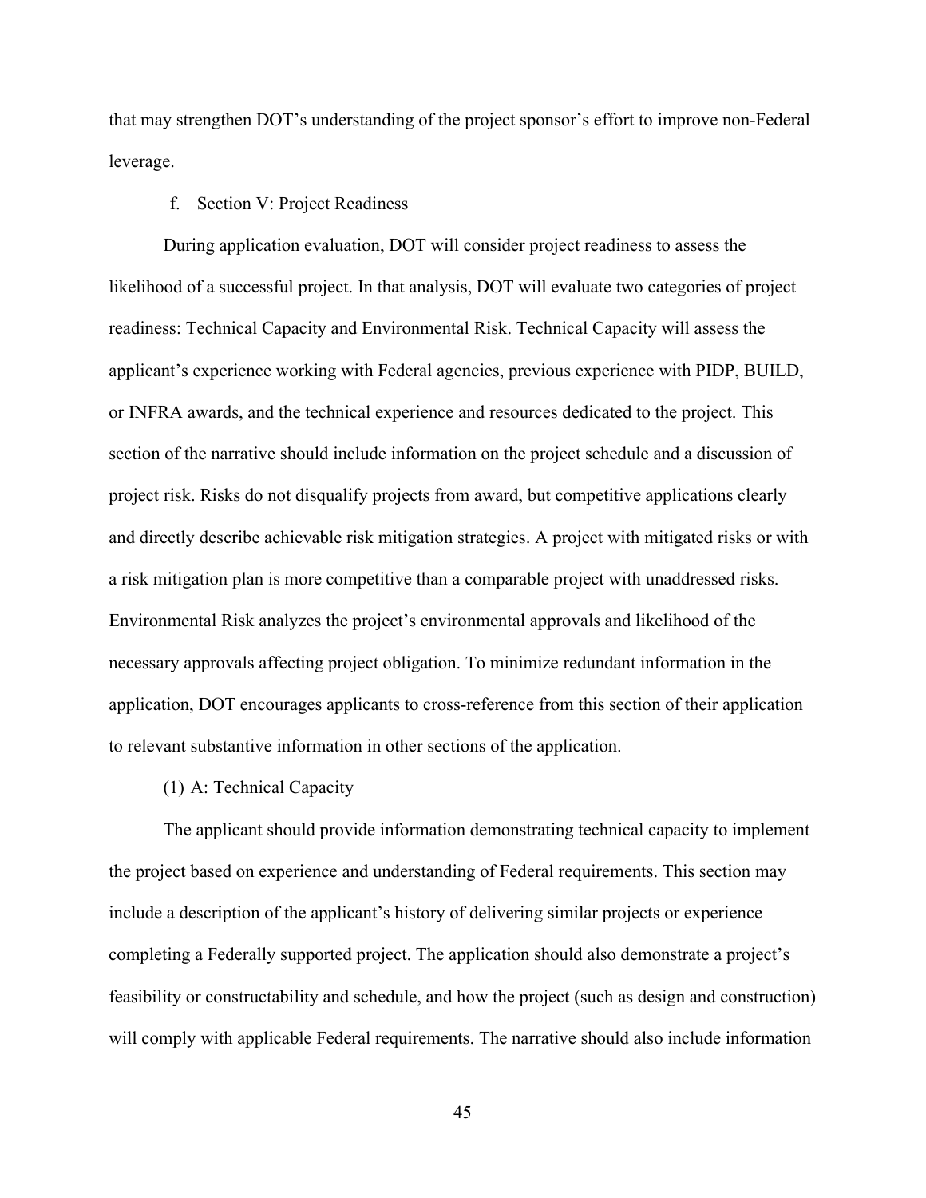that may strengthen DOT's understanding of the project sponsor's effort to improve non-Federal leverage.

### f. Section V: Project Readiness

During application evaluation, DOT will consider project readiness to assess the likelihood of a successful project. In that analysis, DOT will evaluate two categories of project readiness: Technical Capacity and Environmental Risk. Technical Capacity will assess the applicant's experience working with Federal agencies, previous experience with PIDP, BUILD, or INFRA awards, and the technical experience and resources dedicated to the project. This section of the narrative should include information on the project schedule and a discussion of project risk. Risks do not disqualify projects from award, but competitive applications clearly and directly describe achievable risk mitigation strategies. A project with mitigated risks or with a risk mitigation plan is more competitive than a comparable project with unaddressed risks. Environmental Risk analyzes the project's environmental approvals and likelihood of the necessary approvals affecting project obligation. To minimize redundant information in the application, DOT encourages applicants to cross-reference from this section of their application to relevant substantive information in other sections of the application.

#### (1) A: Technical Capacity

The applicant should provide information demonstrating technical capacity to implement the project based on experience and understanding of Federal requirements. This section may include a description of the applicant's history of delivering similar projects or experience completing a Federally supported project. The application should also demonstrate a project's feasibility or constructability and schedule, and how the project (such as design and construction) will comply with applicable Federal requirements. The narrative should also include information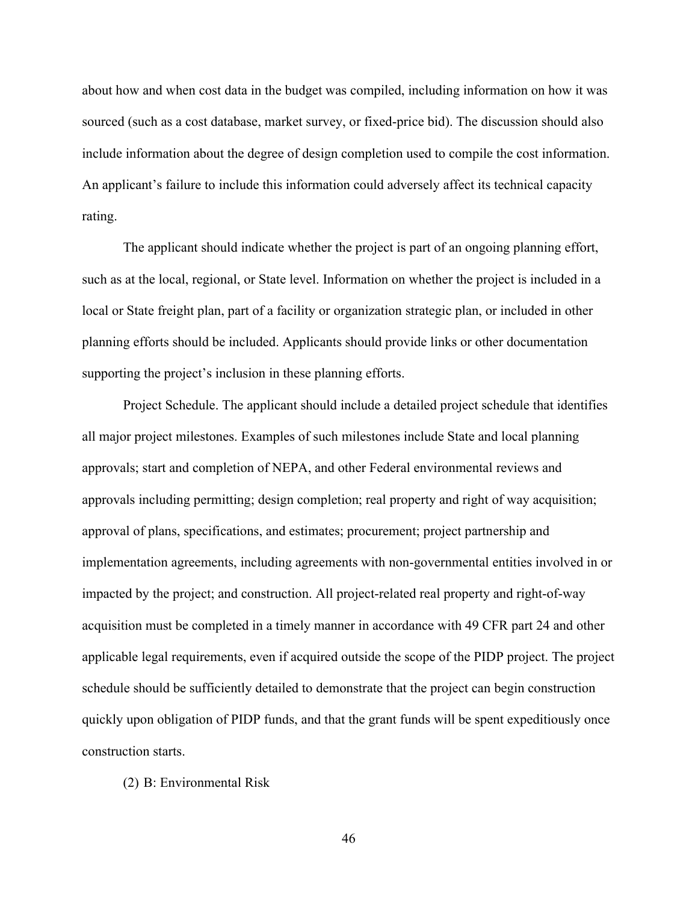about how and when cost data in the budget was compiled, including information on how it was sourced (such as a cost database, market survey, or fixed-price bid). The discussion should also include information about the degree of design completion used to compile the cost information. An applicant's failure to include this information could adversely affect its technical capacity rating.

The applicant should indicate whether the project is part of an ongoing planning effort, such as at the local, regional, or State level. Information on whether the project is included in a local or State freight plan, part of a facility or organization strategic plan, or included in other planning efforts should be included. Applicants should provide links or other documentation supporting the project's inclusion in these planning efforts.

Project Schedule. The applicant should include a detailed project schedule that identifies all major project milestones. Examples of such milestones include State and local planning approvals; start and completion of NEPA, and other Federal environmental reviews and approvals including permitting; design completion; real property and right of way acquisition; approval of plans, specifications, and estimates; procurement; project partnership and implementation agreements, including agreements with non-governmental entities involved in or impacted by the project; and construction. All project-related real property and right-of-way acquisition must be completed in a timely manner in accordance with 49 CFR part 24 and other applicable legal requirements, even if acquired outside the scope of the PIDP project. The project schedule should be sufficiently detailed to demonstrate that the project can begin construction quickly upon obligation of PIDP funds, and that the grant funds will be spent expeditiously once construction starts.

(2) B: Environmental Risk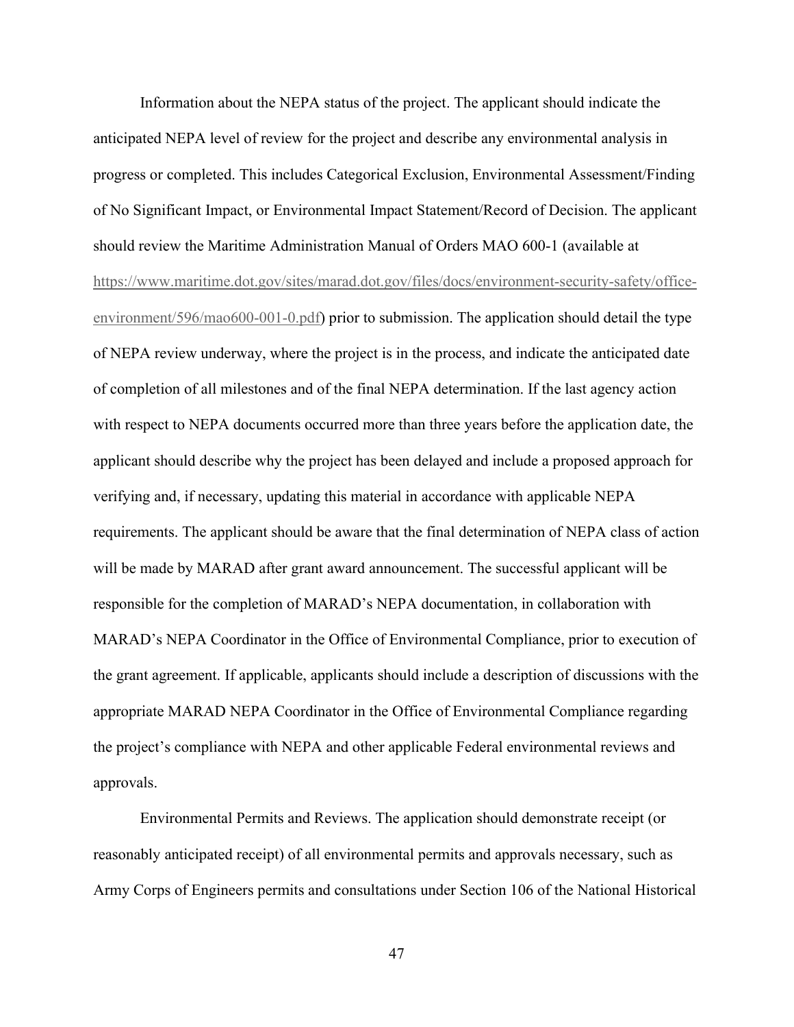Information about the NEPA status of the project. The applicant should indicate the anticipated NEPA level of review for the project and describe any environmental analysis in progress or completed. This includes Categorical Exclusion, Environmental Assessment/Finding of No Significant Impact, or Environmental Impact Statement/Record of Decision. The applicant should review the Maritime Administration Manual of Orders MAO 600-1 (available at https://www.maritime.dot.gov/sites/marad.dot.gov/files/docs/environment-security-safety/office-environment/596/mao600-001-0.pdf) prior to submission. The application should detail the type of NEPA review underway, where the project is in the process, and indicate the anticipated date of completion of all milestones and of the final NEPA determination. If the last agency action with respect to NEPA documents occurred more than three years before the application date, the applicant should describe why the project has been delayed and include a proposed approach for verifying and, if necessary, updating this material in accordance with applicable NEPA requirements. The applicant should be aware that the final determination of NEPA class of action will be made by MARAD after grant award announcement. The successful applicant will be responsible for the completion of MARAD's NEPA documentation, in collaboration with MARAD's NEPA Coordinator in the Office of Environmental Compliance, prior to execution of the grant agreement. If applicable, applicants should include a description of discussions with the appropriate MARAD NEPA Coordinator in the Office of Environmental Compliance regarding the project's compliance with NEPA and other applicable Federal environmental reviews and approvals.

Environmental Permits and Reviews. The application should demonstrate receipt (or reasonably anticipated receipt) of all environmental permits and approvals necessary, such as Army Corps of Engineers permits and consultations under Section 106 of the National Historical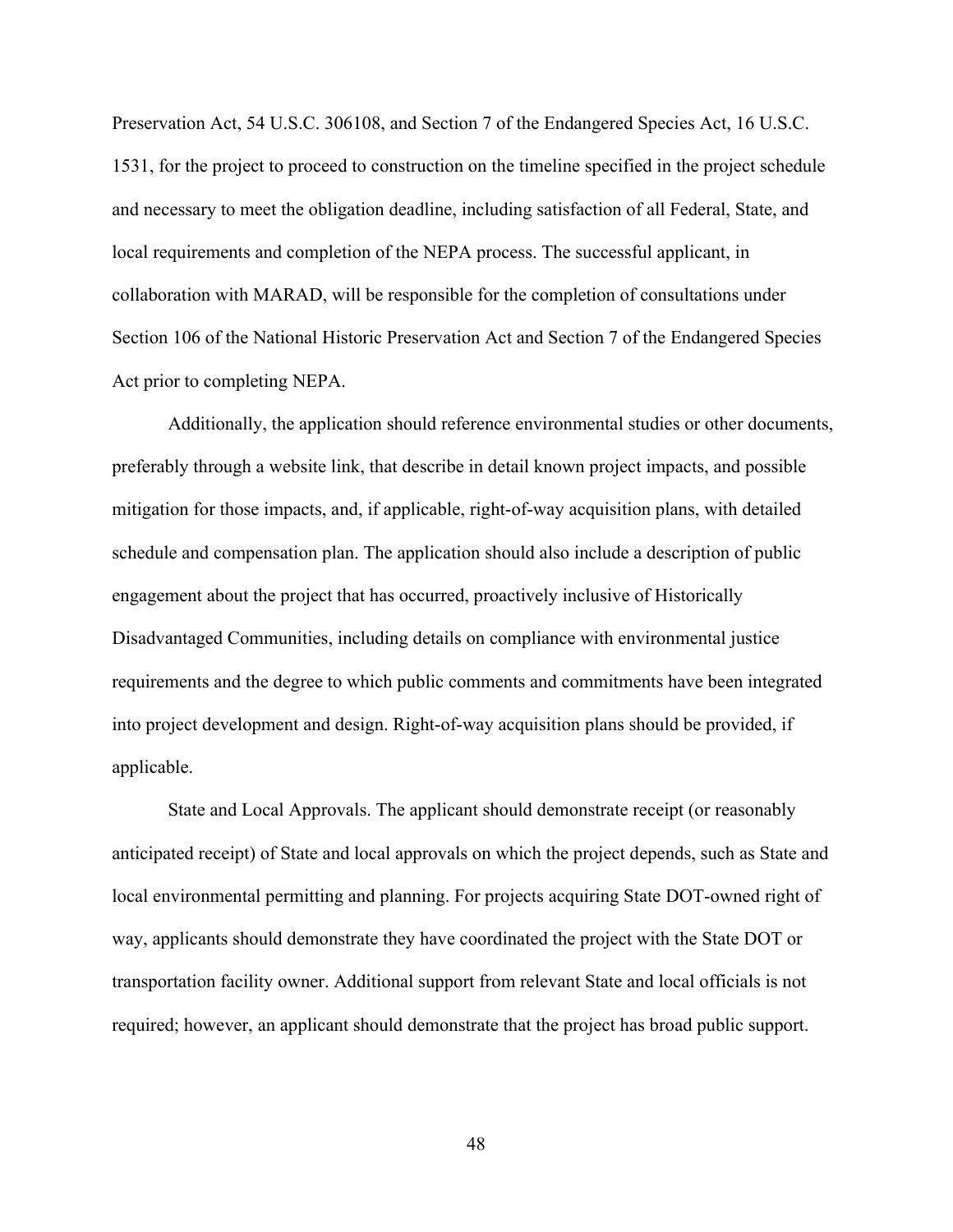Preservation Act, 54 U.S.C. 306108, and Section 7 of the Endangered Species Act, 16 U.S.C. 1531, for the project to proceed to construction on the timeline specified in the project schedule and necessary to meet the obligation deadline, including satisfaction of all Federal, State, and local requirements and completion of the NEPA process. The successful applicant, in collaboration with MARAD, will be responsible for the completion of consultations under Section 106 of the National Historic Preservation Act and Section 7 of the Endangered Species Act prior to completing NEPA.

Additionally, the application should reference environmental studies or other documents, preferably through a website link, that describe in detail known project impacts, and possible mitigation for those impacts, and, if applicable, right-of-way acquisition plans, with detailed schedule and compensation plan. The application should also include a description of public engagement about the project that has occurred, proactively inclusive of Historically Disadvantaged Communities, including details on compliance with environmental justice requirements and the degree to which public comments and commitments have been integrated into project development and design. Right-of-way acquisition plans should be provided, if applicable.

State and Local Approvals. The applicant should demonstrate receipt (or reasonably anticipated receipt) of State and local approvals on which the project depends, such as State and local environmental permitting and planning. For projects acquiring State DOT-owned right of way, applicants should demonstrate they have coordinated the project with the State DOT or transportation facility owner. Additional support from relevant State and local officials is not required; however, an applicant should demonstrate that the project has broad public support.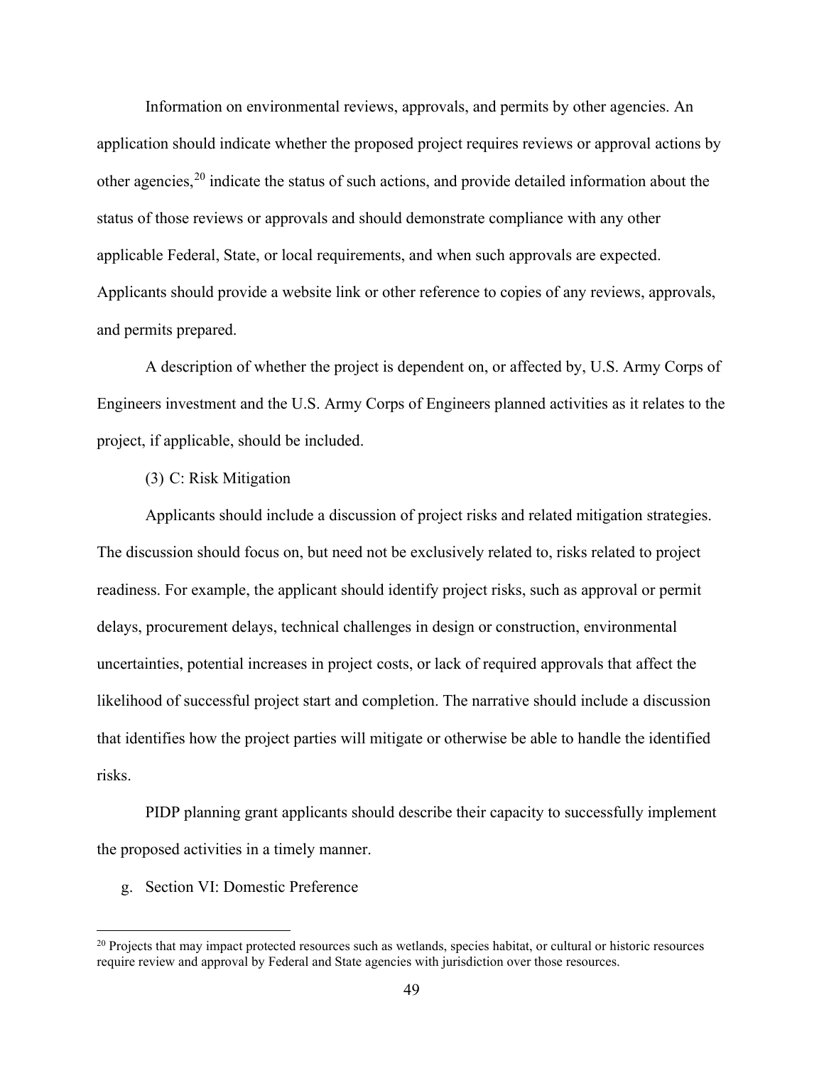Information on environmental reviews, approvals, and permits by other agencies. An application should indicate whether the proposed project requires reviews or approval actions by other agencies,[20] indicate the status of such actions, and provide detailed information about the status of those reviews or approvals and should demonstrate compliance with any other applicable Federal, State, or local requirements, and when such approvals are expected. Applicants should provide a website link or other reference to copies of any reviews, approvals, and permits prepared.

A description of whether the project is dependent on, or affected by, U.S. Army Corps of Engineers investment and the U.S. Army Corps of Engineers planned activities as it relates to the project, if applicable, should be included.

(3) C: Risk Mitigation

Applicants should include a discussion of project risks and related mitigation strategies. The discussion should focus on, but need not be exclusively related to, risks related to project readiness. For example, the applicant should identify project risks, such as approval or permit delays, procurement delays, technical challenges in design or construction, environmental uncertainties, potential increases in project costs, or lack of required approvals that affect the likelihood of successful project start and completion. The narrative should include a discussion that identifies how the project parties will mitigate or otherwise be able to handle the identified risks.

PIDP planning grant applicants should describe their capacity to successfully implement the proposed activities in a timely manner.

g. Section VI: Domestic Preference

[20] Projects that may impact protected resources such as wetlands, species habitat, or cultural or historic resources require review and approval by Federal and State agencies with jurisdiction over those resources.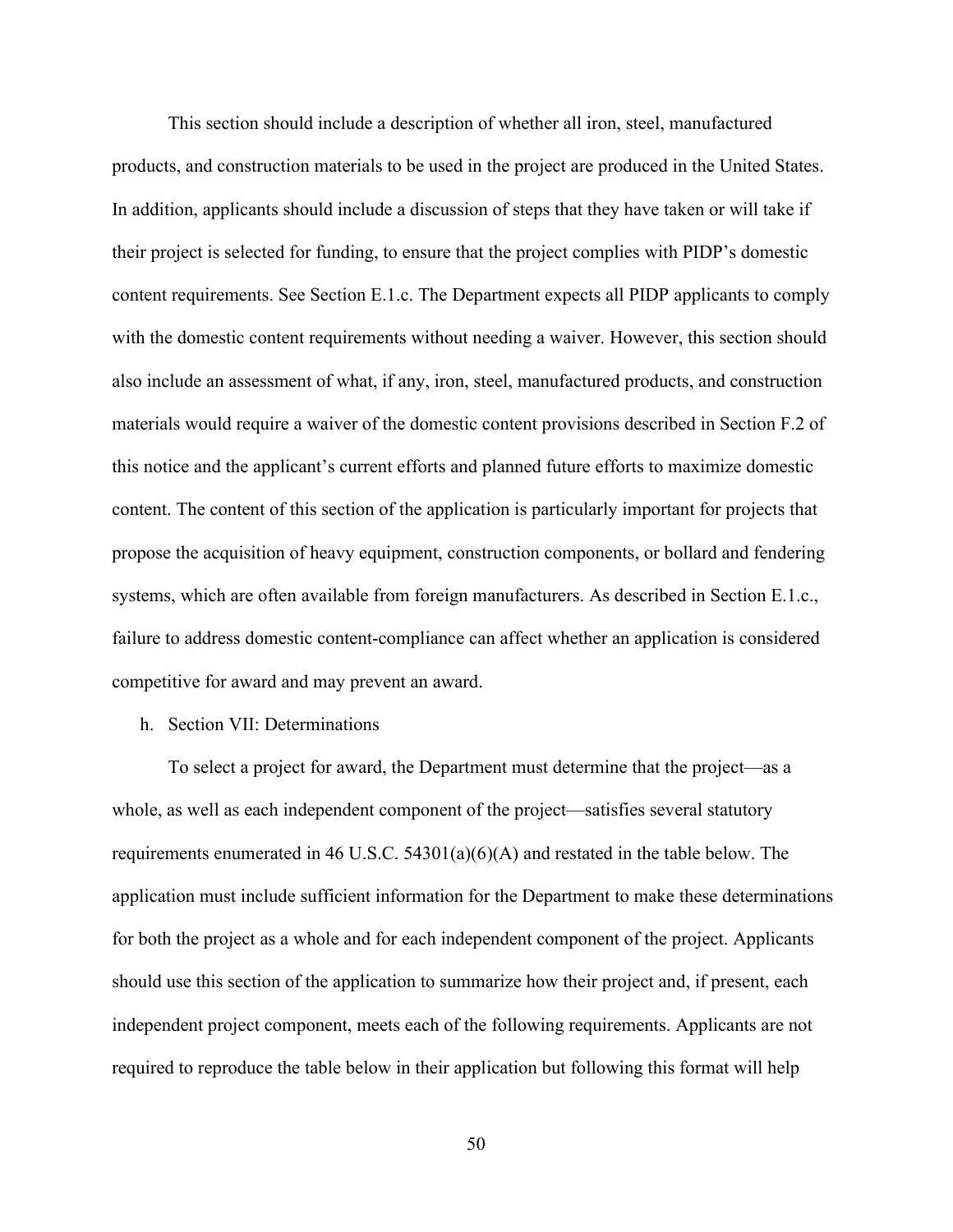This section should include a description of whether all iron, steel, manufactured products, and construction materials to be used in the project are produced in the United States. In addition, applicants should include a discussion of steps that they have taken or will take if their project is selected for funding, to ensure that the project complies with PIDP's domestic content requirements. See Section E.1.c. The Department expects all PIDP applicants to comply with the domestic content requirements without needing a waiver. However, this section should also include an assessment of what, if any, iron, steel, manufactured products, and construction materials would require a waiver of the domestic content provisions described in Section F.2 of this notice and the applicant's current efforts and planned future efforts to maximize domestic content. The content of this section of the application is particularly important for projects that propose the acquisition of heavy equipment, construction components, or bollard and fendering systems, which are often available from foreign manufacturers. As described in Section E.1.c., failure to address domestic content-compliance can affect whether an application is considered competitive for award and may prevent an award.

h. Section VII: Determinations

To select a project for award, the Department must determine that the project—as a whole, as well as each independent component of the project—satisfies several statutory requirements enumerated in 46 U.S.C. 54301(a)(6)(A) and restated in the table below. The application must include sufficient information for the Department to make these determinations for both the project as a whole and for each independent component of the project. Applicants should use this section of the application to summarize how their project and, if present, each independent project component, meets each of the following requirements. Applicants are not required to reproduce the table below in their application but following this format will help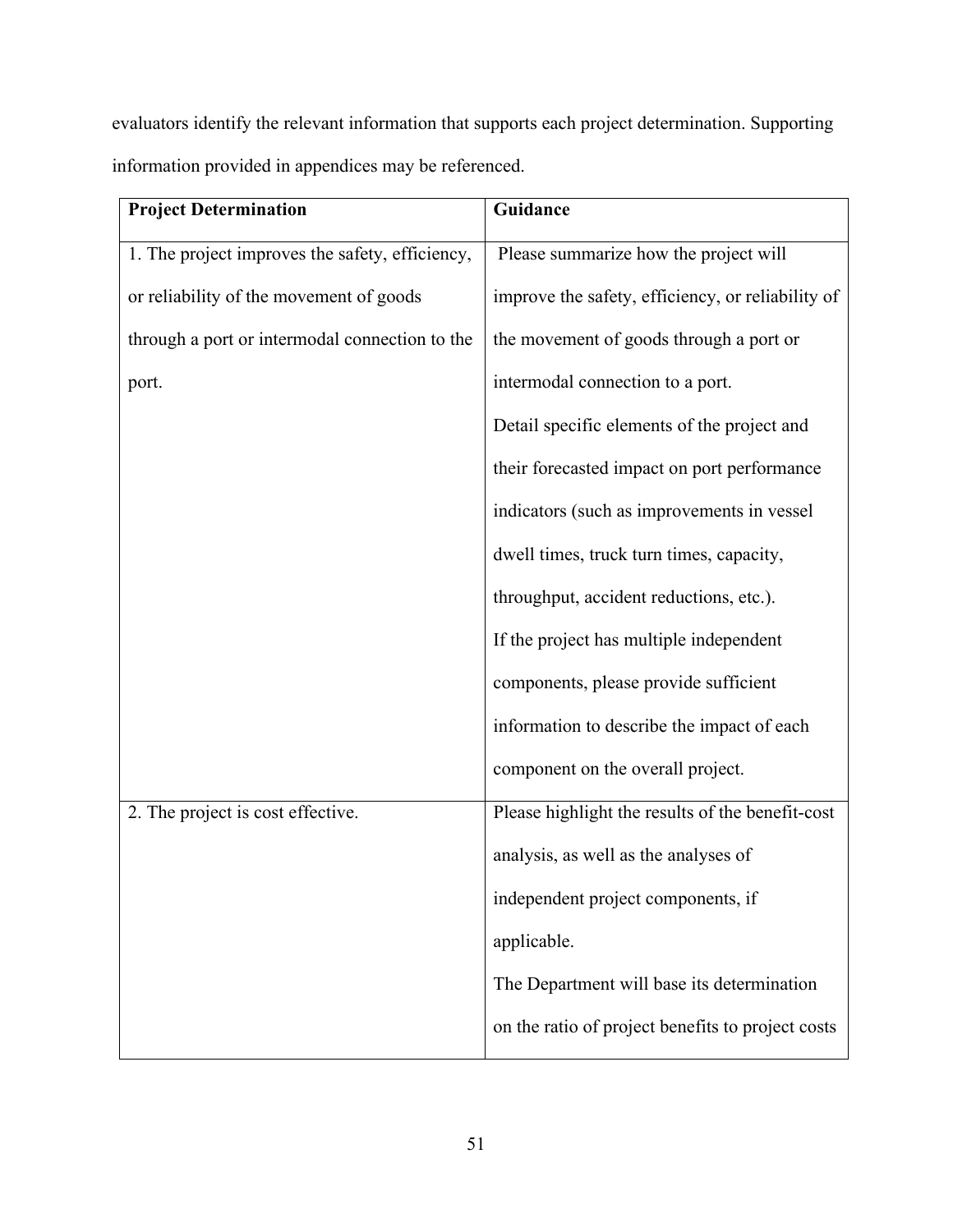evaluators identify the relevant information that supports each project determination. Supporting information provided in appendices may be referenced.

| Project Determination | Guidance |
| --- | --- |
| 1. The project improves the safety, efficiency, or reliability of the movement of goods through a port or intermodal connection to the port. | Please summarize how the project will improve the safety, efficiency, or reliability of the movement of goods through a port or intermodal connection to a port.<br>Detail specific elements of the project and their forecasted impact on port performance indicators (such as improvements in vessel dwell times, truck turn times, capacity, throughput, accident reductions, etc.).<br>If the project has multiple independent components, please provide sufficient information to describe the impact of each component on the overall project. |
| 2. The project is cost effective. | Please highlight the results of the benefit-cost analysis, as well as the analyses of independent project components, if applicable.<br>The Department will base its determination on the ratio of project benefits to project costs |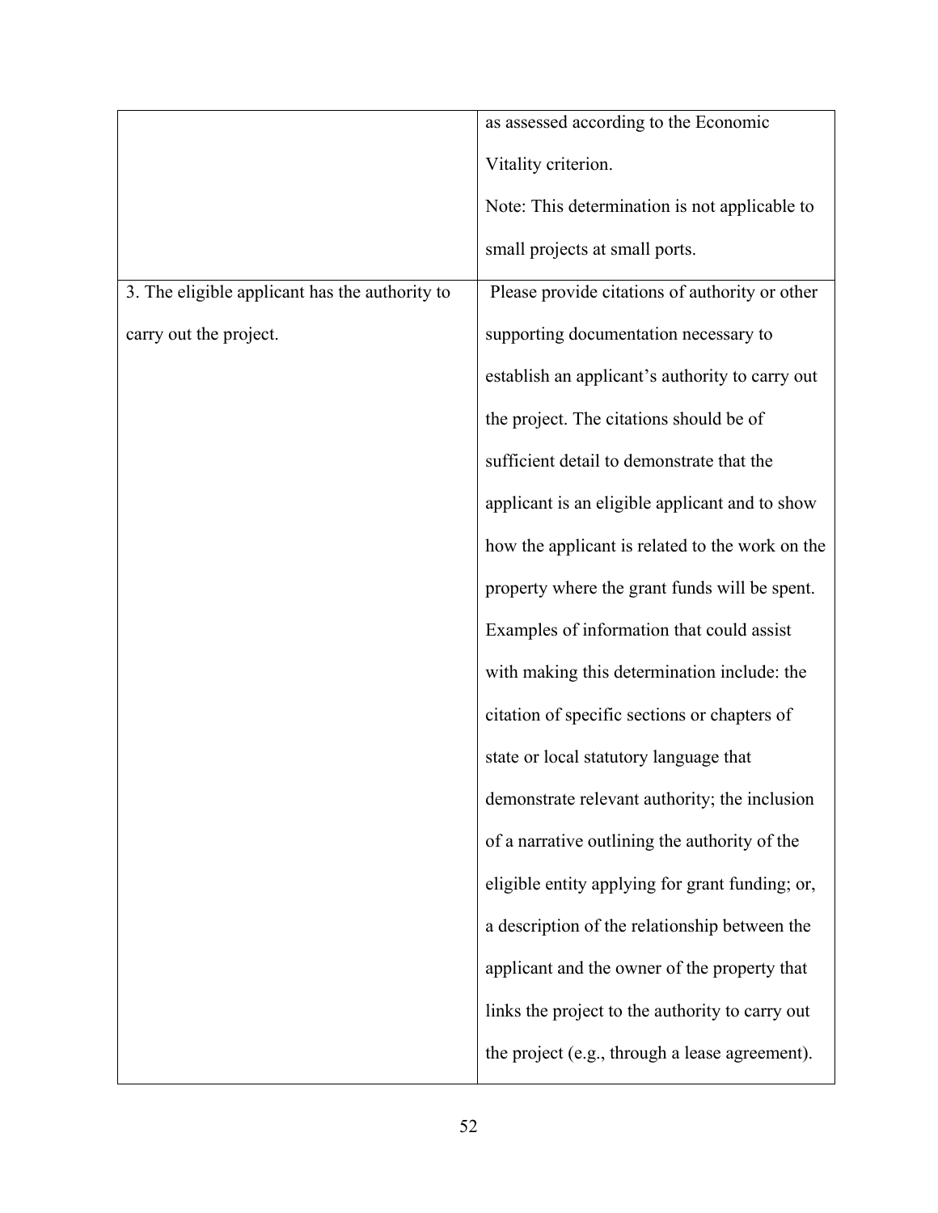| | |
|---|---|
| | as assessed according to the Economic Vitality criterion. Note: This determination is not applicable to small projects at small ports. |
| 3. The eligible applicant has the authority to carry out the project. | Please provide citations of authority or other supporting documentation necessary to establish an applicant's authority to carry out the project. The citations should be of sufficient detail to demonstrate that the applicant is an eligible applicant and to show how the applicant is related to the work on the property where the grant funds will be spent. Examples of information that could assist with making this determination include: the citation of specific sections or chapters of state or local statutory language that demonstrate relevant authority; the inclusion of a narrative outlining the authority of the eligible entity applying for grant funding; or, a description of the relationship between the applicant and the owner of the property that links the project to the authority to carry out the project (e.g., through a lease agreement). |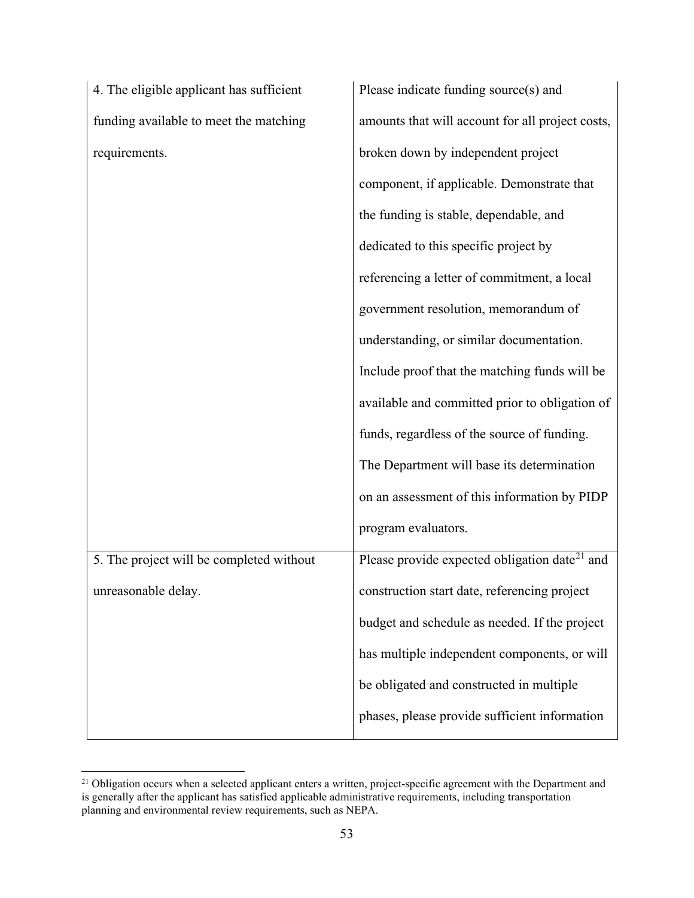| | |
|---|---|
| 4. The eligible applicant has sufficient funding available to meet the matching requirements. | Please indicate funding source(s) and amounts that will account for all project costs, broken down by independent project component, if applicable. Demonstrate that the funding is stable, dependable, and dedicated to this specific project by referencing a letter of commitment, a local government resolution, memorandum of understanding, or similar documentation. Include proof that the matching funds will be available and committed prior to obligation of funds, regardless of the source of funding. The Department will base its determination on an assessment of this information by PIDP program evaluators. |
| 5. The project will be completed without unreasonable delay. | Please provide expected obligation date[21] and construction start date, referencing project budget and schedule as needed. If the project has multiple independent components, or will be obligated and constructed in multiple phases, please provide sufficient information |

[21] Obligation occurs when a selected applicant enters a written, project-specific agreement with the Department and is generally after the applicant has satisfied applicable administrative requirements, including transportation planning and environmental review requirements, such as NEPA.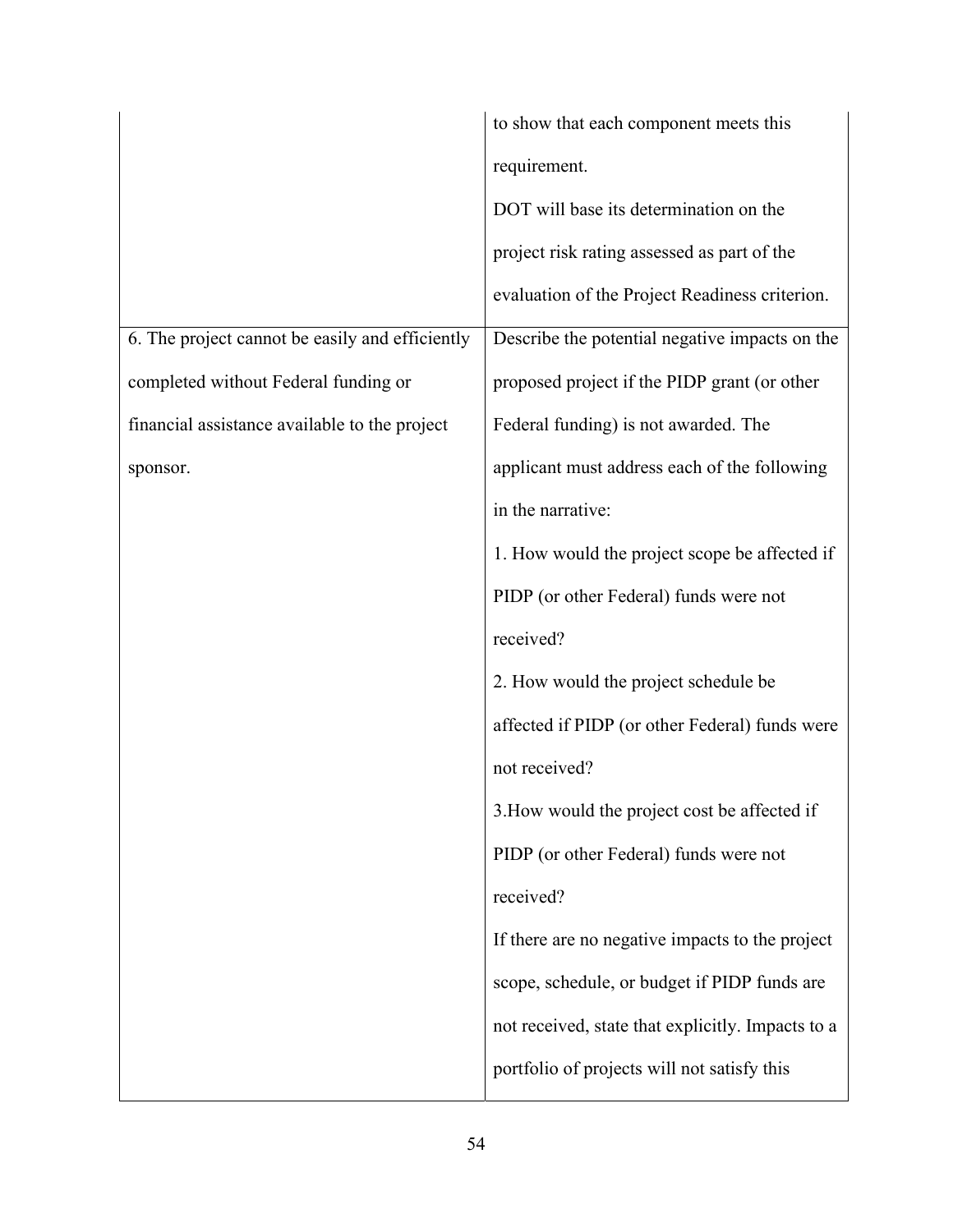| | |
|---|---|
| | to show that each component meets this requirement.<br>DOT will base its determination on the project risk rating assessed as part of the evaluation of the Project Readiness criterion. |
| 6. The project cannot be easily and efficiently completed without Federal funding or financial assistance available to the project sponsor. | Describe the potential negative impacts on the proposed project if the PIDP grant (or other Federal funding) is not awarded. The applicant must address each of the following in the narrative:<br>1. How would the project scope be affected if PIDP (or other Federal) funds were not received?<br>2. How would the project schedule be affected if PIDP (or other Federal) funds were not received?<br>3.How would the project cost be affected if PIDP (or other Federal) funds were not received?<br>If there are no negative impacts to the project scope, schedule, or budget if PIDP funds are not received, state that explicitly. Impacts to a portfolio of projects will not satisfy this |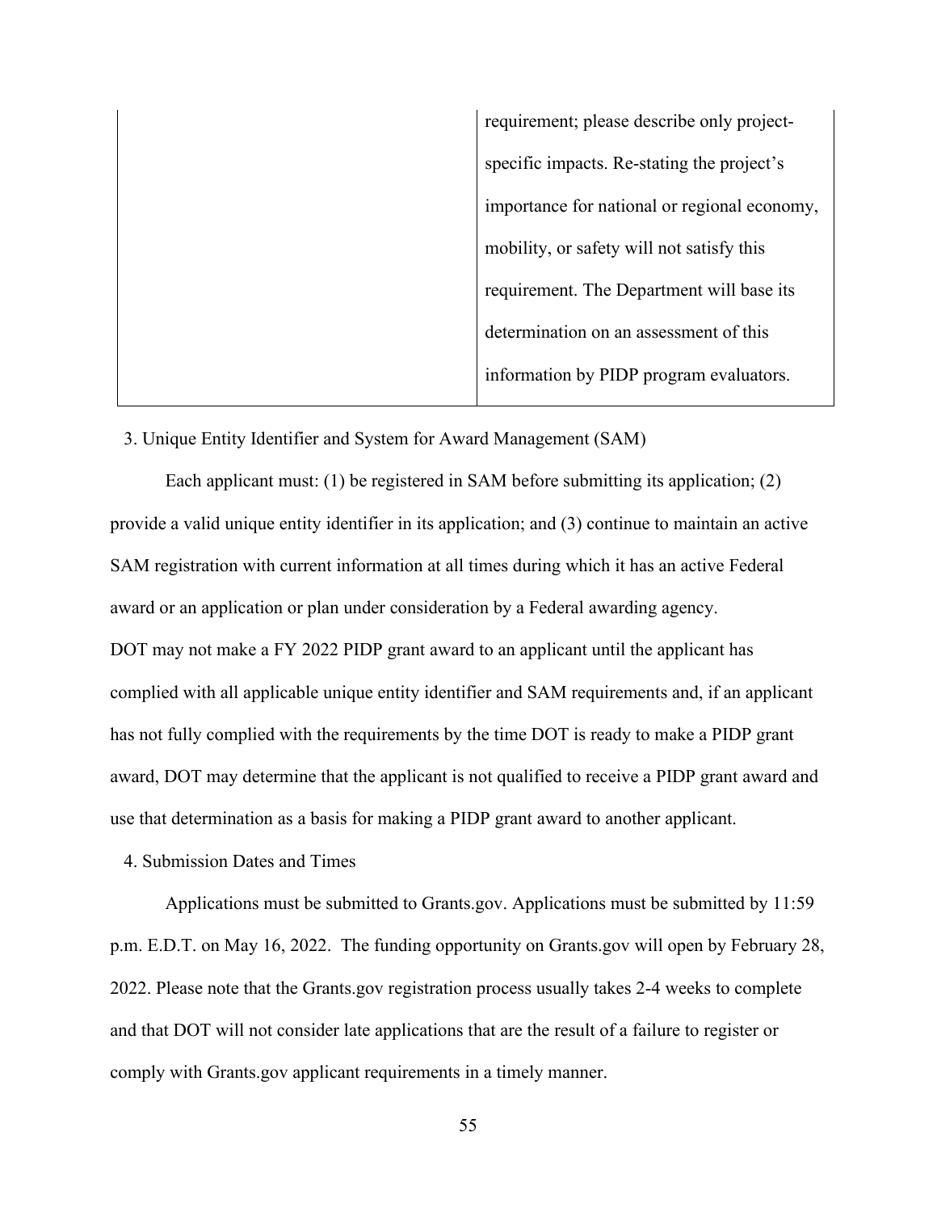| | |
|---|---|
| | requirement; please describe only project-specific impacts. Re-stating the project's importance for national or regional economy, mobility, or safety will not satisfy this requirement. The Department will base its determination on an assessment of this information by PIDP program evaluators. |

3. Unique Entity Identifier and System for Award Management (SAM)

Each applicant must: (1) be registered in SAM before submitting its application; (2) provide a valid unique entity identifier in its application; and (3) continue to maintain an active SAM registration with current information at all times during which it has an active Federal award or an application or plan under consideration by a Federal awarding agency. DOT may not make a FY 2022 PIDP grant award to an applicant until the applicant has complied with all applicable unique entity identifier and SAM requirements and, if an applicant has not fully complied with the requirements by the time DOT is ready to make a PIDP grant award, DOT may determine that the applicant is not qualified to receive a PIDP grant award and use that determination as a basis for making a PIDP grant award to another applicant.

4. Submission Dates and Times

Applications must be submitted to Grants.gov. Applications must be submitted by 11:59 p.m. E.D.T. on May 16, 2022. The funding opportunity on Grants.gov will open by February 28, 2022. Please note that the Grants.gov registration process usually takes 2-4 weeks to complete and that DOT will not consider late applications that are the result of a failure to register or comply with Grants.gov applicant requirements in a timely manner.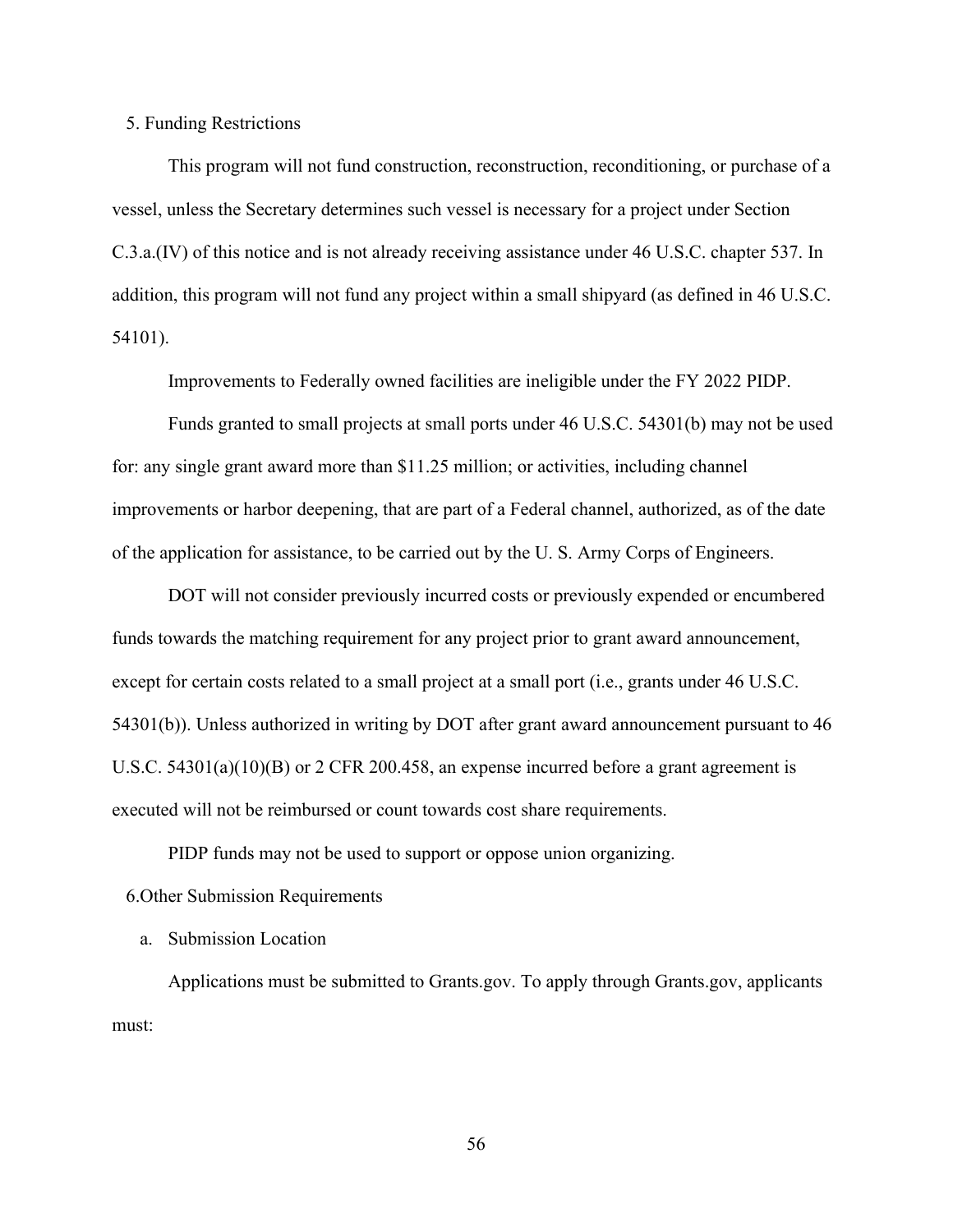5. Funding Restrictions

This program will not fund construction, reconstruction, reconditioning, or purchase of a vessel, unless the Secretary determines such vessel is necessary for a project under Section C.3.a.(IV) of this notice and is not already receiving assistance under 46 U.S.C. chapter 537. In addition, this program will not fund any project within a small shipyard (as defined in 46 U.S.C. 54101).

Improvements to Federally owned facilities are ineligible under the FY 2022 PIDP.

Funds granted to small projects at small ports under 46 U.S.C. 54301(b) may not be used for: any single grant award more than $11.25 million; or activities, including channel improvements or harbor deepening, that are part of a Federal channel, authorized, as of the date of the application for assistance, to be carried out by the U. S. Army Corps of Engineers.

DOT will not consider previously incurred costs or previously expended or encumbered funds towards the matching requirement for any project prior to grant award announcement, except for certain costs related to a small project at a small port (i.e., grants under 46 U.S.C. 54301(b)). Unless authorized in writing by DOT after grant award announcement pursuant to 46 U.S.C. 54301(a)(10)(B) or 2 CFR 200.458, an expense incurred before a grant agreement is executed will not be reimbursed or count towards cost share requirements.

PIDP funds may not be used to support or oppose union organizing.

6.Other Submission Requirements

a. Submission Location

Applications must be submitted to Grants.gov. To apply through Grants.gov, applicants must: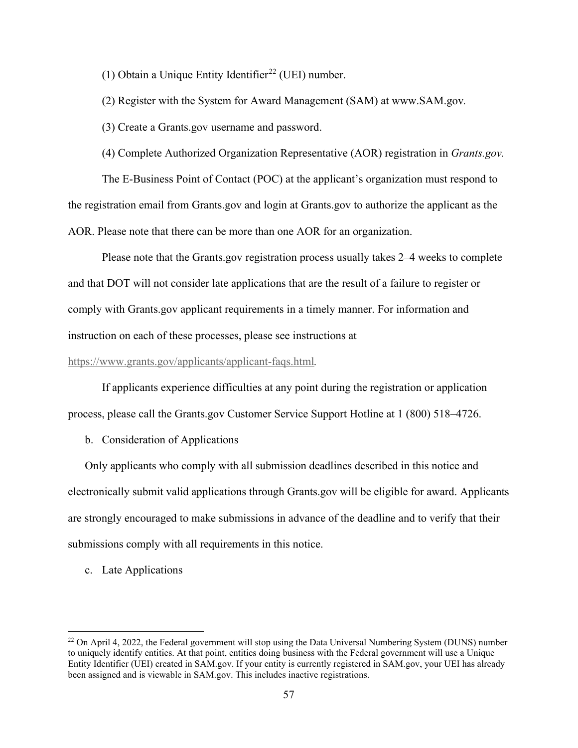(1) Obtain a Unique Entity Identifier[22] (UEI) number.

(2) Register with the System for Award Management (SAM) at www.SAM.gov.

(3) Create a Grants.gov username and password.

(4) Complete Authorized Organization Representative (AOR) registration in *Grants.gov.*

The E-Business Point of Contact (POC) at the applicant's organization must respond to the registration email from Grants.gov and login at Grants.gov to authorize the applicant as the AOR. Please note that there can be more than one AOR for an organization.

Please note that the Grants.gov registration process usually takes 2–4 weeks to complete and that DOT will not consider late applications that are the result of a failure to register or comply with Grants.gov applicant requirements in a timely manner. For information and instruction on each of these processes, please see instructions at https://www.grants.gov/applicants/applicant-faqs.html.

If applicants experience difficulties at any point during the registration or application process, please call the Grants.gov Customer Service Support Hotline at 1 (800) 518–4726.

b. Consideration of Applications

Only applicants who comply with all submission deadlines described in this notice and electronically submit valid applications through Grants.gov will be eligible for award. Applicants are strongly encouraged to make submissions in advance of the deadline and to verify that their submissions comply with all requirements in this notice.

c. Late Applications

---

[22] On April 4, 2022, the Federal government will stop using the Data Universal Numbering System (DUNS) number to uniquely identify entities. At that point, entities doing business with the Federal government will use a Unique Entity Identifier (UEI) created in SAM.gov. If your entity is currently registered in SAM.gov, your UEI has already been assigned and is viewable in SAM.gov. This includes inactive registrations.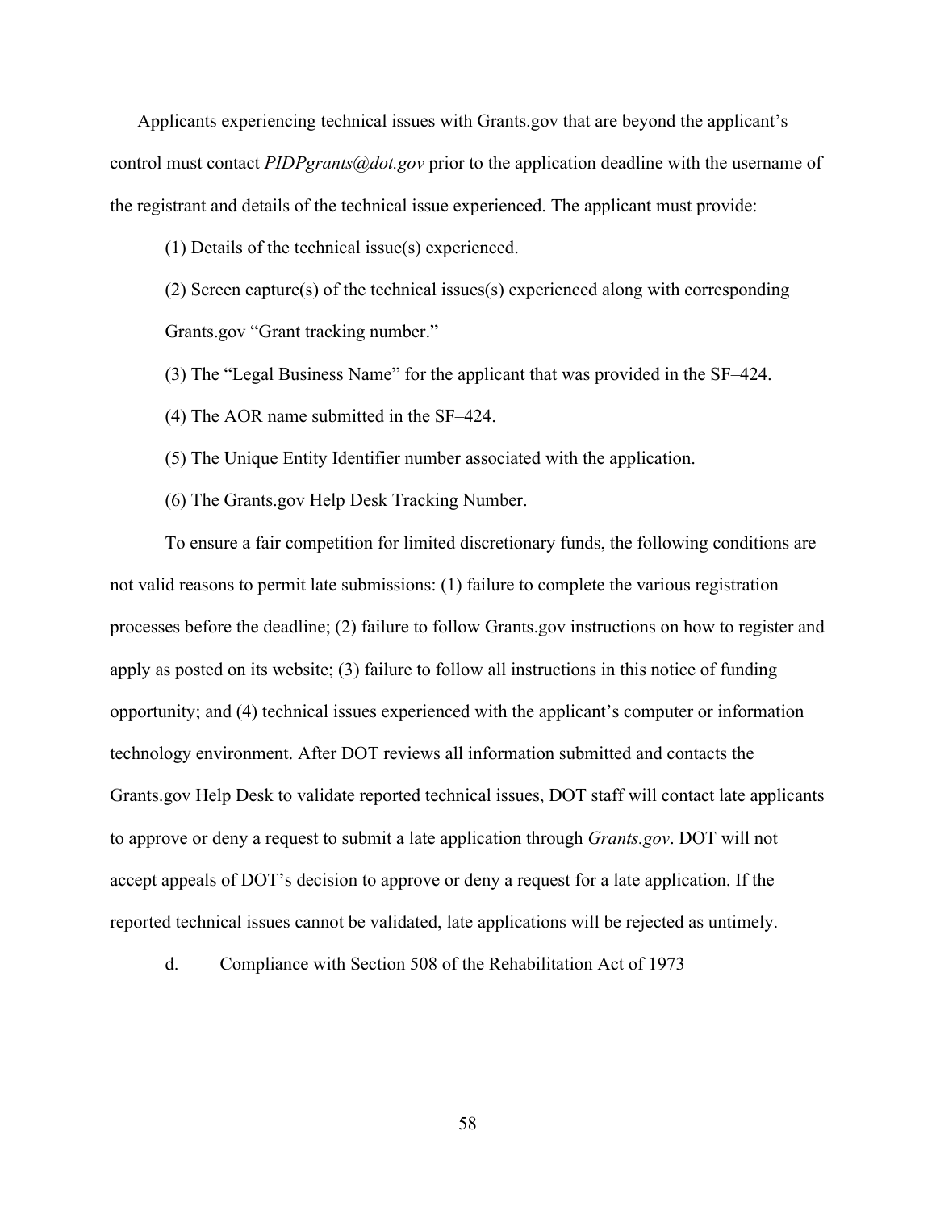Applicants experiencing technical issues with Grants.gov that are beyond the applicant's control must contact *PIDPgrants@dot.gov* prior to the application deadline with the username of the registrant and details of the technical issue experienced. The applicant must provide:

(1) Details of the technical issue(s) experienced.

(2) Screen capture(s) of the technical issues(s) experienced along with corresponding Grants.gov "Grant tracking number."

(3) The "Legal Business Name" for the applicant that was provided in the SF–424.

(4) The AOR name submitted in the SF–424.

(5) The Unique Entity Identifier number associated with the application.

(6) The Grants.gov Help Desk Tracking Number.

To ensure a fair competition for limited discretionary funds, the following conditions are not valid reasons to permit late submissions: (1) failure to complete the various registration processes before the deadline; (2) failure to follow Grants.gov instructions on how to register and apply as posted on its website; (3) failure to follow all instructions in this notice of funding opportunity; and (4) technical issues experienced with the applicant's computer or information technology environment. After DOT reviews all information submitted and contacts the Grants.gov Help Desk to validate reported technical issues, DOT staff will contact late applicants to approve or deny a request to submit a late application through *Grants.gov*. DOT will not accept appeals of DOT's decision to approve or deny a request for a late application. If the reported technical issues cannot be validated, late applications will be rejected as untimely.

d. Compliance with Section 508 of the Rehabilitation Act of 1973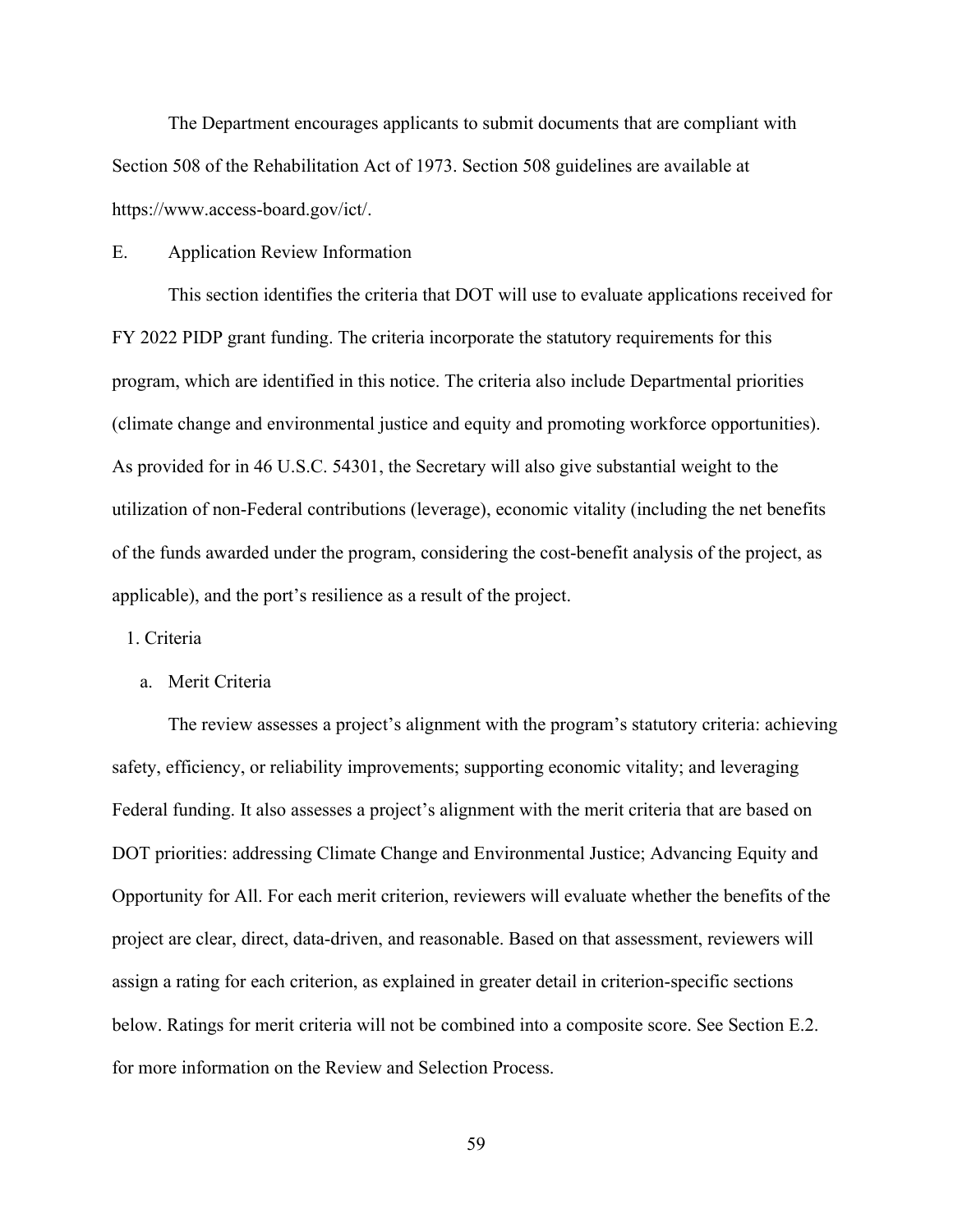The Department encourages applicants to submit documents that are compliant with Section 508 of the Rehabilitation Act of 1973. Section 508 guidelines are available at https://www.access-board.gov/ict/.

## E. Application Review Information

This section identifies the criteria that DOT will use to evaluate applications received for FY 2022 PIDP grant funding. The criteria incorporate the statutory requirements for this program, which are identified in this notice. The criteria also include Departmental priorities (climate change and environmental justice and equity and promoting workforce opportunities). As provided for in 46 U.S.C. 54301, the Secretary will also give substantial weight to the utilization of non-Federal contributions (leverage), economic vitality (including the net benefits of the funds awarded under the program, considering the cost-benefit analysis of the project, as applicable), and the port's resilience as a result of the project.

### 1. Criteria

#### a. Merit Criteria

The review assesses a project's alignment with the program's statutory criteria: achieving safety, efficiency, or reliability improvements; supporting economic vitality; and leveraging Federal funding. It also assesses a project's alignment with the merit criteria that are based on DOT priorities: addressing Climate Change and Environmental Justice; Advancing Equity and Opportunity for All. For each merit criterion, reviewers will evaluate whether the benefits of the project are clear, direct, data-driven, and reasonable. Based on that assessment, reviewers will assign a rating for each criterion, as explained in greater detail in criterion-specific sections below. Ratings for merit criteria will not be combined into a composite score. See Section E.2. for more information on the Review and Selection Process.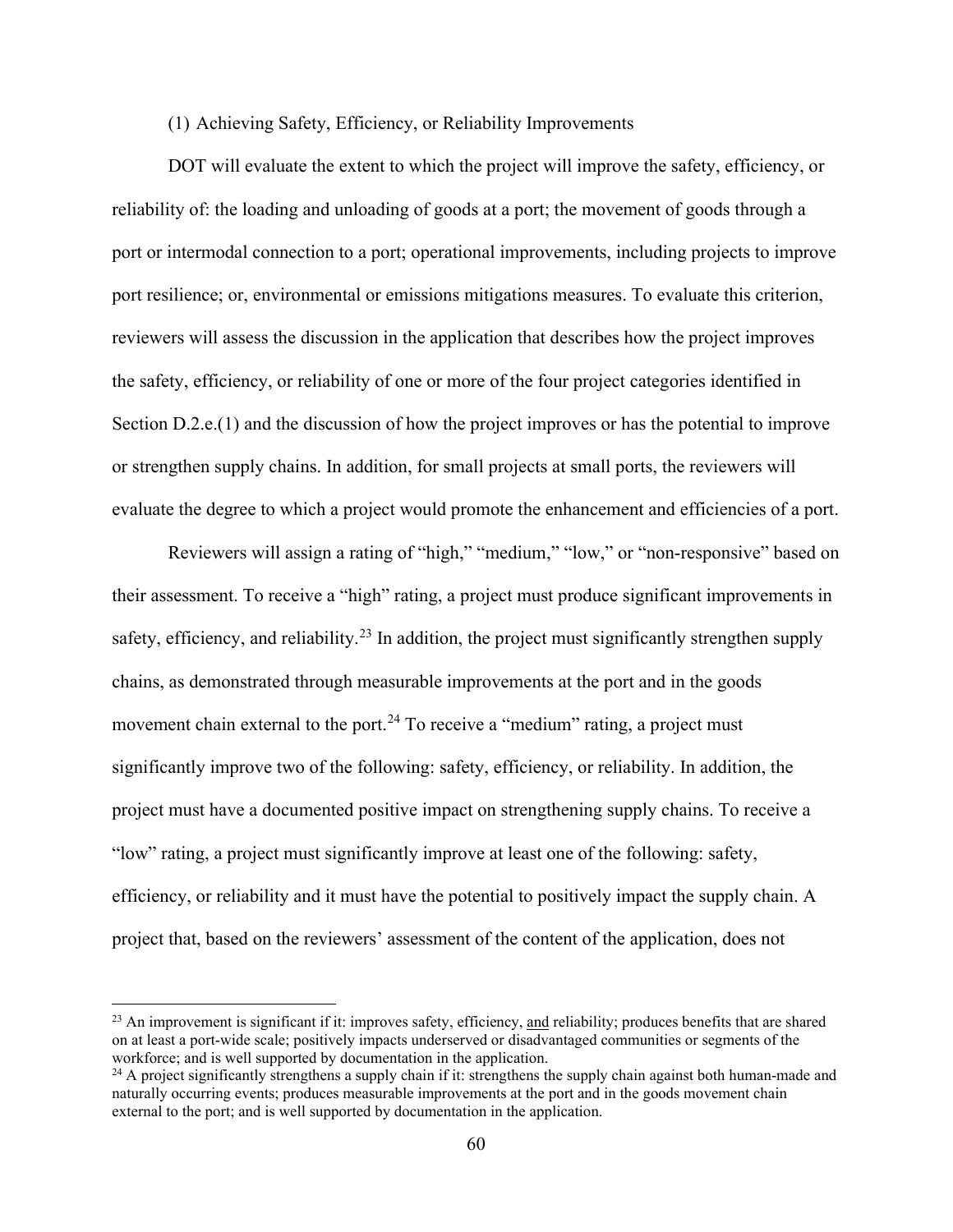(1) Achieving Safety, Efficiency, or Reliability Improvements

DOT will evaluate the extent to which the project will improve the safety, efficiency, or reliability of: the loading and unloading of goods at a port; the movement of goods through a port or intermodal connection to a port; operational improvements, including projects to improve port resilience; or, environmental or emissions mitigations measures. To evaluate this criterion, reviewers will assess the discussion in the application that describes how the project improves the safety, efficiency, or reliability of one or more of the four project categories identified in Section D.2.e.(1) and the discussion of how the project improves or has the potential to improve or strengthen supply chains. In addition, for small projects at small ports, the reviewers will evaluate the degree to which a project would promote the enhancement and efficiencies of a port.

Reviewers will assign a rating of "high," "medium," "low," or "non-responsive" based on their assessment. To receive a "high" rating, a project must produce significant improvements in safety, efficiency, and reliability.[23] In addition, the project must significantly strengthen supply chains, as demonstrated through measurable improvements at the port and in the goods movement chain external to the port.[24] To receive a "medium" rating, a project must significantly improve two of the following: safety, efficiency, or reliability. In addition, the project must have a documented positive impact on strengthening supply chains. To receive a "low" rating, a project must significantly improve at least one of the following: safety, efficiency, or reliability and it must have the potential to positively impact the supply chain. A project that, based on the reviewers' assessment of the content of the application, does not

---

[23] An improvement is significant if it: improves safety, efficiency, <u>and</u> reliability; produces benefits that are shared on at least a port-wide scale; positively impacts underserved or disadvantaged communities or segments of the workforce; and is well supported by documentation in the application.

[24] A project significantly strengthens a supply chain if it: strengthens the supply chain against both human-made and naturally occurring events; produces measurable improvements at the port and in the goods movement chain external to the port; and is well supported by documentation in the application.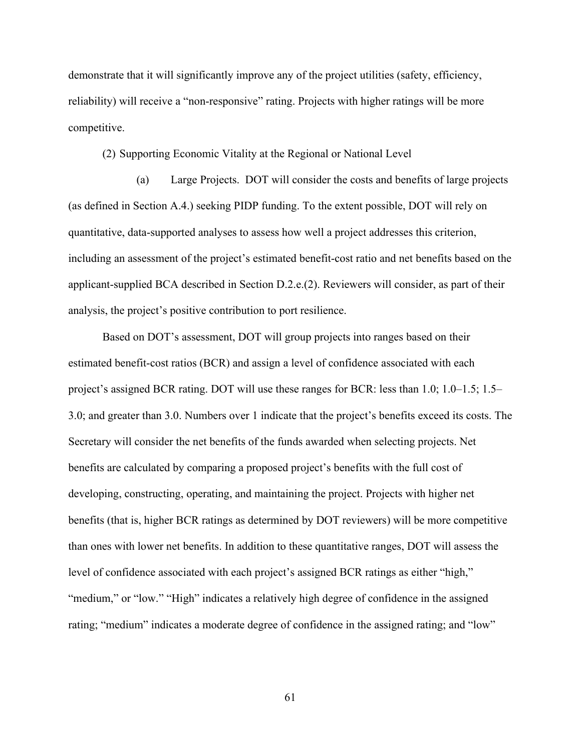demonstrate that it will significantly improve any of the project utilities (safety, efficiency, reliability) will receive a "non-responsive" rating. Projects with higher ratings will be more competitive.

(2) Supporting Economic Vitality at the Regional or National Level

(a) Large Projects. DOT will consider the costs and benefits of large projects (as defined in Section A.4.) seeking PIDP funding. To the extent possible, DOT will rely on quantitative, data-supported analyses to assess how well a project addresses this criterion, including an assessment of the project's estimated benefit-cost ratio and net benefits based on the applicant-supplied BCA described in Section D.2.e.(2). Reviewers will consider, as part of their analysis, the project's positive contribution to port resilience.

Based on DOT's assessment, DOT will group projects into ranges based on their estimated benefit-cost ratios (BCR) and assign a level of confidence associated with each project's assigned BCR rating. DOT will use these ranges for BCR: less than 1.0; 1.0–1.5; 1.5–3.0; and greater than 3.0. Numbers over 1 indicate that the project's benefits exceed its costs. The Secretary will consider the net benefits of the funds awarded when selecting projects. Net benefits are calculated by comparing a proposed project's benefits with the full cost of developing, constructing, operating, and maintaining the project. Projects with higher net benefits (that is, higher BCR ratings as determined by DOT reviewers) will be more competitive than ones with lower net benefits. In addition to these quantitative ranges, DOT will assess the level of confidence associated with each project's assigned BCR ratings as either "high," "medium," or "low." "High" indicates a relatively high degree of confidence in the assigned rating; "medium" indicates a moderate degree of confidence in the assigned rating; and "low"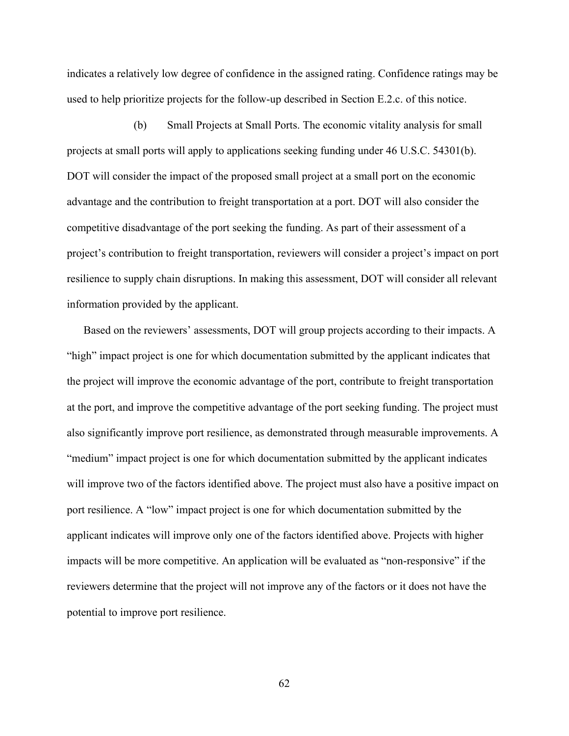indicates a relatively low degree of confidence in the assigned rating. Confidence ratings may be used to help prioritize projects for the follow-up described in Section E.2.c. of this notice.

(b) Small Projects at Small Ports. The economic vitality analysis for small projects at small ports will apply to applications seeking funding under 46 U.S.C. 54301(b). DOT will consider the impact of the proposed small project at a small port on the economic advantage and the contribution to freight transportation at a port. DOT will also consider the competitive disadvantage of the port seeking the funding. As part of their assessment of a project's contribution to freight transportation, reviewers will consider a project's impact on port resilience to supply chain disruptions. In making this assessment, DOT will consider all relevant information provided by the applicant.

Based on the reviewers' assessments, DOT will group projects according to their impacts. A "high" impact project is one for which documentation submitted by the applicant indicates that the project will improve the economic advantage of the port, contribute to freight transportation at the port, and improve the competitive advantage of the port seeking funding. The project must also significantly improve port resilience, as demonstrated through measurable improvements. A "medium" impact project is one for which documentation submitted by the applicant indicates will improve two of the factors identified above. The project must also have a positive impact on port resilience. A "low" impact project is one for which documentation submitted by the applicant indicates will improve only one of the factors identified above. Projects with higher impacts will be more competitive. An application will be evaluated as "non-responsive" if the reviewers determine that the project will not improve any of the factors or it does not have the potential to improve port resilience.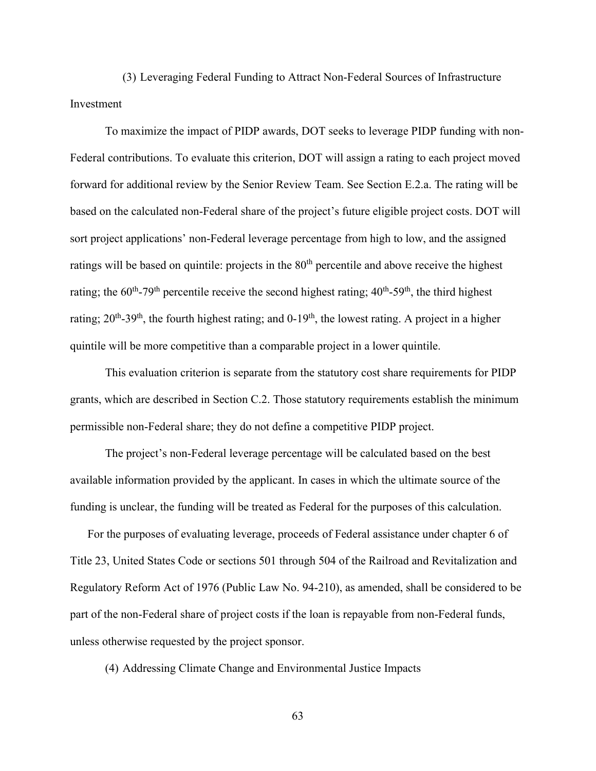(3) Leveraging Federal Funding to Attract Non-Federal Sources of Infrastructure Investment

To maximize the impact of PIDP awards, DOT seeks to leverage PIDP funding with non-Federal contributions. To evaluate this criterion, DOT will assign a rating to each project moved forward for additional review by the Senior Review Team. See Section E.2.a. The rating will be based on the calculated non-Federal share of the project's future eligible project costs. DOT will sort project applications' non-Federal leverage percentage from high to low, and the assigned ratings will be based on quintile: projects in the 80th percentile and above receive the highest rating; the 60th-79th percentile receive the second highest rating; 40th-59th, the third highest rating; 20th-39th, the fourth highest rating; and 0-19th, the lowest rating. A project in a higher quintile will be more competitive than a comparable project in a lower quintile.

This evaluation criterion is separate from the statutory cost share requirements for PIDP grants, which are described in Section C.2. Those statutory requirements establish the minimum permissible non-Federal share; they do not define a competitive PIDP project.

The project's non-Federal leverage percentage will be calculated based on the best available information provided by the applicant. In cases in which the ultimate source of the funding is unclear, the funding will be treated as Federal for the purposes of this calculation.

For the purposes of evaluating leverage, proceeds of Federal assistance under chapter 6 of Title 23, United States Code or sections 501 through 504 of the Railroad and Revitalization and Regulatory Reform Act of 1976 (Public Law No. 94-210), as amended, shall be considered to be part of the non-Federal share of project costs if the loan is repayable from non-Federal funds, unless otherwise requested by the project sponsor.

(4) Addressing Climate Change and Environmental Justice Impacts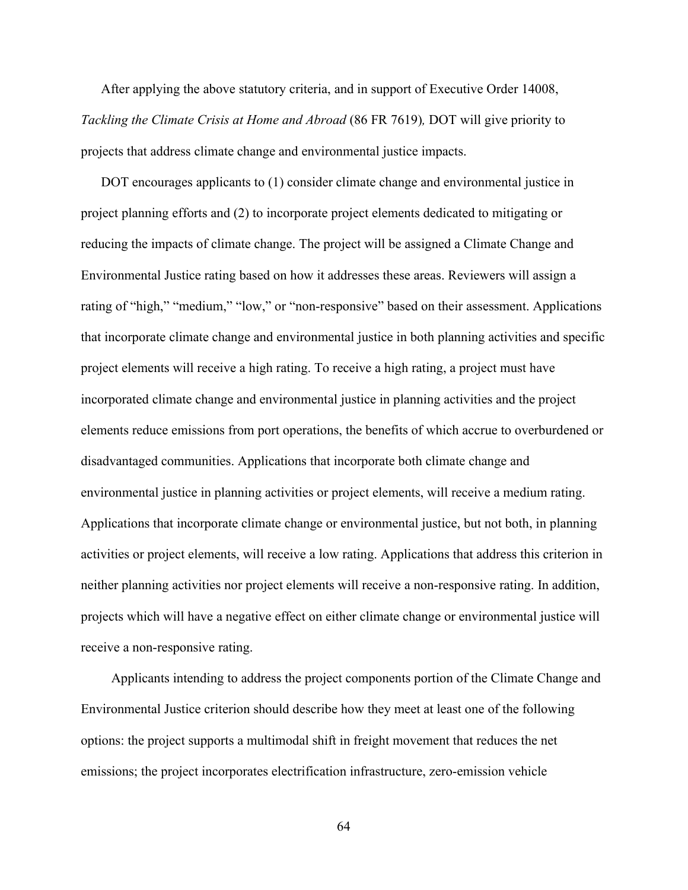After applying the above statutory criteria, and in support of Executive Order 14008, *Tackling the Climate Crisis at Home and Abroad* (86 FR 7619)*,* DOT will give priority to projects that address climate change and environmental justice impacts.

DOT encourages applicants to (1) consider climate change and environmental justice in project planning efforts and (2) to incorporate project elements dedicated to mitigating or reducing the impacts of climate change. The project will be assigned a Climate Change and Environmental Justice rating based on how it addresses these areas. Reviewers will assign a rating of "high," "medium," "low," or "non-responsive" based on their assessment. Applications that incorporate climate change and environmental justice in both planning activities and specific project elements will receive a high rating. To receive a high rating, a project must have incorporated climate change and environmental justice in planning activities and the project elements reduce emissions from port operations, the benefits of which accrue to overburdened or disadvantaged communities. Applications that incorporate both climate change and environmental justice in planning activities or project elements, will receive a medium rating. Applications that incorporate climate change or environmental justice, but not both, in planning activities or project elements, will receive a low rating. Applications that address this criterion in neither planning activities nor project elements will receive a non-responsive rating. In addition, projects which will have a negative effect on either climate change or environmental justice will receive a non-responsive rating.

Applicants intending to address the project components portion of the Climate Change and Environmental Justice criterion should describe how they meet at least one of the following options: the project supports a multimodal shift in freight movement that reduces the net emissions; the project incorporates electrification infrastructure, zero-emission vehicle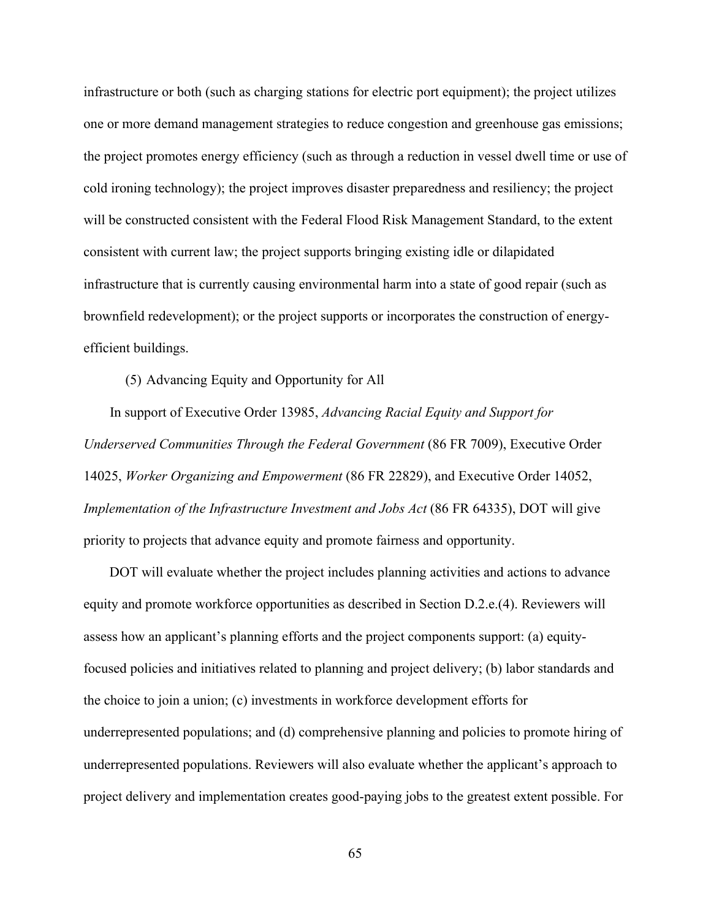infrastructure or both (such as charging stations for electric port equipment); the project utilizes one or more demand management strategies to reduce congestion and greenhouse gas emissions; the project promotes energy efficiency (such as through a reduction in vessel dwell time or use of cold ironing technology); the project improves disaster preparedness and resiliency; the project will be constructed consistent with the Federal Flood Risk Management Standard, to the extent consistent with current law; the project supports bringing existing idle or dilapidated infrastructure that is currently causing environmental harm into a state of good repair (such as brownfield redevelopment); or the project supports or incorporates the construction of energy-efficient buildings.

(5) Advancing Equity and Opportunity for All

In support of Executive Order 13985, *Advancing Racial Equity and Support for Underserved Communities Through the Federal Government* (86 FR 7009), Executive Order 14025, *Worker Organizing and Empowerment* (86 FR 22829), and Executive Order 14052, *Implementation of the Infrastructure Investment and Jobs Act* (86 FR 64335), DOT will give priority to projects that advance equity and promote fairness and opportunity.

DOT will evaluate whether the project includes planning activities and actions to advance equity and promote workforce opportunities as described in Section D.2.e.(4). Reviewers will assess how an applicant's planning efforts and the project components support: (a) equity-focused policies and initiatives related to planning and project delivery; (b) labor standards and the choice to join a union; (c) investments in workforce development efforts for underrepresented populations; and (d) comprehensive planning and policies to promote hiring of underrepresented populations. Reviewers will also evaluate whether the applicant's approach to project delivery and implementation creates good-paying jobs to the greatest extent possible. For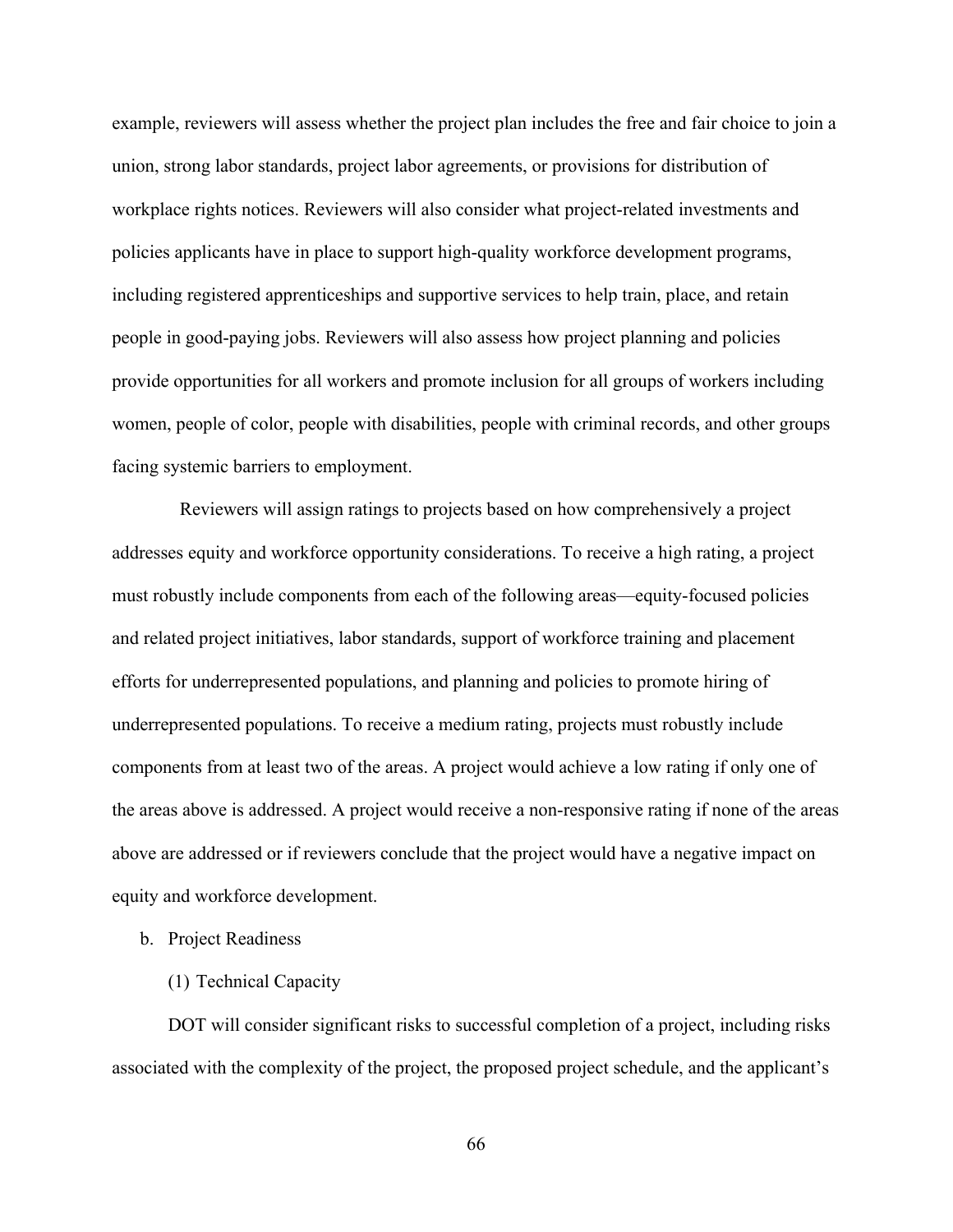example, reviewers will assess whether the project plan includes the free and fair choice to join a union, strong labor standards, project labor agreements, or provisions for distribution of workplace rights notices. Reviewers will also consider what project-related investments and policies applicants have in place to support high-quality workforce development programs, including registered apprenticeships and supportive services to help train, place, and retain people in good-paying jobs. Reviewers will also assess how project planning and policies provide opportunities for all workers and promote inclusion for all groups of workers including women, people of color, people with disabilities, people with criminal records, and other groups facing systemic barriers to employment.

Reviewers will assign ratings to projects based on how comprehensively a project addresses equity and workforce opportunity considerations. To receive a high rating, a project must robustly include components from each of the following areas—equity-focused policies and related project initiatives, labor standards, support of workforce training and placement efforts for underrepresented populations, and planning and policies to promote hiring of underrepresented populations. To receive a medium rating, projects must robustly include components from at least two of the areas. A project would achieve a low rating if only one of the areas above is addressed. A project would receive a non-responsive rating if none of the areas above are addressed or if reviewers conclude that the project would have a negative impact on equity and workforce development.

b. Project Readiness

(1) Technical Capacity

DOT will consider significant risks to successful completion of a project, including risks associated with the complexity of the project, the proposed project schedule, and the applicant's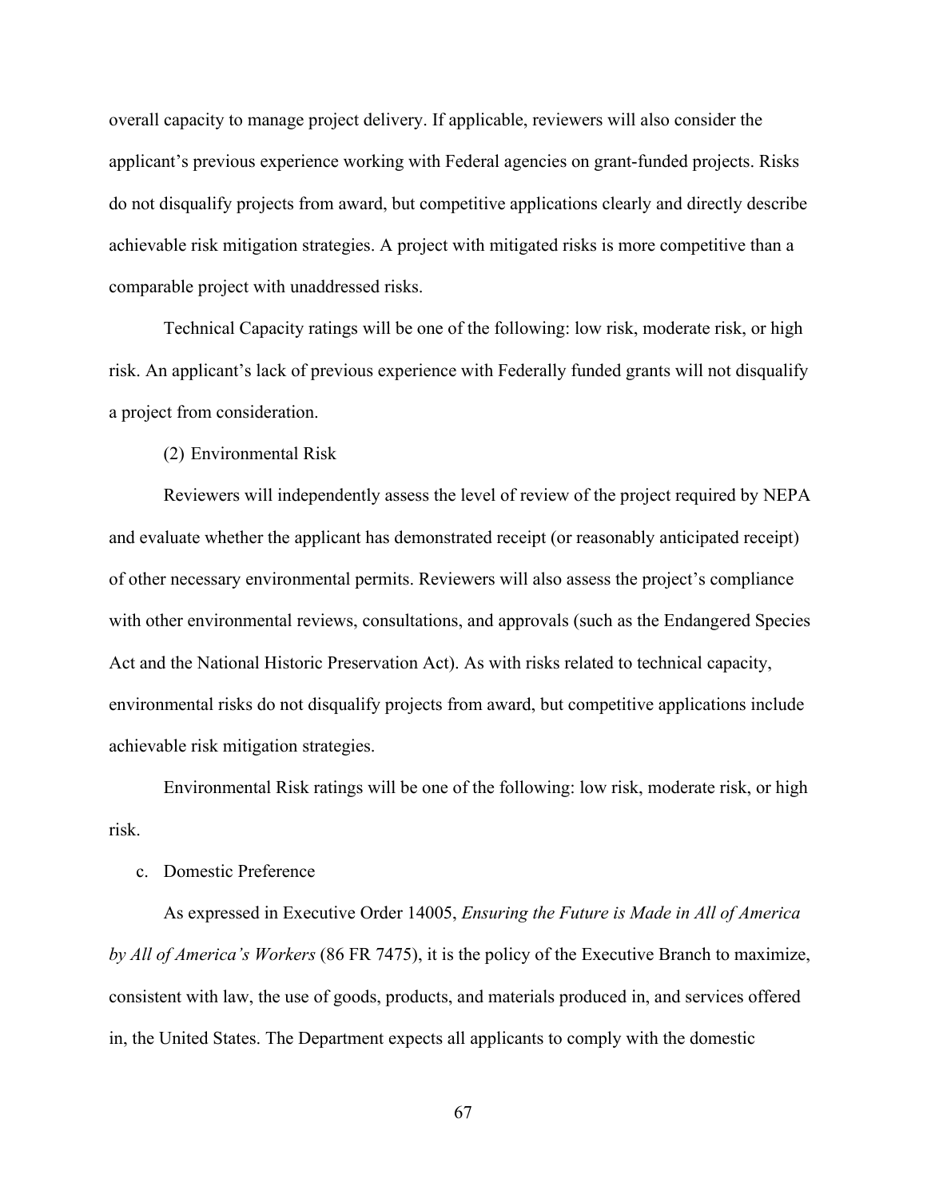overall capacity to manage project delivery. If applicable, reviewers will also consider the applicant's previous experience working with Federal agencies on grant-funded projects. Risks do not disqualify projects from award, but competitive applications clearly and directly describe achievable risk mitigation strategies. A project with mitigated risks is more competitive than a comparable project with unaddressed risks.

Technical Capacity ratings will be one of the following: low risk, moderate risk, or high risk. An applicant's lack of previous experience with Federally funded grants will not disqualify a project from consideration.

(2) Environmental Risk

Reviewers will independently assess the level of review of the project required by NEPA and evaluate whether the applicant has demonstrated receipt (or reasonably anticipated receipt) of other necessary environmental permits. Reviewers will also assess the project's compliance with other environmental reviews, consultations, and approvals (such as the Endangered Species Act and the National Historic Preservation Act). As with risks related to technical capacity, environmental risks do not disqualify projects from award, but competitive applications include achievable risk mitigation strategies.

Environmental Risk ratings will be one of the following: low risk, moderate risk, or high risk.

c. Domestic Preference

As expressed in Executive Order 14005, *Ensuring the Future is Made in All of America by All of America's Workers* (86 FR 7475), it is the policy of the Executive Branch to maximize, consistent with law, the use of goods, products, and materials produced in, and services offered in, the United States. The Department expects all applicants to comply with the domestic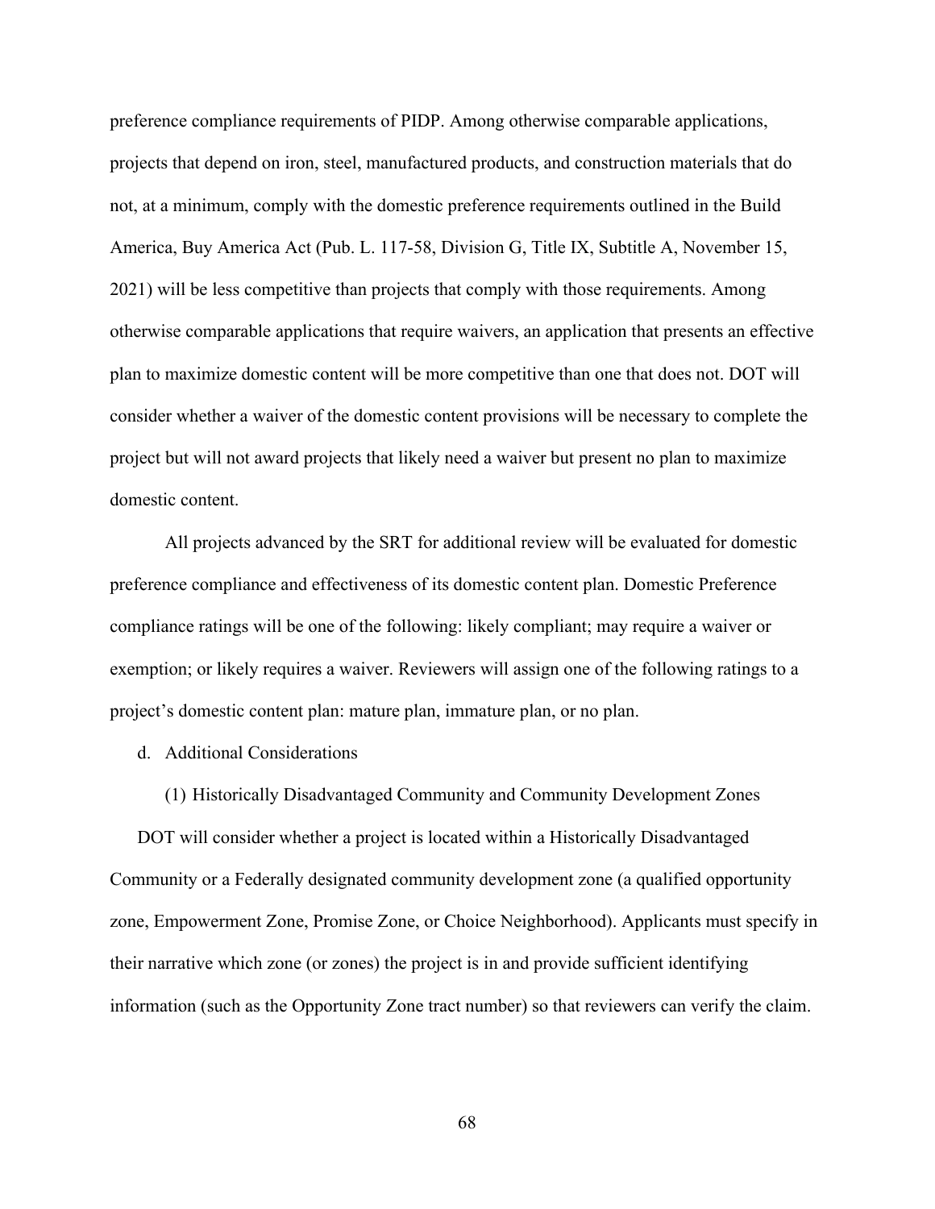preference compliance requirements of PIDP. Among otherwise comparable applications, projects that depend on iron, steel, manufactured products, and construction materials that do not, at a minimum, comply with the domestic preference requirements outlined in the Build America, Buy America Act (Pub. L. 117-58, Division G, Title IX, Subtitle A, November 15, 2021) will be less competitive than projects that comply with those requirements. Among otherwise comparable applications that require waivers, an application that presents an effective plan to maximize domestic content will be more competitive than one that does not. DOT will consider whether a waiver of the domestic content provisions will be necessary to complete the project but will not award projects that likely need a waiver but present no plan to maximize domestic content.

All projects advanced by the SRT for additional review will be evaluated for domestic preference compliance and effectiveness of its domestic content plan. Domestic Preference compliance ratings will be one of the following: likely compliant; may require a waiver or exemption; or likely requires a waiver. Reviewers will assign one of the following ratings to a project's domestic content plan: mature plan, immature plan, or no plan.

d. Additional Considerations

(1) Historically Disadvantaged Community and Community Development Zones

DOT will consider whether a project is located within a Historically Disadvantaged Community or a Federally designated community development zone (a qualified opportunity zone, Empowerment Zone, Promise Zone, or Choice Neighborhood). Applicants must specify in their narrative which zone (or zones) the project is in and provide sufficient identifying information (such as the Opportunity Zone tract number) so that reviewers can verify the claim.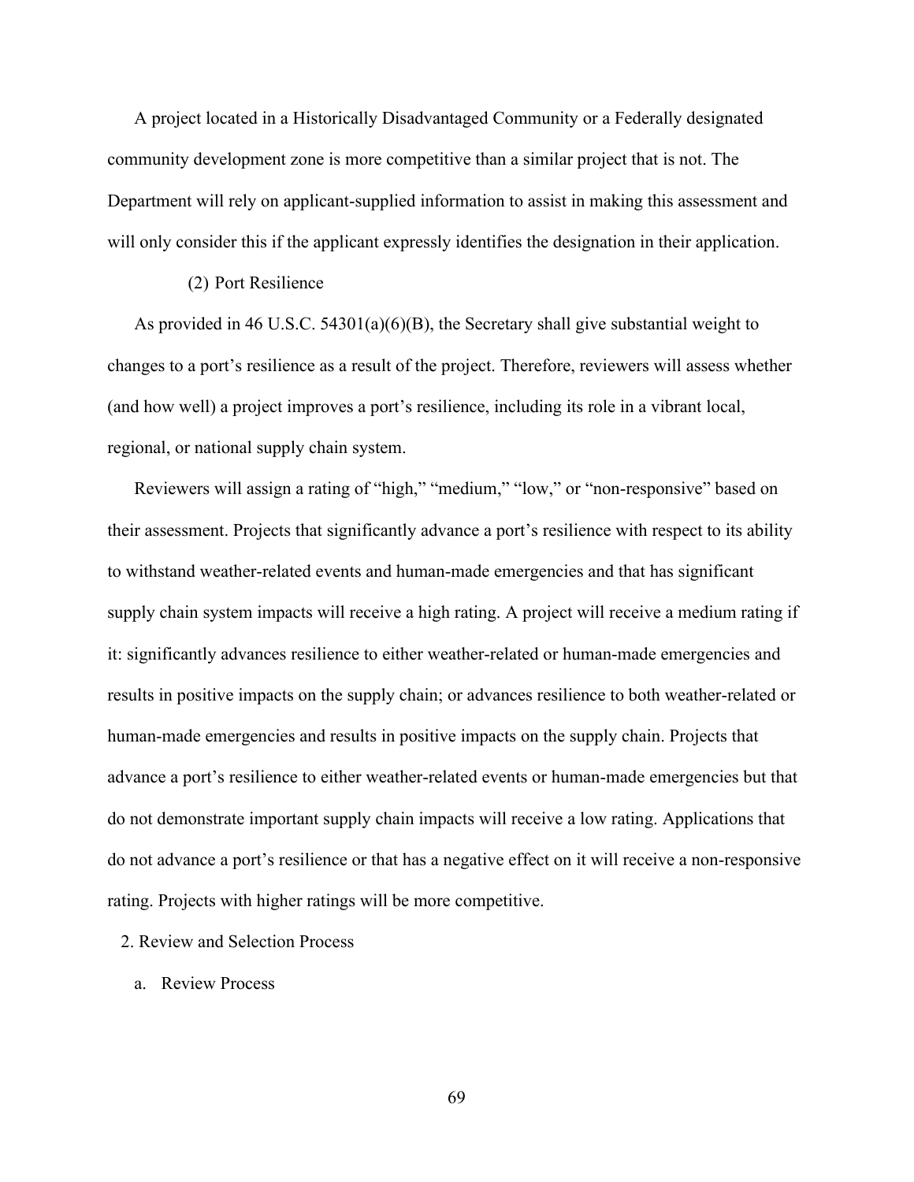A project located in a Historically Disadvantaged Community or a Federally designated community development zone is more competitive than a similar project that is not. The Department will rely on applicant-supplied information to assist in making this assessment and will only consider this if the applicant expressly identifies the designation in their application.

(2) Port Resilience

As provided in 46 U.S.C. 54301(a)(6)(B), the Secretary shall give substantial weight to changes to a port's resilience as a result of the project. Therefore, reviewers will assess whether (and how well) a project improves a port's resilience, including its role in a vibrant local, regional, or national supply chain system.

Reviewers will assign a rating of "high," "medium," "low," or "non-responsive" based on their assessment. Projects that significantly advance a port's resilience with respect to its ability to withstand weather-related events and human-made emergencies and that has significant supply chain system impacts will receive a high rating. A project will receive a medium rating if it: significantly advances resilience to either weather-related or human-made emergencies and results in positive impacts on the supply chain; or advances resilience to both weather-related or human-made emergencies and results in positive impacts on the supply chain. Projects that advance a port's resilience to either weather-related events or human-made emergencies but that do not demonstrate important supply chain impacts will receive a low rating. Applications that do not advance a port's resilience or that has a negative effect on it will receive a non-responsive rating. Projects with higher ratings will be more competitive.

2. Review and Selection Process

a. Review Process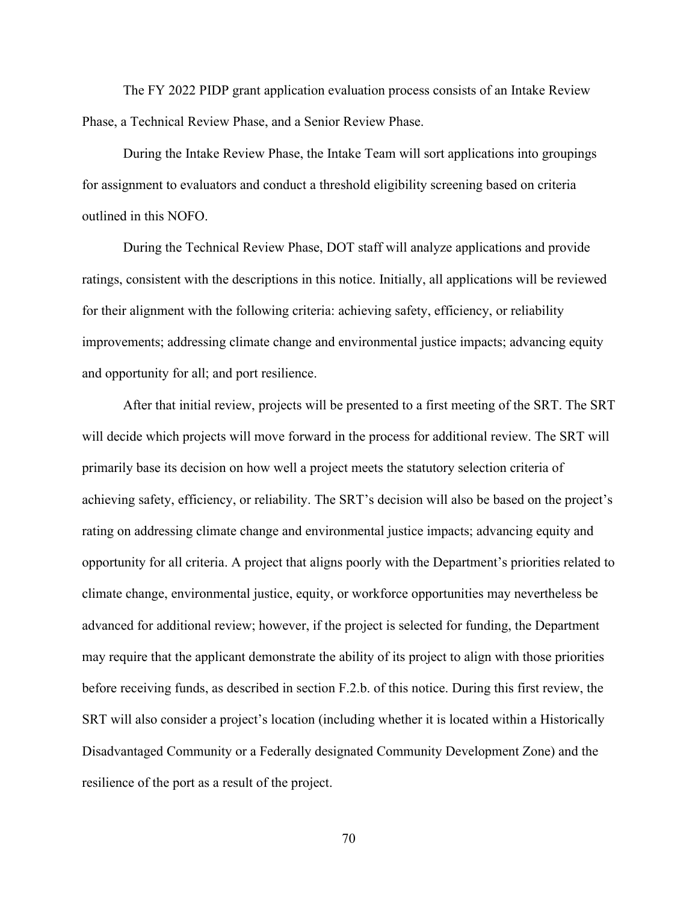The FY 2022 PIDP grant application evaluation process consists of an Intake Review Phase, a Technical Review Phase, and a Senior Review Phase.

During the Intake Review Phase, the Intake Team will sort applications into groupings for assignment to evaluators and conduct a threshold eligibility screening based on criteria outlined in this NOFO.

During the Technical Review Phase, DOT staff will analyze applications and provide ratings, consistent with the descriptions in this notice. Initially, all applications will be reviewed for their alignment with the following criteria: achieving safety, efficiency, or reliability improvements; addressing climate change and environmental justice impacts; advancing equity and opportunity for all; and port resilience.

After that initial review, projects will be presented to a first meeting of the SRT. The SRT will decide which projects will move forward in the process for additional review. The SRT will primarily base its decision on how well a project meets the statutory selection criteria of achieving safety, efficiency, or reliability. The SRT's decision will also be based on the project's rating on addressing climate change and environmental justice impacts; advancing equity and opportunity for all criteria. A project that aligns poorly with the Department's priorities related to climate change, environmental justice, equity, or workforce opportunities may nevertheless be advanced for additional review; however, if the project is selected for funding, the Department may require that the applicant demonstrate the ability of its project to align with those priorities before receiving funds, as described in section F.2.b. of this notice. During this first review, the SRT will also consider a project's location (including whether it is located within a Historically Disadvantaged Community or a Federally designated Community Development Zone) and the resilience of the port as a result of the project.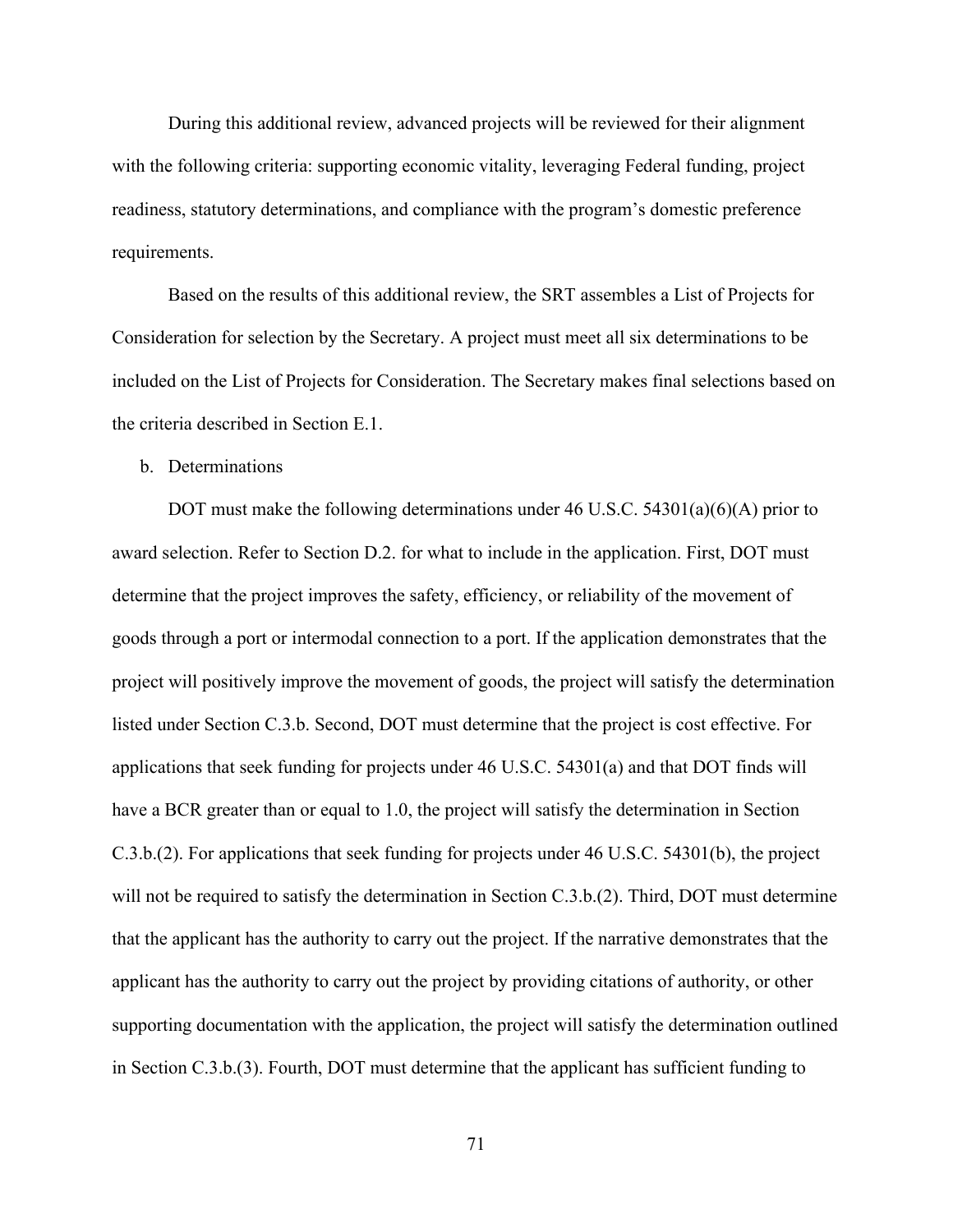During this additional review, advanced projects will be reviewed for their alignment with the following criteria: supporting economic vitality, leveraging Federal funding, project readiness, statutory determinations, and compliance with the program's domestic preference requirements.

Based on the results of this additional review, the SRT assembles a List of Projects for Consideration for selection by the Secretary. A project must meet all six determinations to be included on the List of Projects for Consideration. The Secretary makes final selections based on the criteria described in Section E.1.

b. Determinations

DOT must make the following determinations under 46 U.S.C. 54301(a)(6)(A) prior to award selection. Refer to Section D.2. for what to include in the application. First, DOT must determine that the project improves the safety, efficiency, or reliability of the movement of goods through a port or intermodal connection to a port. If the application demonstrates that the project will positively improve the movement of goods, the project will satisfy the determination listed under Section C.3.b. Second, DOT must determine that the project is cost effective. For applications that seek funding for projects under 46 U.S.C. 54301(a) and that DOT finds will have a BCR greater than or equal to 1.0, the project will satisfy the determination in Section C.3.b.(2). For applications that seek funding for projects under 46 U.S.C. 54301(b), the project will not be required to satisfy the determination in Section C.3.b.(2). Third, DOT must determine that the applicant has the authority to carry out the project. If the narrative demonstrates that the applicant has the authority to carry out the project by providing citations of authority, or other supporting documentation with the application, the project will satisfy the determination outlined in Section C.3.b.(3). Fourth, DOT must determine that the applicant has sufficient funding to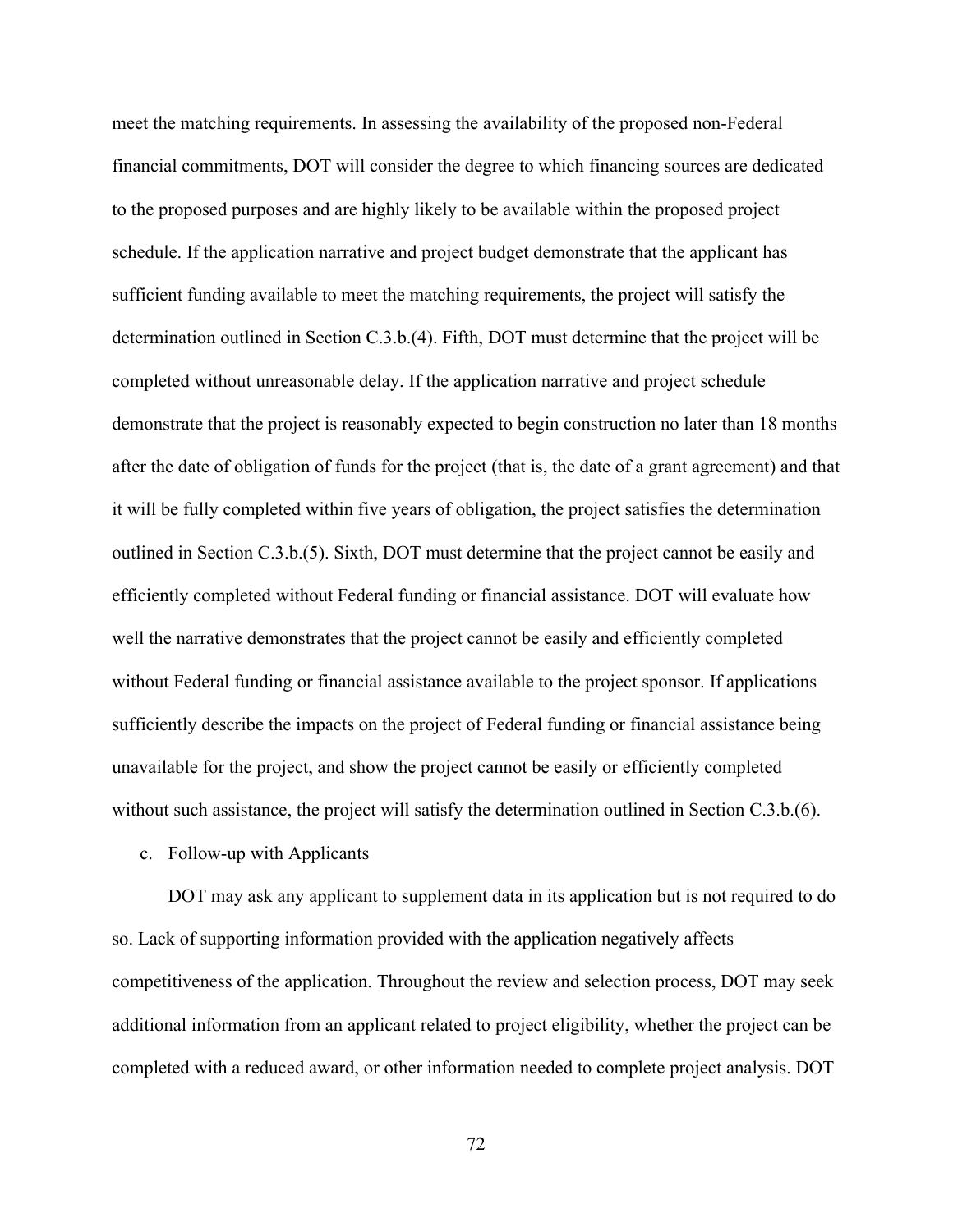meet the matching requirements. In assessing the availability of the proposed non-Federal financial commitments, DOT will consider the degree to which financing sources are dedicated to the proposed purposes and are highly likely to be available within the proposed project schedule. If the application narrative and project budget demonstrate that the applicant has sufficient funding available to meet the matching requirements, the project will satisfy the determination outlined in Section C.3.b.(4). Fifth, DOT must determine that the project will be completed without unreasonable delay. If the application narrative and project schedule demonstrate that the project is reasonably expected to begin construction no later than 18 months after the date of obligation of funds for the project (that is, the date of a grant agreement) and that it will be fully completed within five years of obligation, the project satisfies the determination outlined in Section C.3.b.(5). Sixth, DOT must determine that the project cannot be easily and efficiently completed without Federal funding or financial assistance. DOT will evaluate how well the narrative demonstrates that the project cannot be easily and efficiently completed without Federal funding or financial assistance available to the project sponsor. If applications sufficiently describe the impacts on the project of Federal funding or financial assistance being unavailable for the project, and show the project cannot be easily or efficiently completed without such assistance, the project will satisfy the determination outlined in Section C.3.b.(6).

c. Follow-up with Applicants

DOT may ask any applicant to supplement data in its application but is not required to do so. Lack of supporting information provided with the application negatively affects competitiveness of the application. Throughout the review and selection process, DOT may seek additional information from an applicant related to project eligibility, whether the project can be completed with a reduced award, or other information needed to complete project analysis. DOT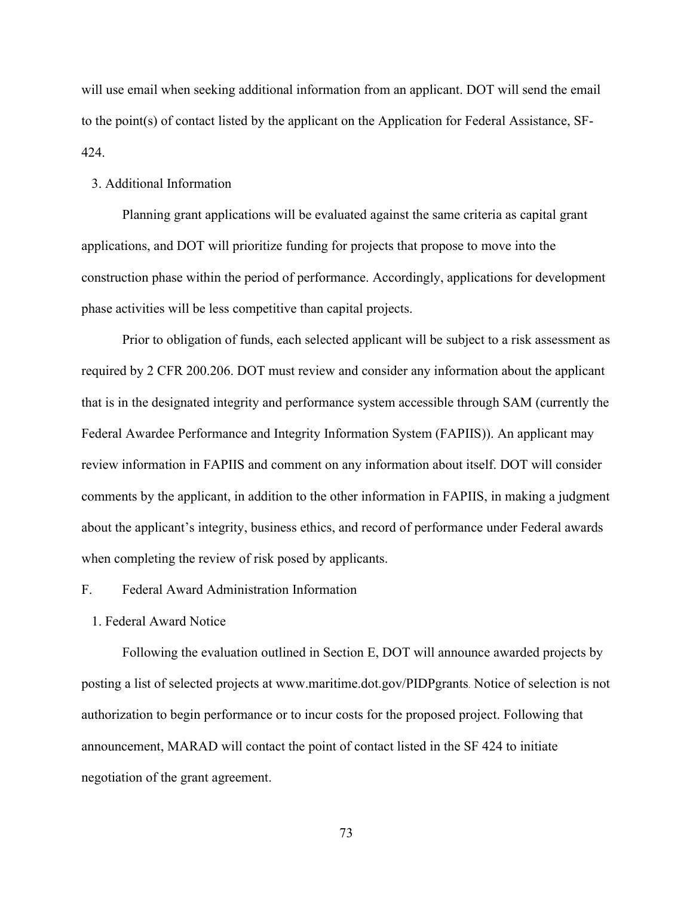will use email when seeking additional information from an applicant. DOT will send the email to the point(s) of contact listed by the applicant on the Application for Federal Assistance, SF-424.

### 3. Additional Information

Planning grant applications will be evaluated against the same criteria as capital grant applications, and DOT will prioritize funding for projects that propose to move into the construction phase within the period of performance. Accordingly, applications for development phase activities will be less competitive than capital projects.

Prior to obligation of funds, each selected applicant will be subject to a risk assessment as required by 2 CFR 200.206. DOT must review and consider any information about the applicant that is in the designated integrity and performance system accessible through SAM (currently the Federal Awardee Performance and Integrity Information System (FAPIIS)). An applicant may review information in FAPIIS and comment on any information about itself. DOT will consider comments by the applicant, in addition to the other information in FAPIIS, in making a judgment about the applicant's integrity, business ethics, and record of performance under Federal awards when completing the review of risk posed by applicants.

## F. Federal Award Administration Information

### 1. Federal Award Notice

Following the evaluation outlined in Section E, DOT will announce awarded projects by posting a list of selected projects at www.maritime.dot.gov/PIDPgrants. Notice of selection is not authorization to begin performance or to incur costs for the proposed project. Following that announcement, MARAD will contact the point of contact listed in the SF 424 to initiate negotiation of the grant agreement.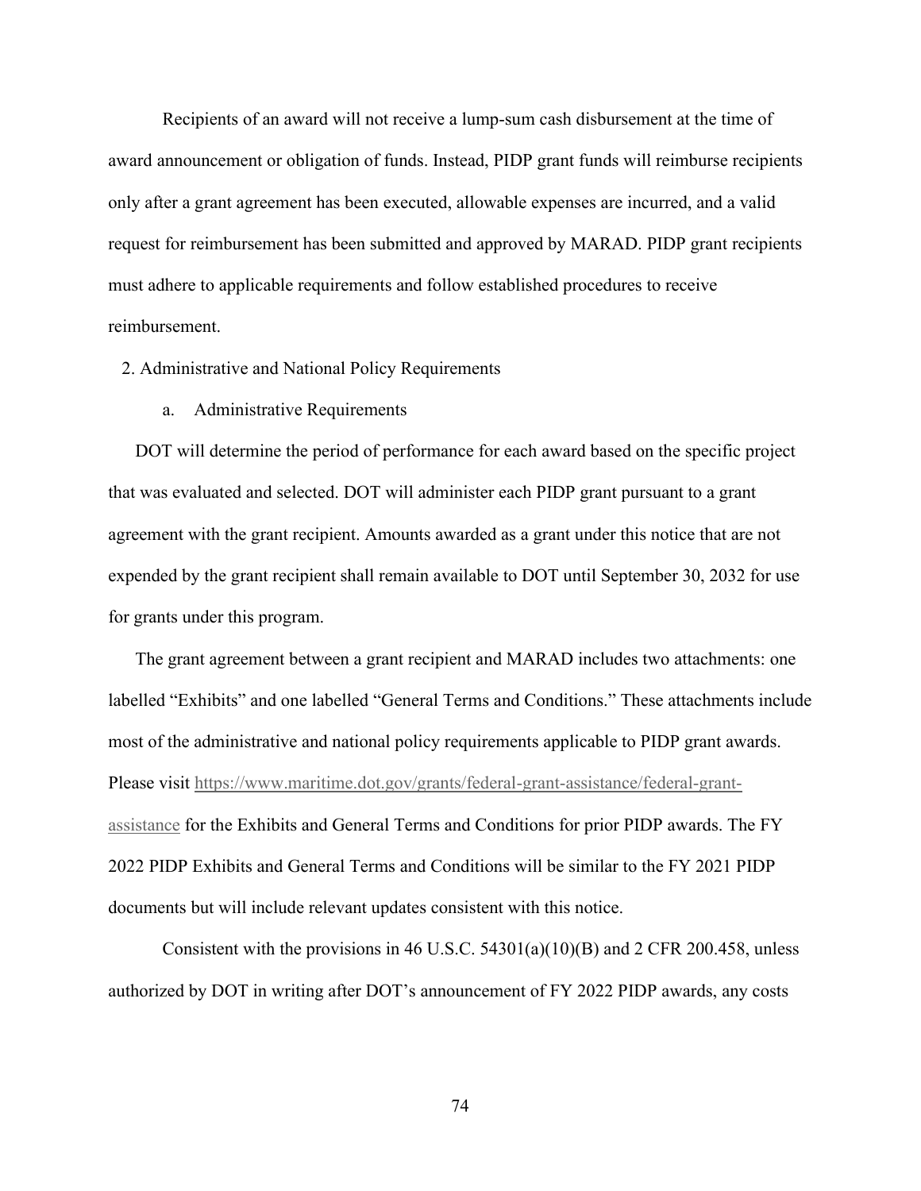Recipients of an award will not receive a lump-sum cash disbursement at the time of award announcement or obligation of funds. Instead, PIDP grant funds will reimburse recipients only after a grant agreement has been executed, allowable expenses are incurred, and a valid request for reimbursement has been submitted and approved by MARAD. PIDP grant recipients must adhere to applicable requirements and follow established procedures to receive reimbursement.

2. Administrative and National Policy Requirements

a. Administrative Requirements

DOT will determine the period of performance for each award based on the specific project that was evaluated and selected. DOT will administer each PIDP grant pursuant to a grant agreement with the grant recipient. Amounts awarded as a grant under this notice that are not expended by the grant recipient shall remain available to DOT until September 30, 2032 for use for grants under this program.

The grant agreement between a grant recipient and MARAD includes two attachments: one labelled "Exhibits" and one labelled "General Terms and Conditions." These attachments include most of the administrative and national policy requirements applicable to PIDP grant awards. Please visit https://www.maritime.dot.gov/grants/federal-grant-assistance/federal-grant-assistance for the Exhibits and General Terms and Conditions for prior PIDP awards. The FY 2022 PIDP Exhibits and General Terms and Conditions will be similar to the FY 2021 PIDP documents but will include relevant updates consistent with this notice.

Consistent with the provisions in 46 U.S.C. 54301(a)(10)(B) and 2 CFR 200.458, unless authorized by DOT in writing after DOT's announcement of FY 2022 PIDP awards, any costs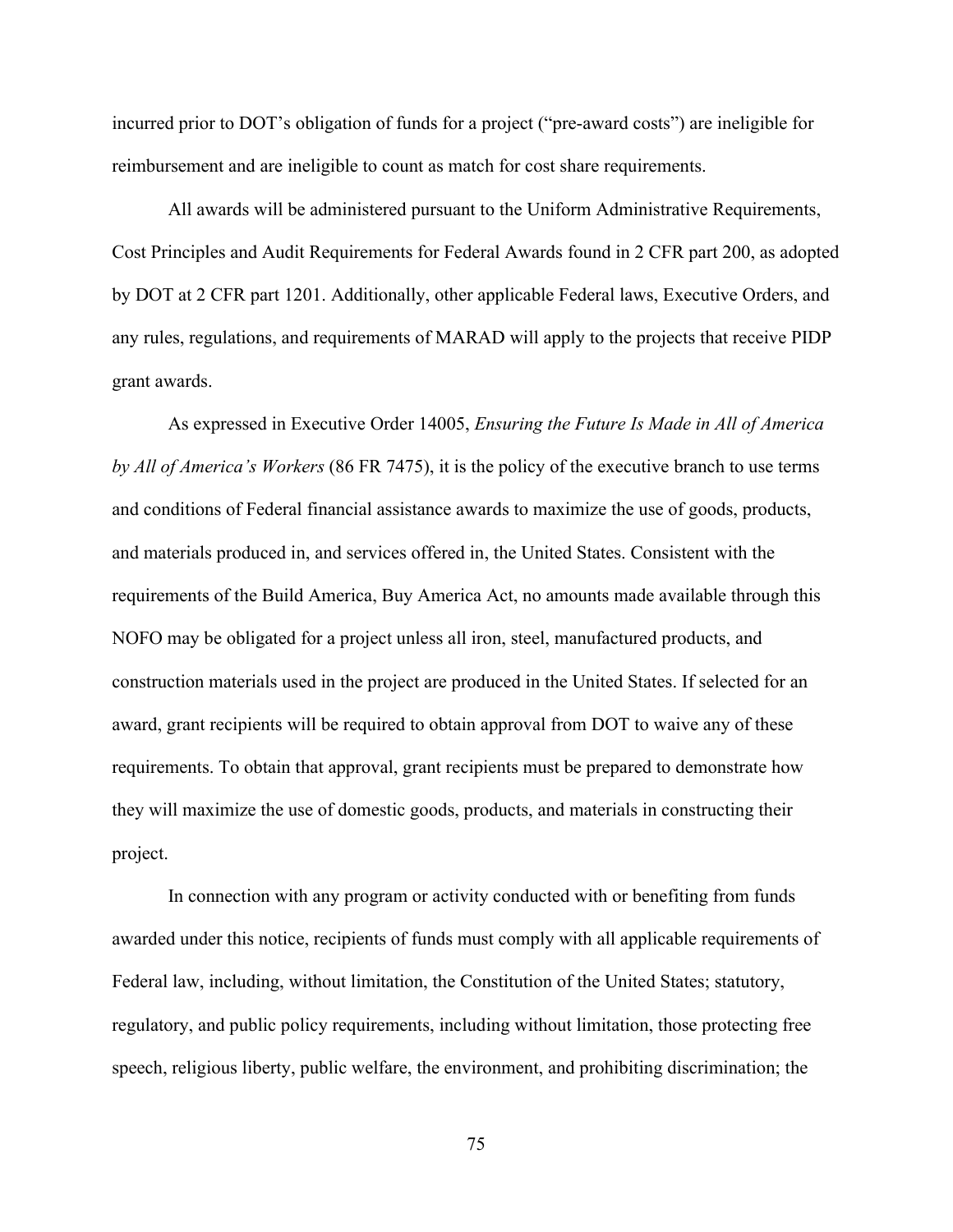incurred prior to DOT's obligation of funds for a project ("pre-award costs") are ineligible for reimbursement and are ineligible to count as match for cost share requirements.

All awards will be administered pursuant to the Uniform Administrative Requirements, Cost Principles and Audit Requirements for Federal Awards found in 2 CFR part 200, as adopted by DOT at 2 CFR part 1201. Additionally, other applicable Federal laws, Executive Orders, and any rules, regulations, and requirements of MARAD will apply to the projects that receive PIDP grant awards.

As expressed in Executive Order 14005, *Ensuring the Future Is Made in All of America by All of America's Workers* (86 FR 7475), it is the policy of the executive branch to use terms and conditions of Federal financial assistance awards to maximize the use of goods, products, and materials produced in, and services offered in, the United States. Consistent with the requirements of the Build America, Buy America Act, no amounts made available through this NOFO may be obligated for a project unless all iron, steel, manufactured products, and construction materials used in the project are produced in the United States. If selected for an award, grant recipients will be required to obtain approval from DOT to waive any of these requirements. To obtain that approval, grant recipients must be prepared to demonstrate how they will maximize the use of domestic goods, products, and materials in constructing their project.

In connection with any program or activity conducted with or benefiting from funds awarded under this notice, recipients of funds must comply with all applicable requirements of Federal law, including, without limitation, the Constitution of the United States; statutory, regulatory, and public policy requirements, including without limitation, those protecting free speech, religious liberty, public welfare, the environment, and prohibiting discrimination; the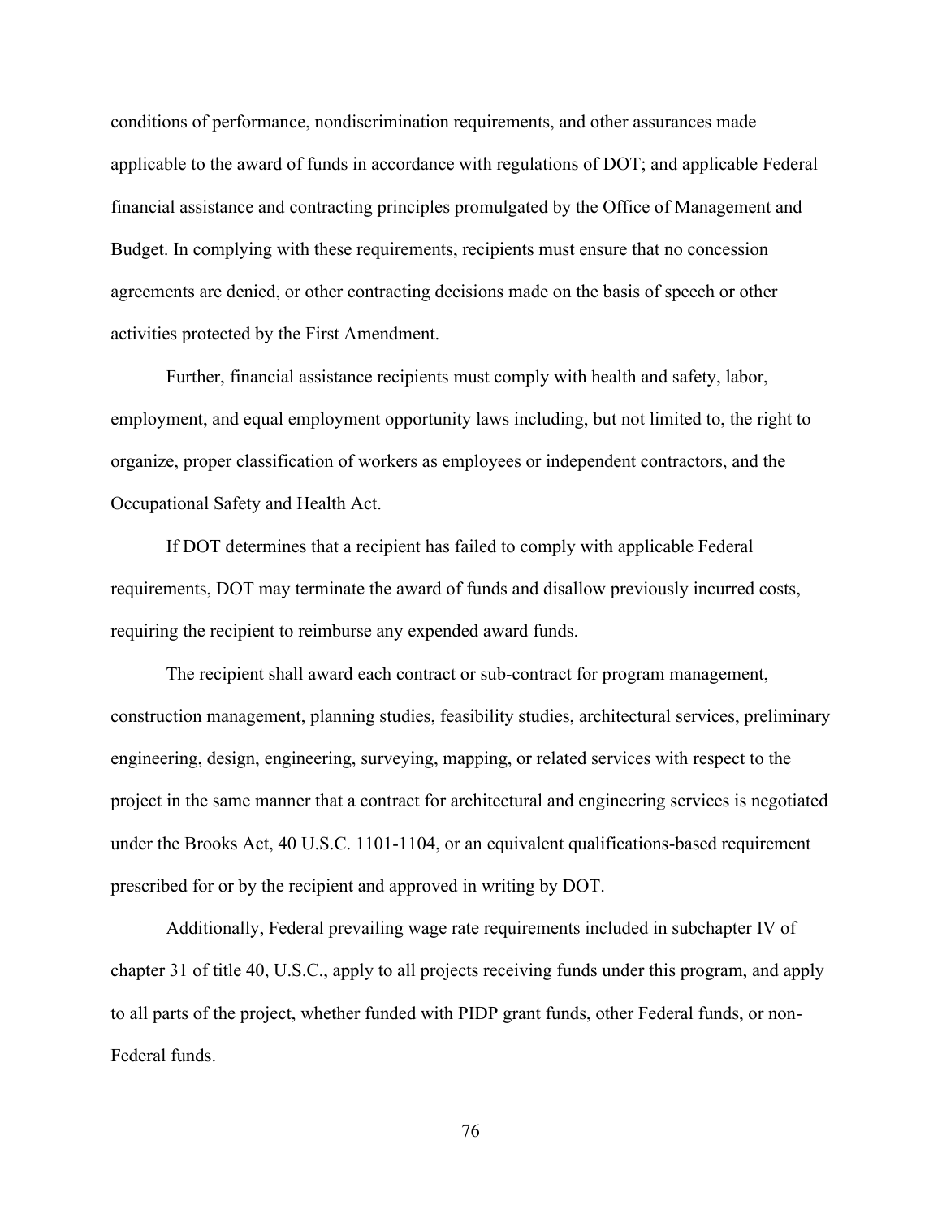conditions of performance, nondiscrimination requirements, and other assurances made applicable to the award of funds in accordance with regulations of DOT; and applicable Federal financial assistance and contracting principles promulgated by the Office of Management and Budget. In complying with these requirements, recipients must ensure that no concession agreements are denied, or other contracting decisions made on the basis of speech or other activities protected by the First Amendment.

Further, financial assistance recipients must comply with health and safety, labor, employment, and equal employment opportunity laws including, but not limited to, the right to organize, proper classification of workers as employees or independent contractors, and the Occupational Safety and Health Act.

If DOT determines that a recipient has failed to comply with applicable Federal requirements, DOT may terminate the award of funds and disallow previously incurred costs, requiring the recipient to reimburse any expended award funds.

The recipient shall award each contract or sub-contract for program management, construction management, planning studies, feasibility studies, architectural services, preliminary engineering, design, engineering, surveying, mapping, or related services with respect to the project in the same manner that a contract for architectural and engineering services is negotiated under the Brooks Act, 40 U.S.C. 1101-1104, or an equivalent qualifications-based requirement prescribed for or by the recipient and approved in writing by DOT.

Additionally, Federal prevailing wage rate requirements included in subchapter IV of chapter 31 of title 40, U.S.C., apply to all projects receiving funds under this program, and apply to all parts of the project, whether funded with PIDP grant funds, other Federal funds, or non-Federal funds.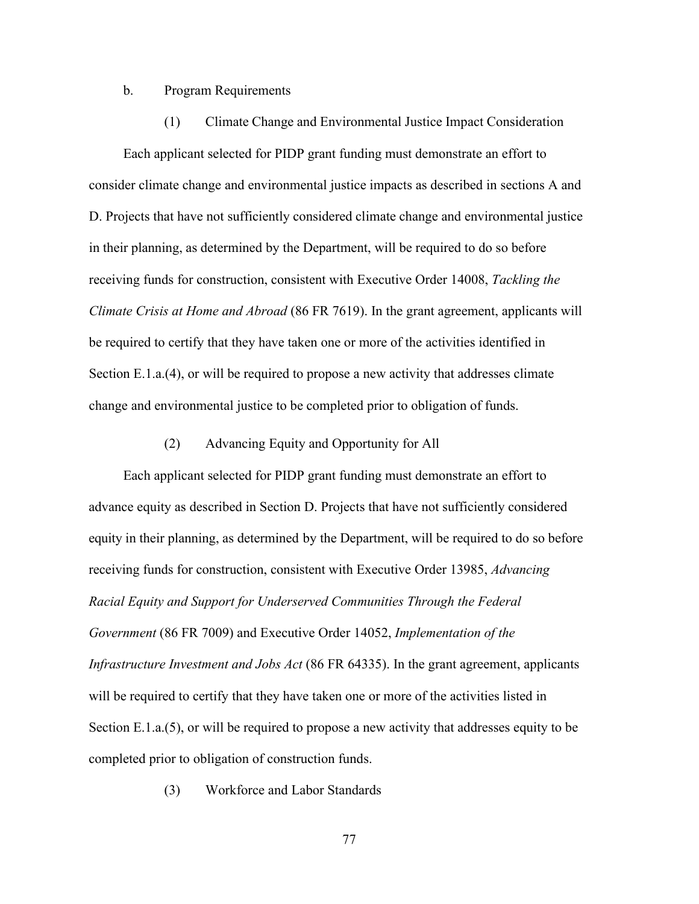b. Program Requirements

(1) Climate Change and Environmental Justice Impact Consideration

Each applicant selected for PIDP grant funding must demonstrate an effort to consider climate change and environmental justice impacts as described in sections A and D. Projects that have not sufficiently considered climate change and environmental justice in their planning, as determined by the Department, will be required to do so before receiving funds for construction, consistent with Executive Order 14008, *Tackling the Climate Crisis at Home and Abroad* (86 FR 7619). In the grant agreement, applicants will be required to certify that they have taken one or more of the activities identified in Section E.1.a.(4), or will be required to propose a new activity that addresses climate change and environmental justice to be completed prior to obligation of funds.

(2) Advancing Equity and Opportunity for All

Each applicant selected for PIDP grant funding must demonstrate an effort to advance equity as described in Section D. Projects that have not sufficiently considered equity in their planning, as determined by the Department, will be required to do so before receiving funds for construction, consistent with Executive Order 13985, *Advancing Racial Equity and Support for Underserved Communities Through the Federal Government* (86 FR 7009) and Executive Order 14052, *Implementation of the Infrastructure Investment and Jobs Act* (86 FR 64335). In the grant agreement, applicants will be required to certify that they have taken one or more of the activities listed in Section E.1.a.(5), or will be required to propose a new activity that addresses equity to be completed prior to obligation of construction funds.

(3) Workforce and Labor Standards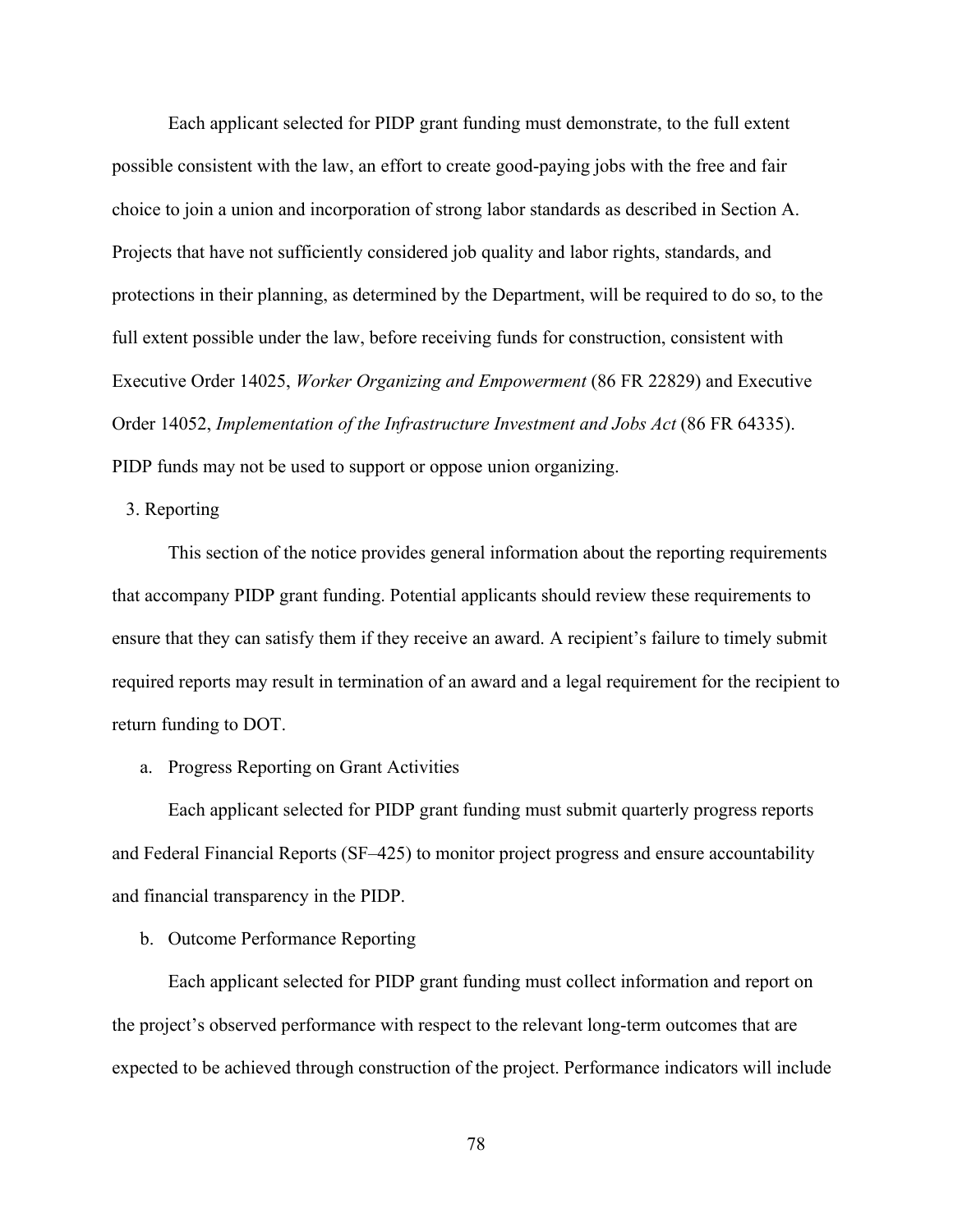Each applicant selected for PIDP grant funding must demonstrate, to the full extent possible consistent with the law, an effort to create good-paying jobs with the free and fair choice to join a union and incorporation of strong labor standards as described in Section A. Projects that have not sufficiently considered job quality and labor rights, standards, and protections in their planning, as determined by the Department, will be required to do so, to the full extent possible under the law, before receiving funds for construction, consistent with Executive Order 14025, *Worker Organizing and Empowerment* (86 FR 22829) and Executive Order 14052, *Implementation of the Infrastructure Investment and Jobs Act* (86 FR 64335). PIDP funds may not be used to support or oppose union organizing.

3. Reporting

This section of the notice provides general information about the reporting requirements that accompany PIDP grant funding. Potential applicants should review these requirements to ensure that they can satisfy them if they receive an award. A recipient's failure to timely submit required reports may result in termination of an award and a legal requirement for the recipient to return funding to DOT.

a. Progress Reporting on Grant Activities

Each applicant selected for PIDP grant funding must submit quarterly progress reports and Federal Financial Reports (SF–425) to monitor project progress and ensure accountability and financial transparency in the PIDP.

b. Outcome Performance Reporting

Each applicant selected for PIDP grant funding must collect information and report on the project's observed performance with respect to the relevant long-term outcomes that are expected to be achieved through construction of the project. Performance indicators will include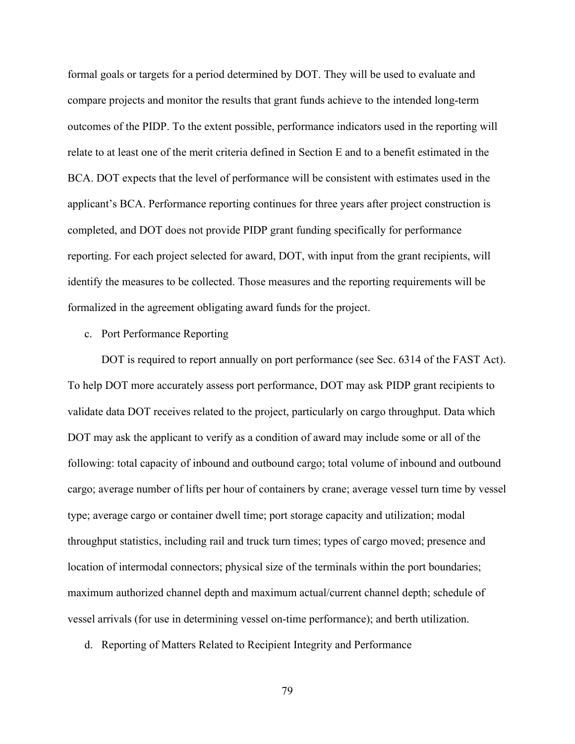formal goals or targets for a period determined by DOT. They will be used to evaluate and compare projects and monitor the results that grant funds achieve to the intended long-term outcomes of the PIDP. To the extent possible, performance indicators used in the reporting will relate to at least one of the merit criteria defined in Section E and to a benefit estimated in the BCA. DOT expects that the level of performance will be consistent with estimates used in the applicant's BCA. Performance reporting continues for three years after project construction is completed, and DOT does not provide PIDP grant funding specifically for performance reporting. For each project selected for award, DOT, with input from the grant recipients, will identify the measures to be collected. Those measures and the reporting requirements will be formalized in the agreement obligating award funds for the project.

c. Port Performance Reporting

DOT is required to report annually on port performance (see Sec. 6314 of the FAST Act). To help DOT more accurately assess port performance, DOT may ask PIDP grant recipients to validate data DOT receives related to the project, particularly on cargo throughput. Data which DOT may ask the applicant to verify as a condition of award may include some or all of the following: total capacity of inbound and outbound cargo; total volume of inbound and outbound cargo; average number of lifts per hour of containers by crane; average vessel turn time by vessel type; average cargo or container dwell time; port storage capacity and utilization; modal throughput statistics, including rail and truck turn times; types of cargo moved; presence and location of intermodal connectors; physical size of the terminals within the port boundaries; maximum authorized channel depth and maximum actual/current channel depth; schedule of vessel arrivals (for use in determining vessel on-time performance); and berth utilization.

d. Reporting of Matters Related to Recipient Integrity and Performance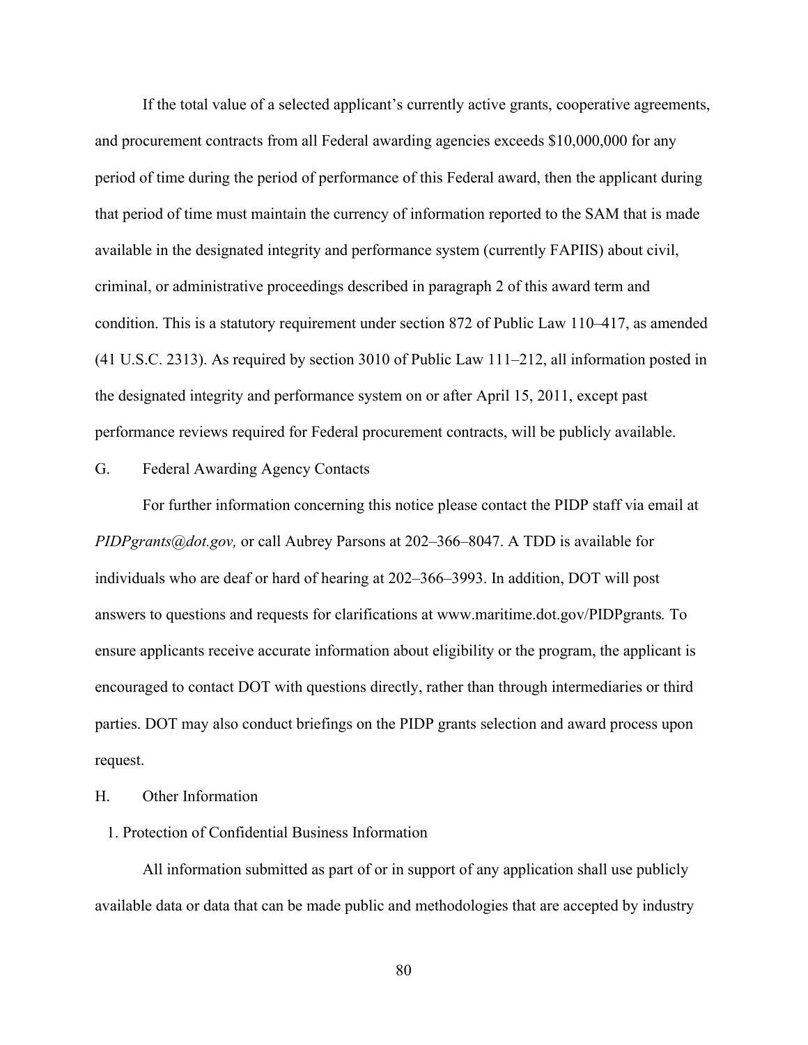If the total value of a selected applicant's currently active grants, cooperative agreements, and procurement contracts from all Federal awarding agencies exceeds $10,000,000 for any period of time during the period of performance of this Federal award, then the applicant during that period of time must maintain the currency of information reported to the SAM that is made available in the designated integrity and performance system (currently FAPIIS) about civil, criminal, or administrative proceedings described in paragraph 2 of this award term and condition. This is a statutory requirement under section 872 of Public Law 110–417, as amended (41 U.S.C. 2313). As required by section 3010 of Public Law 111–212, all information posted in the designated integrity and performance system on or after April 15, 2011, except past performance reviews required for Federal procurement contracts, will be publicly available.

## G. Federal Awarding Agency Contacts

For further information concerning this notice please contact the PIDP staff via email at *PIDPgrants@dot.gov,* or call Aubrey Parsons at 202–366–8047. A TDD is available for individuals who are deaf or hard of hearing at 202–366–3993. In addition, DOT will post answers to questions and requests for clarifications at www.maritime.dot.gov/PIDPgrants*.* To ensure applicants receive accurate information about eligibility or the program, the applicant is encouraged to contact DOT with questions directly, rather than through intermediaries or third parties. DOT may also conduct briefings on the PIDP grants selection and award process upon request.

## H. Other Information

### 1. Protection of Confidential Business Information

All information submitted as part of or in support of any application shall use publicly available data or data that can be made public and methodologies that are accepted by industry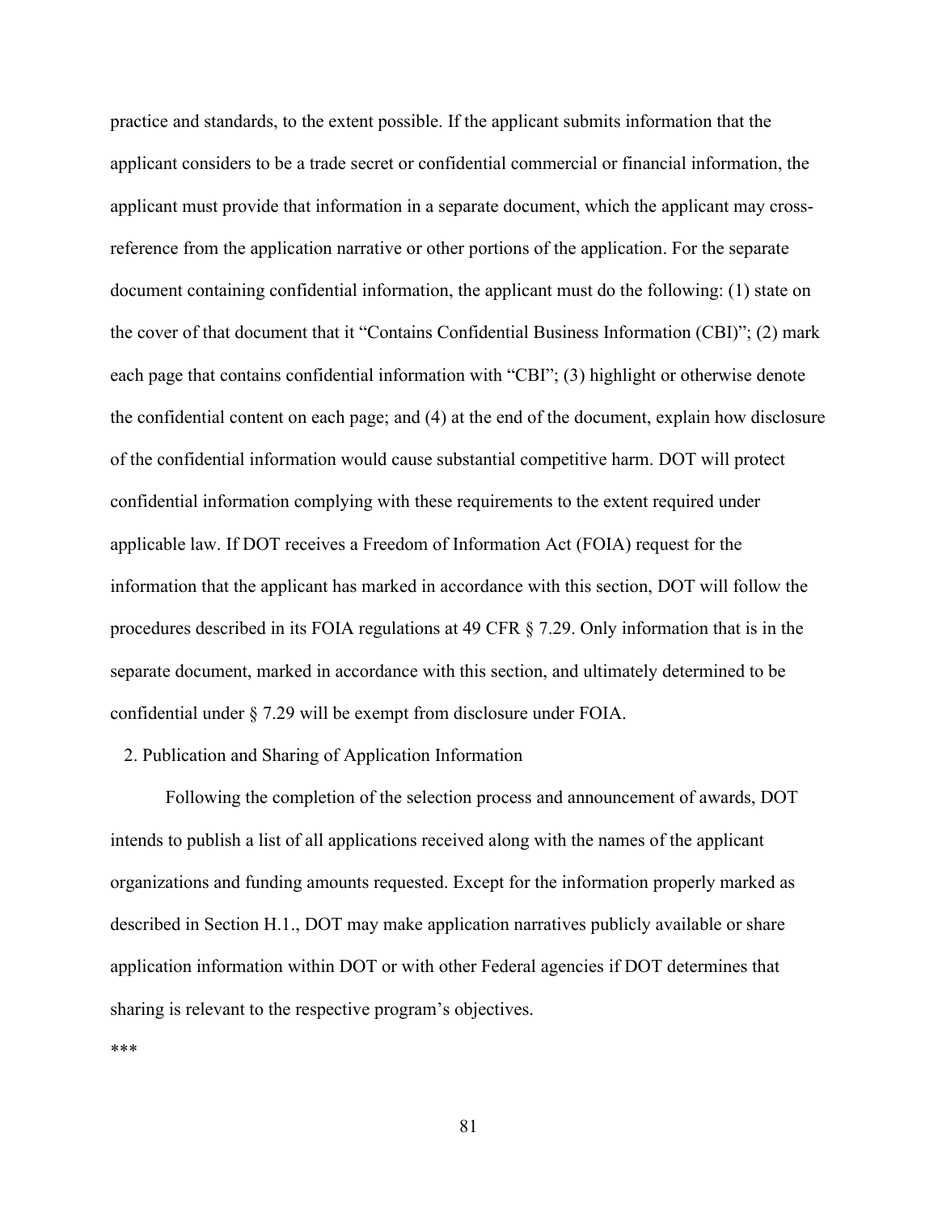practice and standards, to the extent possible. If the applicant submits information that the applicant considers to be a trade secret or confidential commercial or financial information, the applicant must provide that information in a separate document, which the applicant may cross-reference from the application narrative or other portions of the application. For the separate document containing confidential information, the applicant must do the following: (1) state on the cover of that document that it "Contains Confidential Business Information (CBI)"; (2) mark each page that contains confidential information with "CBI"; (3) highlight or otherwise denote the confidential content on each page; and (4) at the end of the document, explain how disclosure of the confidential information would cause substantial competitive harm. DOT will protect confidential information complying with these requirements to the extent required under applicable law. If DOT receives a Freedom of Information Act (FOIA) request for the information that the applicant has marked in accordance with this section, DOT will follow the procedures described in its FOIA regulations at 49 CFR § 7.29. Only information that is in the separate document, marked in accordance with this section, and ultimately determined to be confidential under § 7.29 will be exempt from disclosure under FOIA.

2. Publication and Sharing of Application Information

Following the completion of the selection process and announcement of awards, DOT intends to publish a list of all applications received along with the names of the applicant organizations and funding amounts requested. Except for the information properly marked as described in Section H.1., DOT may make application narratives publicly available or share application information within DOT or with other Federal agencies if DOT determines that sharing is relevant to the respective program's objectives.

***